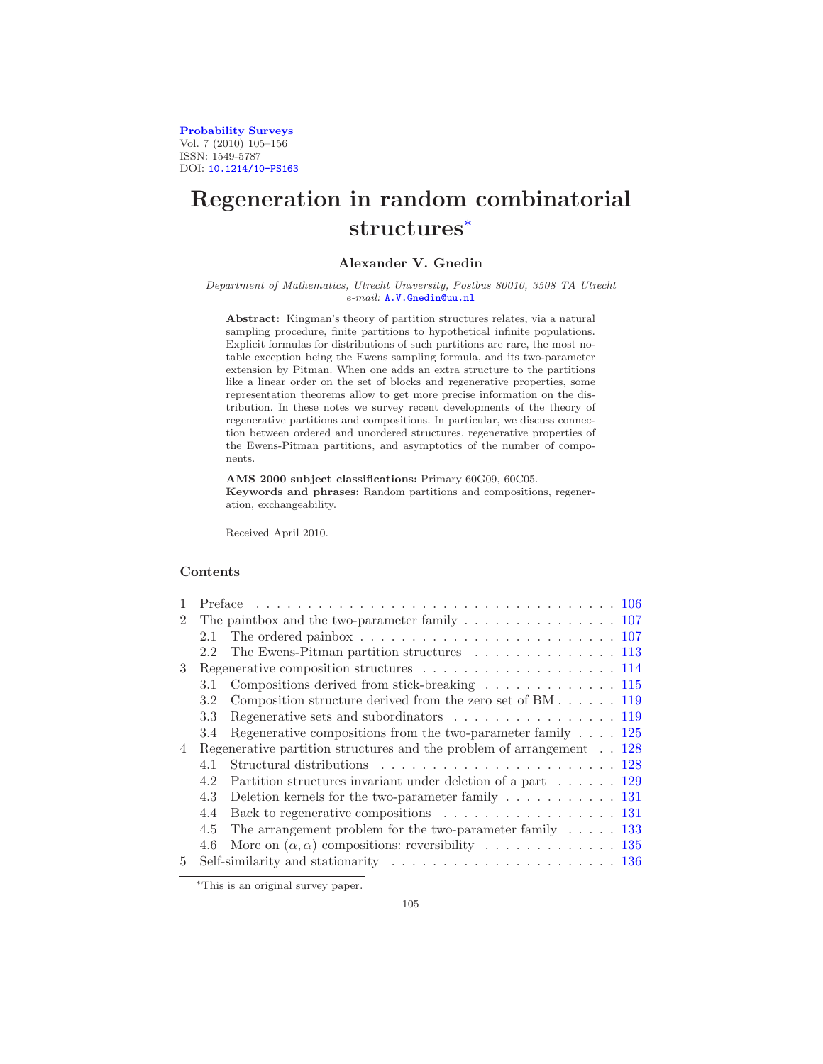Probability Surveys
Vol. 7 (2010) 105–156
ISSN: 1549-5787
DOI: 10.1214/10-PS163

# Regeneration in random combinatorial structures*

**Alexander V. Gnedin**

*Department of Mathematics, Utrecht University, Postbus 80010, 3508 TA Utrecht*
*e-mail:* A.V.Gnedin@uu.nl

**Abstract:** Kingman's theory of partition structures relates, via a natural sampling procedure, finite partitions to hypothetical infinite populations. Explicit formulas for distributions of such partitions are rare, the most notable exception being the Ewens sampling formula, and its two-parameter extension by Pitman. When one adds an extra structure to the partitions like a linear order on the set of blocks and regenerative properties, some representation theorems allow to get more precise information on the distribution. In these notes we survey recent developments of the theory of regenerative partitions and compositions. In particular, we discuss connection between ordered and unordered structures, regenerative properties of the Ewens-Pitman partitions, and asymptotics of the number of components.

**AMS 2000 subject classifications:** Primary 60G09, 60C05.
**Keywords and phrases:** Random partitions and compositions, regeneration, exchangeability.

Received April 2010.

## Contents

| | | |
|---|---|---|
| 1 | Preface | 106 |
| 2 | The paintbox and the two-parameter family | 107 |
| | 2.1 The ordered painbox | 107 |
| | 2.2 The Ewens-Pitman partition structures | 113 |
| 3 | Regenerative composition structures | 114 |
| | 3.1 Compositions derived from stick-breaking | 115 |
| | 3.2 Composition structure derived from the zero set of BM | 119 |
| | 3.3 Regenerative sets and subordinators | 119 |
| | 3.4 Regenerative compositions from the two-parameter family | 125 |
| 4 | Regenerative partition structures and the problem of arrangement | 128 |
| | 4.1 Structural distributions | 128 |
| | 4.2 Partition structures invariant under deletion of a part | 129 |
| | 4.3 Deletion kernels for the two-parameter family | 131 |
| | 4.4 Back to regenerative compositions | 131 |
| | 4.5 The arrangement problem for the two-parameter family | 133 |
| | 4.6 More on $(\alpha, \alpha)$ compositions: reversibility | 135 |
| 5 | Self-similarity and stationarity | 136 |

*This is an original survey paper.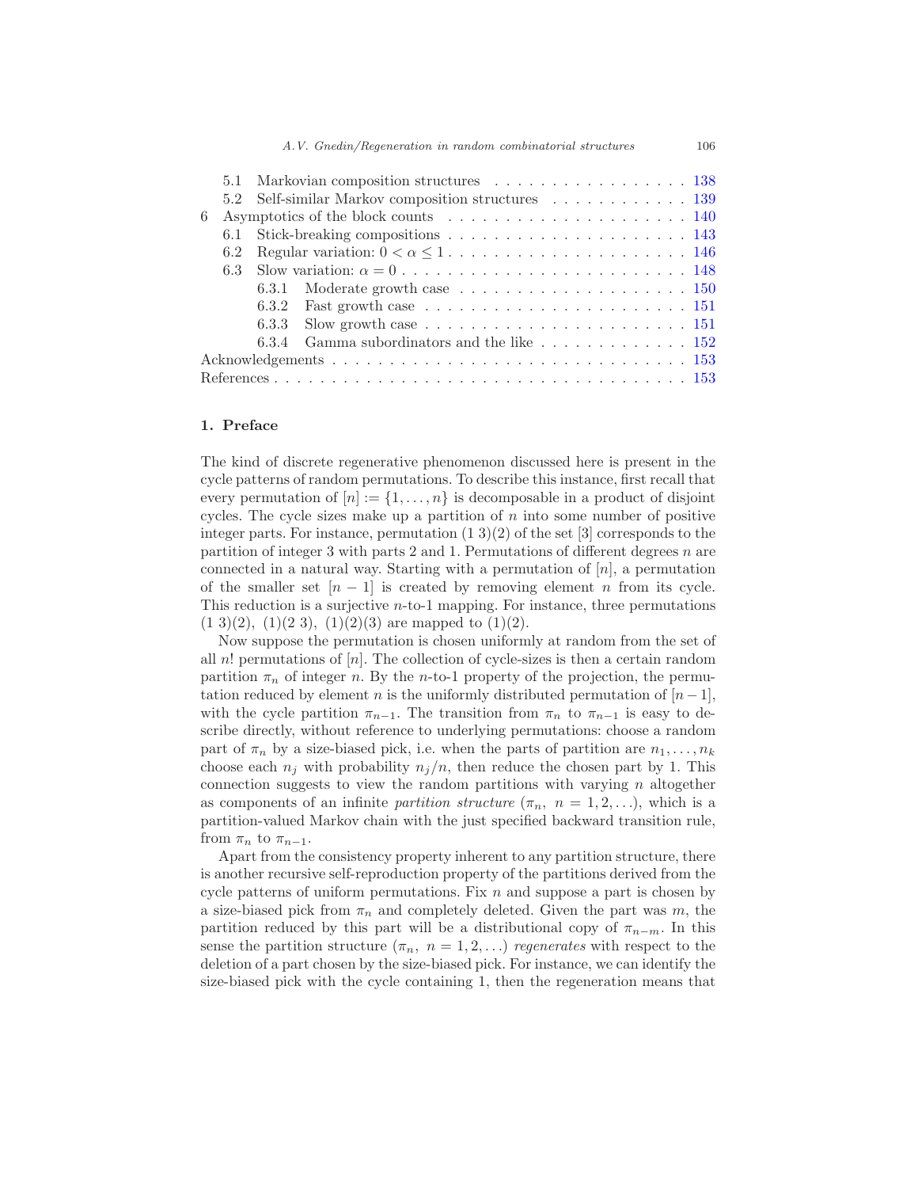5.1 Markovian composition structures . . . . . . . . . . . . . . . . . . 138
5.2 Self-similar Markov composition structures . . . . . . . . . . . . 139

6 Asymptotics of the block counts . . . . . . . . . . . . . . . . . . . . . 140
6.1 Stick-breaking compositions . . . . . . . . . . . . . . . . . . . . . 143
6.2 Regular variation: $0 < \alpha \le 1$ . . . . . . . . . . . . . . . . . . . . 146
6.3 Slow variation: $\alpha = 0$ . . . . . . . . . . . . . . . . . . . . . . . . 148
6.3.1 Moderate growth case . . . . . . . . . . . . . . . . . . . . 150
6.3.2 Fast growth case . . . . . . . . . . . . . . . . . . . . . . 151
6.3.3 Slow growth case . . . . . . . . . . . . . . . . . . . . . . 151
6.3.4 Gamma subordinators and the like . . . . . . . . . . . . . 152

Acknowledgements . . . . . . . . . . . . . . . . . . . . . . . . . . . . . . 153
References . . . . . . . . . . . . . . . . . . . . . . . . . . . . . . . . . . 153

## 1. Preface

The kind of discrete regenerative phenomenon discussed here is present in the cycle patterns of random permutations. To describe this instance, first recall that every permutation of $[n] := \{1, \ldots, n\}$ is decomposable in a product of disjoint cycles. The cycle sizes make up a partition of $n$ into some number of positive integer parts. For instance, permutation $(1\ 3)(2)$ of the set $[3]$ corresponds to the partition of integer 3 with parts 2 and 1. Permutations of different degrees $n$ are connected in a natural way. Starting with a permutation of $[n]$, a permutation of the smaller set $[n-1]$ is created by removing element $n$ from its cycle. This reduction is a surjective $n$-to-1 mapping. For instance, three permutations $(1\ 3)(2)$, $(1)(2\ 3)$, $(1)(2)(3)$ are mapped to $(1)(2)$.

Now suppose the permutation is chosen uniformly at random from the set of all $n!$ permutations of $[n]$. The collection of cycle-sizes is then a certain random partition $\pi_n$ of integer $n$. By the $n$-to-1 property of the projection, the permutation reduced by element $n$ is the uniformly distributed permutation of $[n-1]$, with the cycle partition $\pi_{n-1}$. The transition from $\pi_n$ to $\pi_{n-1}$ is easy to describe directly, without reference to underlying permutations: choose a random part of $\pi_n$ by a size-biased pick, i.e. when the parts of partition are $n_1, \ldots, n_k$ choose each $n_j$ with probability $n_j/n$, then reduce the chosen part by 1. This connection suggests to view the random partitions with varying $n$ altogether as components of an infinite *partition structure* $(\pi_n,\ n = 1, 2, \ldots)$, which is a partition-valued Markov chain with the just specified backward transition rule, from $\pi_n$ to $\pi_{n-1}$.

Apart from the consistency property inherent to any partition structure, there is another recursive self-reproduction property of the partitions derived from the cycle patterns of uniform permutations. Fix $n$ and suppose a part is chosen by a size-biased pick from $\pi_n$ and completely deleted. Given the part was $m$, the partition reduced by this part will be a distributional copy of $\pi_{n-m}$. In this sense the partition structure $(\pi_n,\ n = 1, 2, \ldots)$ *regenerates* with respect to the deletion of a part chosen by the size-biased pick. For instance, we can identify the size-biased pick with the cycle containing 1, then the regeneration means that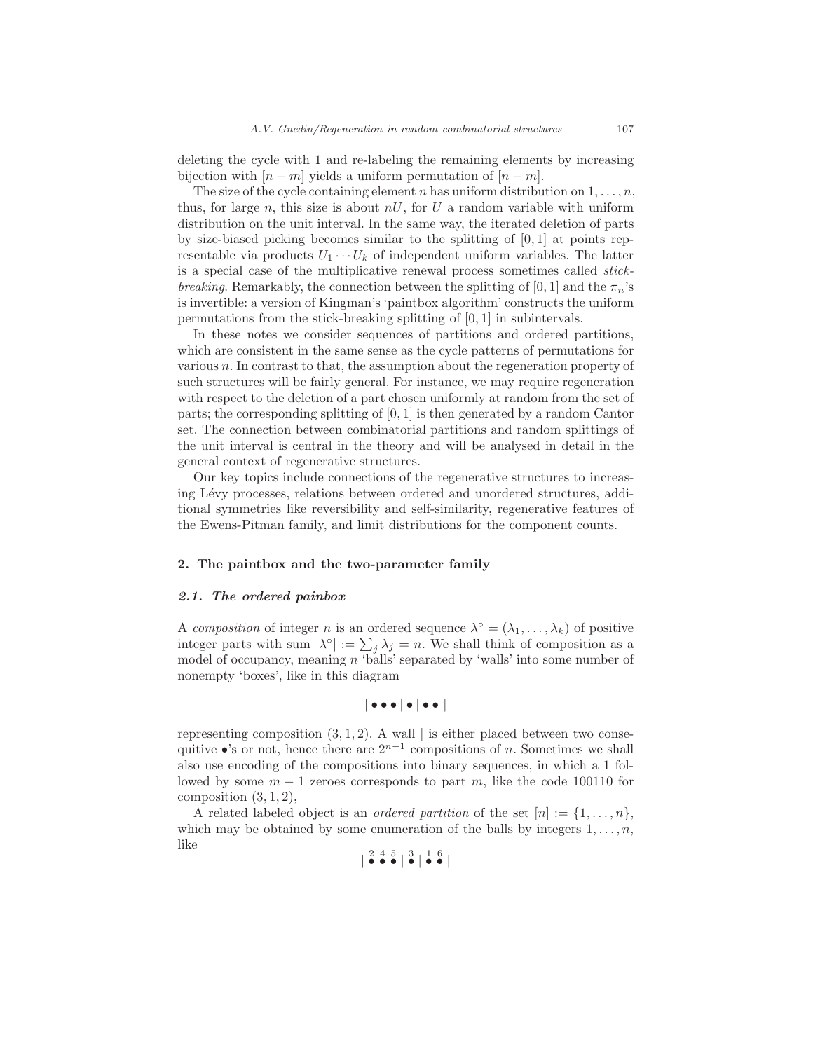deleting the cycle with 1 and re-labeling the remaining elements by increasing bijection with $[n-m]$ yields a uniform permutation of $[n-m]$.

The size of the cycle containing element $n$ has uniform distribution on $1,\dots,n$, thus, for large $n$, this size is about $nU$, for $U$ a random variable with uniform distribution on the unit interval. In the same way, the iterated deletion of parts by size-biased picking becomes similar to the splitting of $[0,1]$ at points representable via products $U_1\cdots U_k$ of independent uniform variables. The latter is a special case of the multiplicative renewal process sometimes called *stick-breaking*. Remarkably, the connection between the splitting of $[0,1]$ and the $\pi_n$'s is invertible: a version of Kingman's 'paintbox algorithm' constructs the uniform permutations from the stick-breaking splitting of $[0,1]$ in subintervals.

In these notes we consider sequences of partitions and ordered partitions, which are consistent in the same sense as the cycle patterns of permutations for various $n$. In contrast to that, the assumption about the regeneration property of such structures will be fairly general. For instance, we may require regeneration with respect to the deletion of a part chosen uniformly at random from the set of parts; the corresponding splitting of $[0,1]$ is then generated by a random Cantor set. The connection between combinatorial partitions and random splittings of the unit interval is central in the theory and will be analysed in detail in the general context of regenerative structures.

Our key topics include connections of the regenerative structures to increasing Lévy processes, relations between ordered and unordered structures, additional symmetries like reversibility and self-similarity, regenerative features of the Ewens-Pitman family, and limit distributions for the component counts.

## 2. The paintbox and the two-parameter family

### 2.1. The ordered painbox

A *composition* of integer $n$ is an ordered sequence $\lambda^\circ = (\lambda_1,\dots,\lambda_k)$ of positive integer parts with sum $|\lambda^\circ| := \sum_j \lambda_j = n$. We shall think of composition as a model of occupancy, meaning $n$ 'balls' separated by 'walls' into some number of nonempty 'boxes', like in this diagram

$$| \bullet\bullet\bullet \,|\, \bullet \,|\, \bullet\bullet \,|$$

representing composition $(3,1,2)$. A wall $|$ is either placed between two consequitive $\bullet$'s or not, hence there are $2^{n-1}$ compositions of $n$. Sometimes we shall also use encoding of the compositions into binary sequences, in which a 1 followed by some $m-1$ zeroes corresponds to part $m$, like the code 100110 for composition $(3,1,2)$,

A related labeled object is an *ordered partition* of the set $[n] := \{1,\dots,n\}$, which may be obtained by some enumeration of the balls by integers $1,\dots,n$, like

$$| \overset{2}{\bullet}\overset{4}{\bullet}\overset{5}{\bullet} \,|\, \overset{3}{\bullet} \,|\, \overset{1}{\bullet}\overset{6}{\bullet} \,|$$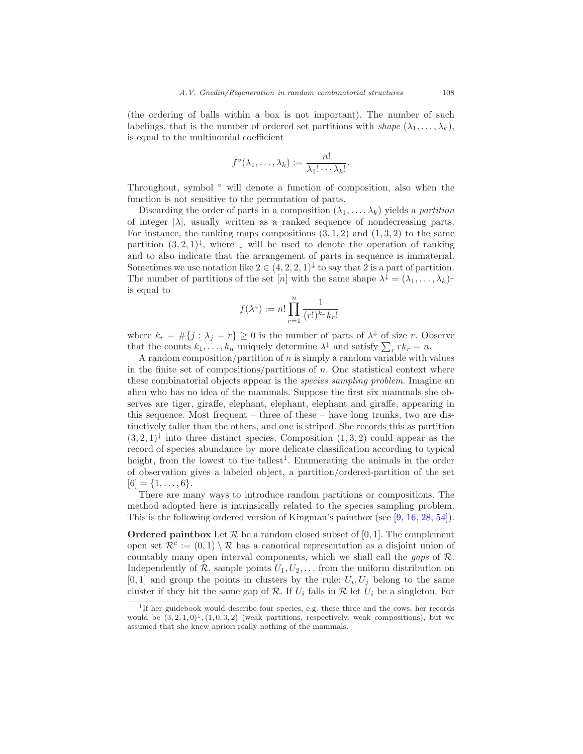(the ordering of balls within a box is not important). The number of such labelings, that is the number of ordered set partitions with *shape* $(\lambda_1, \dots, \lambda_k)$, is equal to the multinomial coefficient

$$f^\circ(\lambda_1, \dots, \lambda_k) := \frac{n!}{\lambda_1! \cdots \lambda_k!}.$$

Throughout, symbol $^\circ$ will denote a function of composition, also when the function is not sensitive to the permutation of parts.

Discarding the order of parts in a composition $(\lambda_1, \dots, \lambda_k)$ yields a *partition* of integer $|\lambda|$, usually written as a ranked sequence of nondecreasing parts. For instance, the ranking maps compositions $(3, 1, 2)$ and $(1, 3, 2)$ to the same partition $(3, 2, 1)^\downarrow$, where $\downarrow$ will be used to denote the operation of ranking and to also indicate that the arrangement of parts in sequence is immaterial. Sometimes we use notation like $2 \in (4, 2, 2, 1)^\downarrow$ to say that 2 is a part of partition. The number of partitions of the set $[n]$ with the same shape $\lambda^\downarrow = (\lambda_1, \dots, \lambda_k)^\downarrow$ is equal to

$$f(\lambda^\downarrow) := n! \prod_{r=1}^{n} \frac{1}{(r!)^{k_r} k_r!}$$

where $k_r = \#\{j : \lambda_j = r\} \geq 0$ is the number of parts of $\lambda^\downarrow$ of size $r$. Observe that the counts $k_1, \dots, k_n$ uniquely determine $\lambda^\downarrow$ and satisfy $\sum_r r k_r = n$.

A random composition/partition of $n$ is simply a random variable with values in the finite set of compositions/partitions of $n$. One statistical context where these combinatorial objects appear is the *species sampling problem*. Imagine an alien who has no idea of the mammals. Suppose the first six mammals she observes are tiger, giraffe, elephant, elephant, elephant and giraffe, appearing in this sequence. Most frequent – three of these – have long trunks, two are distinctively taller than the others, and one is striped. She records this as partition $(3, 2, 1)^\downarrow$ into three distinct species. Composition $(1, 3, 2)$ could appear as the record of species abundance by more delicate classification according to typical height, from the lowest to the tallest[1]. Enumerating the animals in the order of observation gives a labeled object, a partition/ordered-partition of the set $[6] = \{1, \dots, 6\}$.

There are many ways to introduce random partitions or compositions. The method adopted here is intrinsically related to the species sampling problem. This is the following ordered version of Kingman's paintbox (see [9, 16, 28, 54]).

**Ordered paintbox** Let $\mathcal{R}$ be a random closed subset of $[0, 1]$. The complement open set $\mathcal{R}^c := (0, 1) \setminus \mathcal{R}$ has a canonical representation as a disjoint union of countably many open interval components, which we shall call the *gaps* of $\mathcal{R}$. Independently of $\mathcal{R}$, sample points $U_1, U_2, \dots$ from the uniform distribution on $[0, 1]$ and group the points in clusters by the rule: $U_i, U_j$ belong to the same cluster if they hit the same gap of $\mathcal{R}$. If $U_i$ falls in $\mathcal{R}$ let $U_i$ be a singleton. For

[1] If her guidebook would describe four species, e.g. these three and the cows, her records would be $(3, 2, 1, 0)^\downarrow$, $(1, 0, 3, 2)$ (weak partitions, respectively, weak compositions), but we assumed that she knew apriori really nothing of the mammals.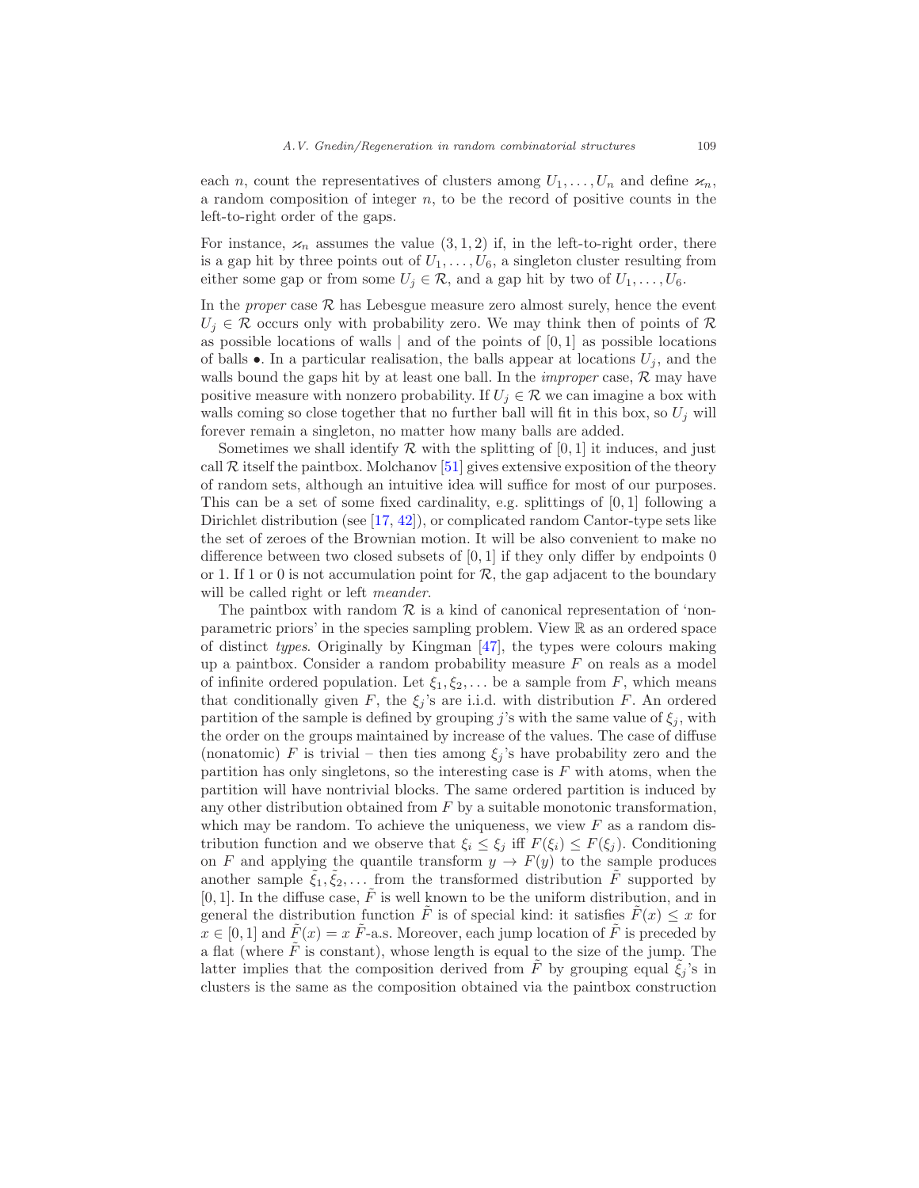each $n$, count the representatives of clusters among $U_1, \ldots, U_n$ and define $\varkappa_n$, a random composition of integer $n$, to be the record of positive counts in the left-to-right order of the gaps.

For instance, $\varkappa_n$ assumes the value $(3, 1, 2)$ if, in the left-to-right order, there is a gap hit by three points out of $U_1, \ldots, U_6$, a singleton cluster resulting from either some gap or from some $U_j \in \mathcal{R}$, and a gap hit by two of $U_1, \ldots, U_6$.

In the *proper* case $\mathcal{R}$ has Lebesgue measure zero almost surely, hence the event $U_j \in \mathcal{R}$ occurs only with probability zero. We may think then of points of $\mathcal{R}$ as possible locations of walls | and of the points of $[0, 1]$ as possible locations of balls $\bullet$. In a particular realisation, the balls appear at locations $U_j$, and the walls bound the gaps hit by at least one ball. In the *improper* case, $\mathcal{R}$ may have positive measure with nonzero probability. If $U_j \in \mathcal{R}$ we can imagine a box with walls coming so close together that no further ball will fit in this box, so $U_j$ will forever remain a singleton, no matter how many balls are added.

Sometimes we shall identify $\mathcal{R}$ with the splitting of $[0, 1]$ it induces, and just call $\mathcal{R}$ itself the paintbox. Molchanov [51] gives extensive exposition of the theory of random sets, although an intuitive idea will suffice for most of our purposes. This can be a set of some fixed cardinality, e.g. splittings of $[0, 1]$ following a Dirichlet distribution (see [17, 42]), or complicated random Cantor-type sets like the set of zeroes of the Brownian motion. It will be also convenient to make no difference between two closed subsets of $[0, 1]$ if they only differ by endpoints 0 or 1. If 1 or 0 is not accumulation point for $\mathcal{R}$, the gap adjacent to the boundary will be called right or left *meander*.

The paintbox with random $\mathcal{R}$ is a kind of canonical representation of 'non-parametric priors' in the species sampling problem. View $\mathbb{R}$ as an ordered space of distinct *types*. Originally by Kingman [47], the types were colours making up a paintbox. Consider a random probability measure $F$ on reals as a model of infinite ordered population. Let $\xi_1, \xi_2, \ldots$ be a sample from $F$, which means that conditionally given $F$, the $\xi_j$'s are i.i.d. with distribution $F$. An ordered partition of the sample is defined by grouping $j$'s with the same value of $\xi_j$, with the order on the groups maintained by increase of the values. The case of diffuse (nonatomic) $F$ is trivial – then ties among $\xi_j$'s have probability zero and the partition has only singletons, so the interesting case is $F$ with atoms, when the partition will have nontrivial blocks. The same ordered partition is induced by any other distribution obtained from $F$ by a suitable monotonic transformation, which may be random. To achieve the uniqueness, we view $F$ as a random distribution function and we observe that $\xi_i \leq \xi_j$ iff $F(\xi_i) \leq F(\xi_j)$. Conditioning on $F$ and applying the quantile transform $y \to F(y)$ to the sample produces another sample $\tilde{\xi}_1, \tilde{\xi}_2, \ldots$ from the transformed distribution $\tilde{F}$ supported by $[0, 1]$. In the diffuse case, $\tilde{F}$ is well known to be the uniform distribution, and in general the distribution function $\tilde{F}$ is of special kind: it satisfies $\tilde{F}(x) \leq x$ for $x \in [0, 1]$ and $\tilde{F}(x) = x$ $\tilde{F}$-a.s. Moreover, each jump location of $\tilde{F}$ is preceded by a flat (where $\tilde{F}$ is constant), whose length is equal to the size of the jump. The latter implies that the composition derived from $\tilde{F}$ by grouping equal $\tilde{\xi}_j$'s in clusters is the same as the composition obtained via the paintbox construction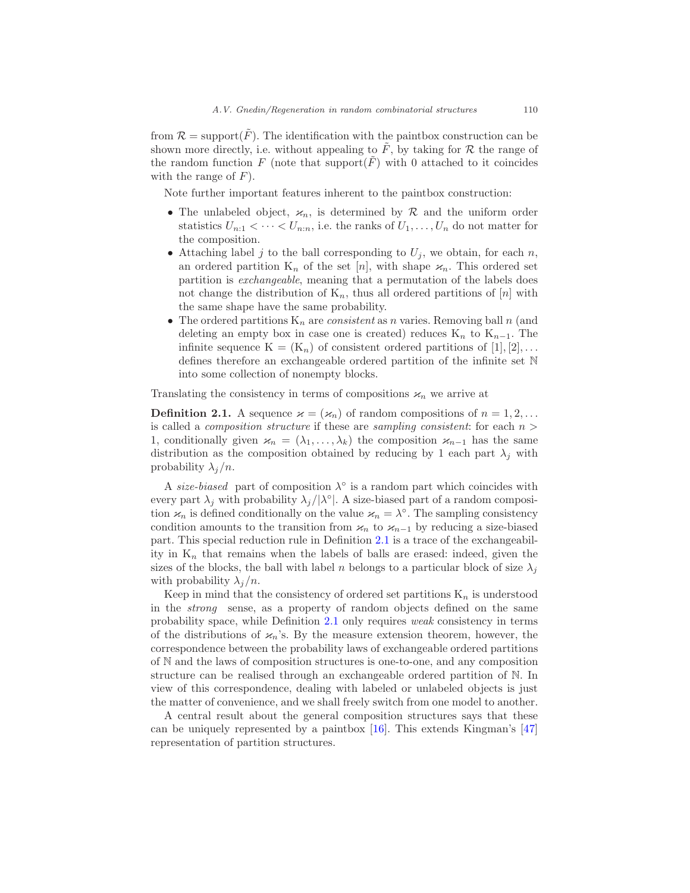from $\mathcal{R} = \text{support}(\tilde{F})$. The identification with the paintbox construction can be shown more directly, i.e. without appealing to $\tilde{F}$, by taking for $\mathcal{R}$ the range of the random function $F$ (note that support$(\tilde{F})$ with 0 attached to it coincides with the range of $F$).

Note further important features inherent to the paintbox construction:

- The unlabeled object, $\varkappa_n$, is determined by $\mathcal{R}$ and the uniform order statistics $U_{n:1} < \cdots < U_{n:n}$, i.e. the ranks of $U_1, \dots, U_n$ do not matter for the composition.
- Attaching label $j$ to the ball corresponding to $U_j$, we obtain, for each $n$, an ordered partition $\mathrm{K}_n$ of the set $[n]$, with shape $\varkappa_n$. This ordered set partition is *exchangeable*, meaning that a permutation of the labels does not change the distribution of $\mathrm{K}_n$, thus all ordered partitions of $[n]$ with the same shape have the same probability.
- The ordered partitions $\mathrm{K}_n$ are *consistent* as $n$ varies. Removing ball $n$ (and deleting an empty box in case one is created) reduces $\mathrm{K}_n$ to $\mathrm{K}_{n-1}$. The infinite sequence $\mathrm{K} = (\mathrm{K}_n)$ of consistent ordered partitions of $[1], [2], \dots$ defines therefore an exchangeable ordered partition of the infinite set $\mathbb{N}$ into some collection of nonempty blocks.

Translating the consistency in terms of compositions $\varkappa_n$ we arrive at

**Definition 2.1.** A sequence $\varkappa = (\varkappa_n)$ of random compositions of $n = 1, 2, \dots$ is called a *composition structure* if these are *sampling consistent*: for each $n > 1$, conditionally given $\varkappa_n = (\lambda_1, \dots, \lambda_k)$ the composition $\varkappa_{n-1}$ has the same distribution as the composition obtained by reducing by 1 each part $\lambda_j$ with probability $\lambda_j/n$.

A *size-biased* part of composition $\lambda^\circ$ is a random part which coincides with every part $\lambda_j$ with probability $\lambda_j/|\lambda^\circ|$. A size-biased part of a random composition $\varkappa_n$ is defined conditionally on the value $\varkappa_n = \lambda^\circ$. The sampling consistency condition amounts to the transition from $\varkappa_n$ to $\varkappa_{n-1}$ by reducing a size-biased part. This special reduction rule in Definition 2.1 is a trace of the exchangeability in $\mathrm{K}_n$ that remains when the labels of balls are erased: indeed, given the sizes of the blocks, the ball with label $n$ belongs to a particular block of size $\lambda_j$ with probability $\lambda_j/n$.

Keep in mind that the consistency of ordered set partitions $\mathrm{K}_n$ is understood in the *strong* sense, as a property of random objects defined on the same probability space, while Definition 2.1 only requires *weak* consistency in terms of the distributions of $\varkappa_n$'s. By the measure extension theorem, however, the correspondence between the probability laws of exchangeable ordered partitions of $\mathbb{N}$ and the laws of composition structures is one-to-one, and any composition structure can be realised through an exchangeable ordered partition of $\mathbb{N}$. In view of this correspondence, dealing with labeled or unlabeled objects is just the matter of convenience, and we shall freely switch from one model to another.

A central result about the general composition structures says that these can be uniquely represented by a paintbox [16]. This extends Kingman's [47] representation of partition structures.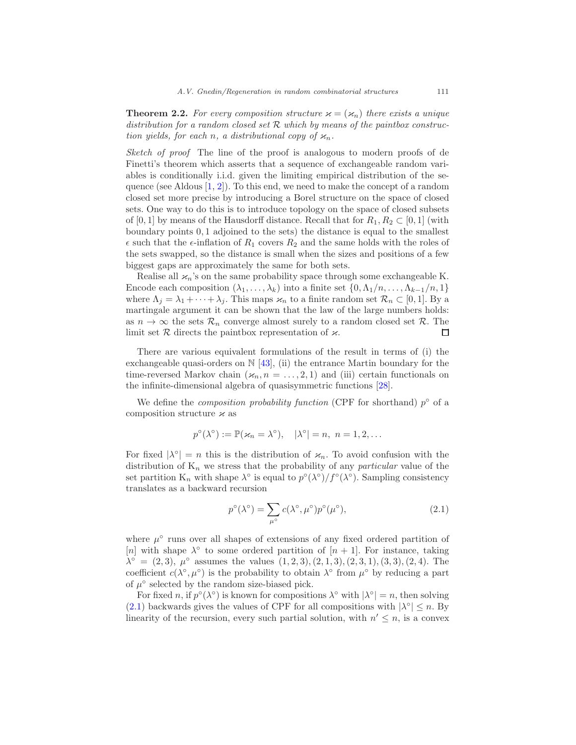**Theorem 2.2.** *For every composition structure $\varkappa = (\varkappa_n)$ there exists a unique distribution for a random closed set $\mathcal{R}$ which by means of the paintbox construction yields, for each $n$, a distributional copy of $\varkappa_n$.*

*Sketch of proof* The line of the proof is analogous to modern proofs of de Finetti's theorem which asserts that a sequence of exchangeable random variables is conditionally i.i.d. given the limiting empirical distribution of the sequence (see Aldous [1, 2]). To this end, we need to make the concept of a random closed set more precise by introducing a Borel structure on the space of closed sets. One way to do this is to introduce topology on the space of closed subsets of $[0, 1]$ by means of the Hausdorff distance. Recall that for $R_1, R_2 \subset [0, 1]$ (with boundary points $0, 1$ adjoined to the sets) the distance is equal to the smallest $\epsilon$ such that the $\epsilon$-inflation of $R_1$ covers $R_2$ and the same holds with the roles of the sets swapped, so the distance is small when the sizes and positions of a few biggest gaps are approximately the same for both sets.

Realise all $\varkappa_n$'s on the same probability space through some exchangeable K. Encode each composition $(\lambda_1, \ldots, \lambda_k)$ into a finite set $\{0, \Lambda_1/n, \ldots, \Lambda_{k-1}/n, 1\}$ where $\Lambda_j = \lambda_1 + \cdots + \lambda_j$. This maps $\varkappa_n$ to a finite random set $\mathcal{R}_n \subset [0, 1]$. By a martingale argument it can be shown that the law of the large numbers holds: as $n \to \infty$ the sets $\mathcal{R}_n$ converge almost surely to a random closed set $\mathcal{R}$. The limit set $\mathcal{R}$ directs the paintbox representation of $\varkappa$. □

There are various equivalent formulations of the result in terms of (i) the exchangeable quasi-orders on $\mathbb{N}$ [43], (ii) the entrance Martin boundary for the time-reversed Markov chain $(\varkappa_n, n = \ldots, 2, 1)$ and (iii) certain functionals on the infinite-dimensional algebra of quasisymmetric functions [28].

We define the *composition probability function* (CPF for shorthand) $p^\circ$ of a composition structure $\varkappa$ as

$$p^\circ(\lambda^\circ) := \mathbb{P}(\varkappa_n = \lambda^\circ), \quad |\lambda^\circ| = n, \ n = 1, 2, \ldots$$

For fixed $|\lambda^\circ| = n$ this is the distribution of $\varkappa_n$. To avoid confusion with the distribution of $\mathrm{K}_n$ we stress that the probability of any *particular* value of the set partition $\mathrm{K}_n$ with shape $\lambda^\circ$ is equal to $p^\circ(\lambda^\circ)/f^\circ(\lambda^\circ)$. Sampling consistency translates as a backward recursion

$$p^\circ(\lambda^\circ) = \sum_{\mu^\circ} c(\lambda^\circ, \mu^\circ) p^\circ(\mu^\circ), \tag{2.1}$$

where $\mu^\circ$ runs over all shapes of extensions of any fixed ordered partition of $[n]$ with shape $\lambda^\circ$ to some ordered partition of $[n + 1]$. For instance, taking $\lambda^\circ = (2, 3)$, $\mu^\circ$ assumes the values $(1, 2, 3), (2, 1, 3), (2, 3, 1), (3, 3), (2, 4)$. The coefficient $c(\lambda^\circ, \mu^\circ)$ is the probability to obtain $\lambda^\circ$ from $\mu^\circ$ by reducing a part of $\mu^\circ$ selected by the random size-biased pick.

For fixed $n$, if $p^\circ(\lambda^\circ)$ is known for compositions $\lambda^\circ$ with $|\lambda^\circ| = n$, then solving (2.1) backwards gives the values of CPF for all compositions with $|\lambda^\circ| \leq n$. By linearity of the recursion, every such partial solution, with $n' \leq n$, is a convex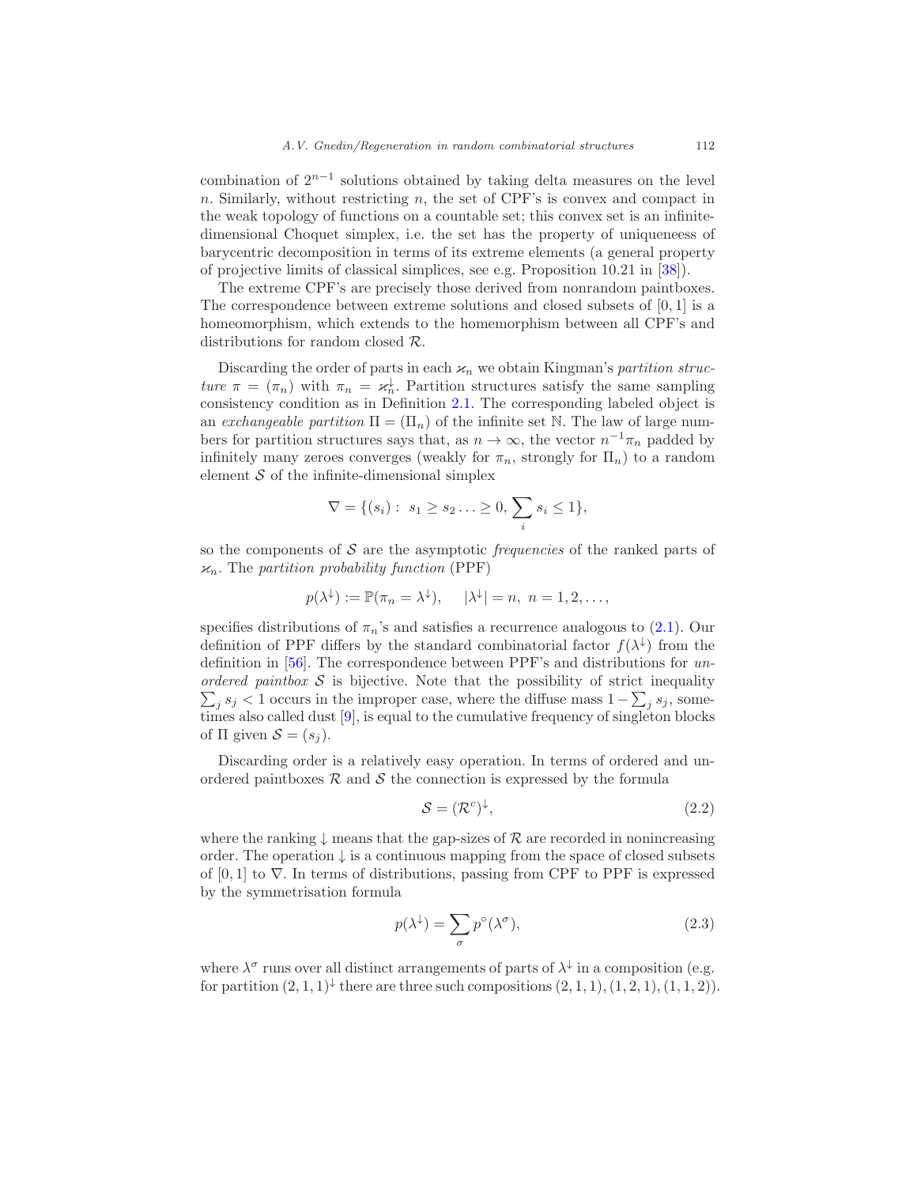combination of $2^{n-1}$ solutions obtained by taking delta measures on the level $n$. Similarly, without restricting $n$, the set of CPF's is convex and compact in the weak topology of functions on a countable set; this convex set is an infinite-dimensional Choquet simplex, i.e. the set has the property of uniqueneess of barycentric decomposition in terms of its extreme elements (a general property of projective limits of classical simplices, see e.g. Proposition 10.21 in [38]).

The extreme CPF's are precisely those derived from nonrandom paintboxes. The correspondence between extreme solutions and closed subsets of $[0, 1]$ is a homeomorphism, which extends to the homemorphism between all CPF's and distributions for random closed $\mathcal{R}$.

Discarding the order of parts in each $\varkappa_n$ we obtain Kingman's *partition structure* $\pi = (\pi_n)$ with $\pi_n = \varkappa_n^{\downarrow}$. Partition structures satisfy the same sampling consistency condition as in Definition 2.1. The corresponding labeled object is an *exchangeable partition* $\Pi = (\Pi_n)$ of the infinite set $\mathbb{N}$. The law of large numbers for partition structures says that, as $n \to \infty$, the vector $n^{-1}\pi_n$ padded by infinitely many zeroes converges (weakly for $\pi_n$, strongly for $\Pi_n$) to a random element $\mathcal{S}$ of the infinite-dimensional simplex

$$\nabla = \{(s_i) : \ s_1 \geq s_2 \ldots \geq 0, \sum_i s_i \leq 1\},$$

so the components of $\mathcal{S}$ are the asymptotic *frequencies* of the ranked parts of $\varkappa_n$. The *partition probability function* (PPF)

$$p(\lambda^{\downarrow}) := \mathbb{P}(\pi_n = \lambda^{\downarrow}), \quad |\lambda^{\downarrow}| = n, \ n = 1, 2, \ldots,$$

specifies distributions of $\pi_n$'s and satisfies a recurrence analogous to (2.1). Our definition of PPF differs by the standard combinatorial factor $f(\lambda^{\downarrow})$ from the definition in [56]. The correspondence between PPF's and distributions for *unordered paintbox* $\mathcal{S}$ is bijective. Note that the possibility of strict inequality $\sum_j s_j < 1$ occurs in the improper case, where the diffuse mass $1 - \sum_j s_j$, sometimes also called dust [9], is equal to the cumulative frequency of singleton blocks of $\Pi$ given $\mathcal{S} = (s_j)$.

Discarding order is a relatively easy operation. In terms of ordered and unordered paintboxes $\mathcal{R}$ and $\mathcal{S}$ the connection is expressed by the formula

$$\mathcal{S} = (\mathcal{R}^c)^{\downarrow}, \tag{2.2}$$

where the ranking $\downarrow$ means that the gap-sizes of $\mathcal{R}$ are recorded in nonincreasing order. The operation $\downarrow$ is a continuous mapping from the space of closed subsets of $[0, 1]$ to $\nabla$. In terms of distributions, passing from CPF to PPF is expressed by the symmetrisation formula

$$p(\lambda^{\downarrow}) = \sum_{\sigma} p^{\circ}(\lambda^{\sigma}), \tag{2.3}$$

where $\lambda^{\sigma}$ runs over all distinct arrangements of parts of $\lambda^{\downarrow}$ in a composition (e.g. for partition $(2, 1, 1)^{\downarrow}$ there are three such compositions $(2, 1, 1), (1, 2, 1), (1, 1, 2)$).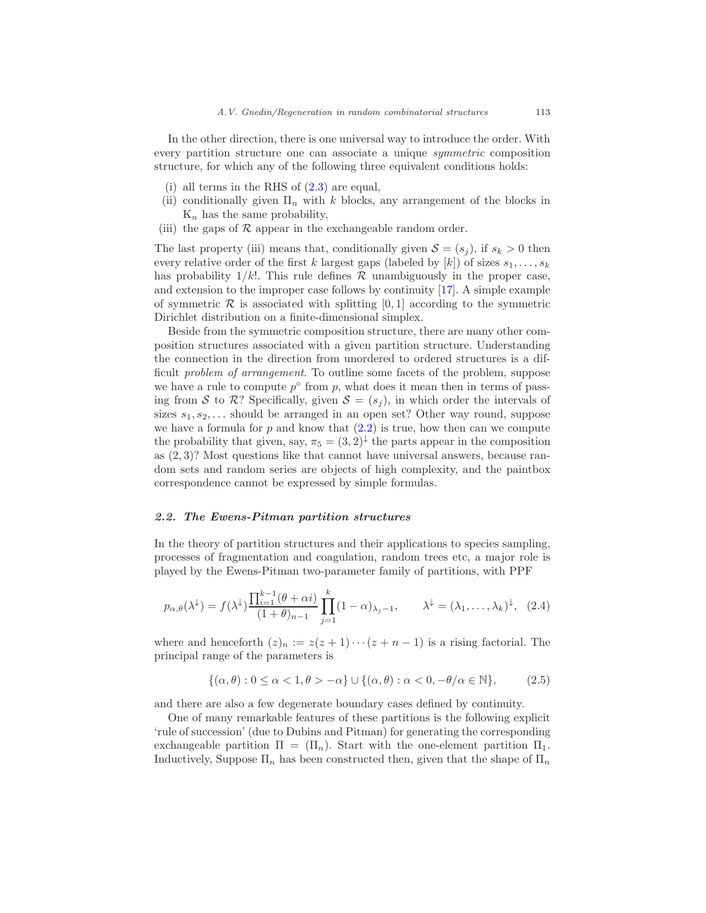In the other direction, there is one universal way to introduce the order. With every partition structure one can associate a unique *symmetric* composition structure, for which any of the following three equivalent conditions holds:

- (i) all terms in the RHS of (2.3) are equal,
- (ii) conditionally given $\Pi_n$ with $k$ blocks, any arrangement of the blocks in $\mathrm{K}_n$ has the same probability,
- (iii) the gaps of $\mathcal{R}$ appear in the exchangeable random order.

The last property (iii) means that, conditionally given $\mathcal{S} = (s_j)$, if $s_k > 0$ then every relative order of the first $k$ largest gaps (labeled by $[k]$) of sizes $s_1, \ldots, s_k$ has probability $1/k!$. This rule defines $\mathcal{R}$ unambiguously in the proper case, and extension to the improper case follows by continuity [17]. A simple example of symmetric $\mathcal{R}$ is associated with splitting $[0,1]$ according to the symmetric Dirichlet distribution on a finite-dimensional simplex.

Beside from the symmetric composition structure, there are many other composition structures associated with a given partition structure. Understanding the connection in the direction from unordered to ordered structures is a difficult *problem of arrangement*. To outline some facets of the problem, suppose we have a rule to compute $p^\circ$ from $p$, what does it mean then in terms of passing from $\mathcal{S}$ to $\mathcal{R}$? Specifically, given $\mathcal{S} = (s_j)$, in which order the intervals of sizes $s_1, s_2, \ldots$ should be arranged in an open set? Other way round, suppose we have a formula for $p$ and know that (2.2) is true, how then can we compute the probability that given, say, $\pi_5 = (3,2)^\downarrow$ the parts appear in the composition as $(2,3)$? Most questions like that cannot have universal answers, because random sets and random series are objects of high complexity, and the paintbox correspondence cannot be expressed by simple formulas.

### 2.2. The Ewens-Pitman partition structures

In the theory of partition structures and their applications to species sampling, processes of fragmentation and coagulation, random trees etc, a major role is played by the Ewens-Pitman two-parameter family of partitions, with PPF

$$p_{\alpha,\theta}(\lambda^\downarrow) = f(\lambda^\downarrow) \frac{\prod_{i=1}^{k-1}(\theta + \alpha i)}{(1+\theta)_{n-1}} \prod_{j=1}^{k} (1-\alpha)_{\lambda_j - 1}, \qquad \lambda^\downarrow = (\lambda_1, \ldots, \lambda_k)^\downarrow, \quad (2.4)$$

where and henceforth $(z)_n := z(z+1)\cdots(z+n-1)$ is a rising factorial. The principal range of the parameters is

$$\{(\alpha, \theta) : 0 \le \alpha < 1, \theta > -\alpha\} \cup \{(\alpha, \theta) : \alpha < 0, -\theta/\alpha \in \mathbb{N}\}, \qquad (2.5)$$

and there are also a few degenerate boundary cases defined by continuity.

One of many remarkable features of these partitions is the following explicit 'rule of succession' (due to Dubins and Pitman) for generating the corresponding exchangeable partition $\Pi = (\Pi_n)$. Start with the one-element partition $\Pi_1$. Inductively, Suppose $\Pi_n$ has been constructed then, given that the shape of $\Pi_n$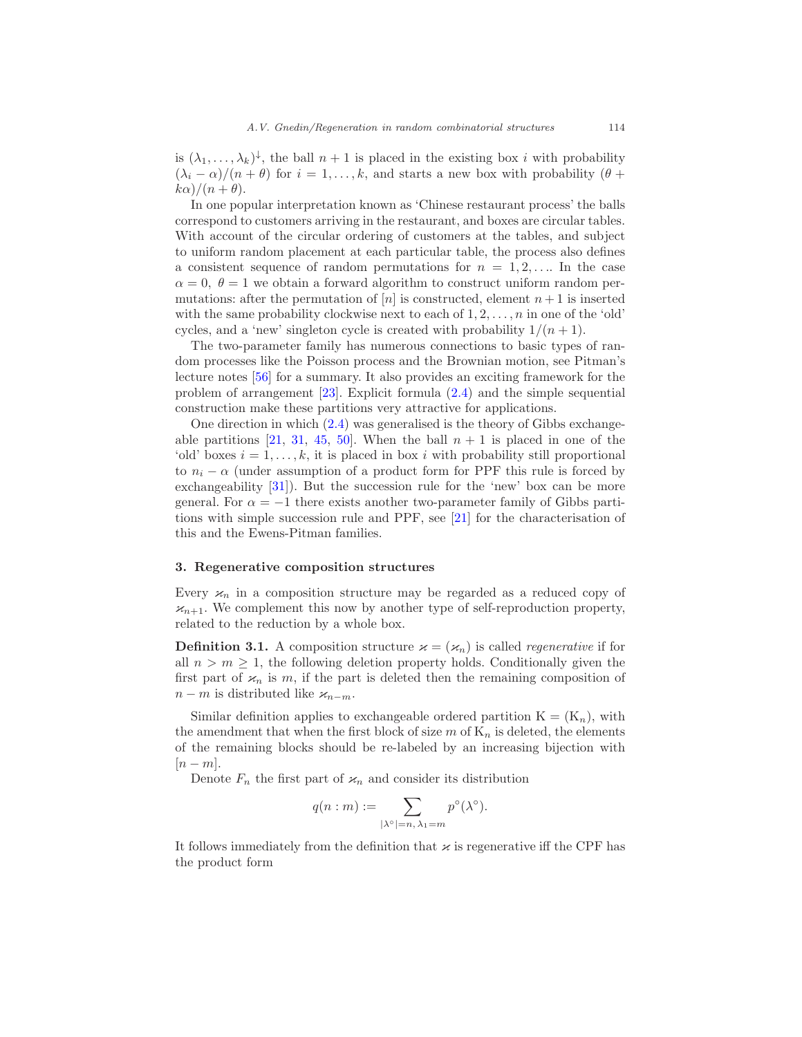is $(\lambda_1, \ldots, \lambda_k)^{\downarrow}$, the ball $n+1$ is placed in the existing box $i$ with probability $(\lambda_i - \alpha)/(n+\theta)$ for $i = 1, \ldots, k$, and starts a new box with probability $(\theta + k\alpha)/(n+\theta)$.

In one popular interpretation known as 'Chinese restaurant process' the balls correspond to customers arriving in the restaurant, and boxes are circular tables. With account of the circular ordering of customers at the tables, and subject to uniform random placement at each particular table, the process also defines a consistent sequence of random permutations for $n = 1, 2, \ldots$. In the case $\alpha = 0,\ \theta = 1$ we obtain a forward algorithm to construct uniform random permutations: after the permutation of $[n]$ is constructed, element $n+1$ is inserted with the same probability clockwise next to each of $1, 2, \ldots, n$ in one of the 'old' cycles, and a 'new' singleton cycle is created with probability $1/(n+1)$.

The two-parameter family has numerous connections to basic types of random processes like the Poisson process and the Brownian motion, see Pitman's lecture notes [56] for a summary. It also provides an exciting framework for the problem of arrangement [23]. Explicit formula (2.4) and the simple sequential construction make these partitions very attractive for applications.

One direction in which (2.4) was generalised is the theory of Gibbs exchangeable partitions [21, 31, 45, 50]. When the ball $n+1$ is placed in one of the 'old' boxes $i = 1, \ldots, k$, it is placed in box $i$ with probability still proportional to $n_i - \alpha$ (under assumption of a product form for PPF this rule is forced by exchangeability [31]). But the succession rule for the 'new' box can be more general. For $\alpha = -1$ there exists another two-parameter family of Gibbs partitions with simple succession rule and PPF, see [21] for the characterisation of this and the Ewens-Pitman families.

## 3. Regenerative composition structures

Every $\varkappa_n$ in a composition structure may be regarded as a reduced copy of $\varkappa_{n+1}$. We complement this now by another type of self-reproduction property, related to the reduction by a whole box.

**Definition 3.1.** A composition structure $\varkappa = (\varkappa_n)$ is called *regenerative* if for all $n > m \geq 1$, the following deletion property holds. Conditionally given the first part of $\varkappa_n$ is $m$, if the part is deleted then the remaining composition of $n - m$ is distributed like $\varkappa_{n-m}$.

Similar definition applies to exchangeable ordered partition $\mathrm{K} = (\mathrm{K}_n)$, with the amendment that when the first block of size $m$ of $\mathrm{K}_n$ is deleted, the elements of the remaining blocks should be re-labeled by an increasing bijection with $[n-m]$.

Denote $F_n$ the first part of $\varkappa_n$ and consider its distribution

$$q(n:m) := \sum_{|\lambda^\circ|=n,\, \lambda_1=m} p^\circ(\lambda^\circ).$$

It follows immediately from the definition that $\varkappa$ is regenerative iff the CPF has the product form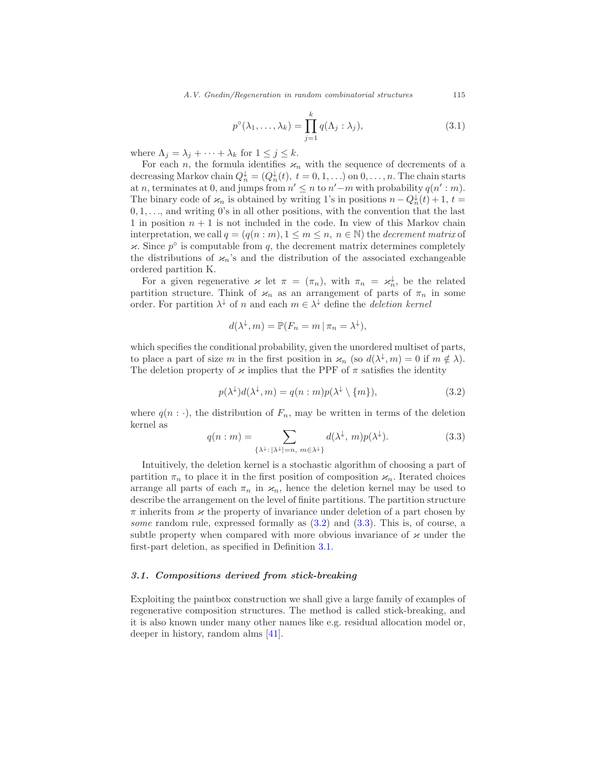$$p^\circ(\lambda_1,\ldots,\lambda_k)=\prod_{j=1}^{k} q(\Lambda_j:\lambda_j), \tag{3.1}$$

where $\Lambda_j=\lambda_j+\cdots+\lambda_k$ for $1\le j\le k$.

For each $n$, the formula identifies $\varkappa_n$ with the sequence of decrements of a decreasing Markov chain $Q_n^\downarrow=(Q_n^\downarrow(t),\ t=0,1,\ldots)$ on $0,\ldots,n$. The chain starts at $n$, terminates at 0, and jumps from $n'\le n$ to $n'-m$ with probability $q(n':m)$. The binary code of $\varkappa_n$ is obtained by writing 1's in positions $n-Q_n^\downarrow(t)+1$, $t=0,1,\ldots$, and writing 0's in all other positions, with the convention that the last 1 in position $n+1$ is not included in the code. In view of this Markov chain interpretation, we call $q=(q(n:m),1\le m\le n,\ n\in\mathbb{N})$ the *decrement matrix* of $\varkappa$. Since $p^\circ$ is computable from $q$, the decrement matrix determines completely the distributions of $\varkappa_n$'s and the distribution of the associated exchangeable ordered partition K.

For a given regenerative $\varkappa$ let $\pi=(\pi_n)$, with $\pi_n=\varkappa_n^\downarrow$, be the related partition structure. Think of $\varkappa_n$ as an arrangement of parts of $\pi_n$ in some order. For partition $\lambda^\downarrow$ of $n$ and each $m\in\lambda^\downarrow$ define the *deletion kernel*

$$d(\lambda^\downarrow,m)=\mathbb{P}(F_n=m\,|\,\pi_n=\lambda^\downarrow),$$

which specifies the conditional probability, given the unordered multiset of parts, to place a part of size $m$ in the first position in $\varkappa_n$ (so $d(\lambda^\downarrow,m)=0$ if $m\notin\lambda$). The deletion property of $\varkappa$ implies that the PPF of $\pi$ satisfies the identity

$$p(\lambda^\downarrow)d(\lambda^\downarrow,m)=q(n:m)p(\lambda^\downarrow\setminus\{m\}), \tag{3.2}$$

where $q(n:\cdot)$, the distribution of $F_n$, may be written in terms of the deletion kernel as

$$q(n:m)=\sum_{\{\lambda^\downarrow:\,|\lambda^\downarrow|=n,\ m\in\lambda^\downarrow\}} d(\lambda^\downarrow,\,m)p(\lambda^\downarrow). \tag{3.3}$$

Intuitively, the deletion kernel is a stochastic algorithm of choosing a part of partition $\pi_n$ to place it in the first position of composition $\varkappa_n$. Iterated choices arrange all parts of each $\pi_n$ in $\varkappa_n$, hence the deletion kernel may be used to describe the arrangement on the level of finite partitions. The partition structure $\pi$ inherits from $\varkappa$ the property of invariance under deletion of a part chosen by *some* random rule, expressed formally as (3.2) and (3.3). This is, of course, a subtle property when compared with more obvious invariance of $\varkappa$ under the first-part deletion, as specified in Definition 3.1.

### *3.1. Compositions derived from stick-breaking*

Exploiting the paintbox construction we shall give a large family of examples of regenerative composition structures. The method is called stick-breaking, and it is also known under many other names like e.g. residual allocation model or, deeper in history, random alms [41].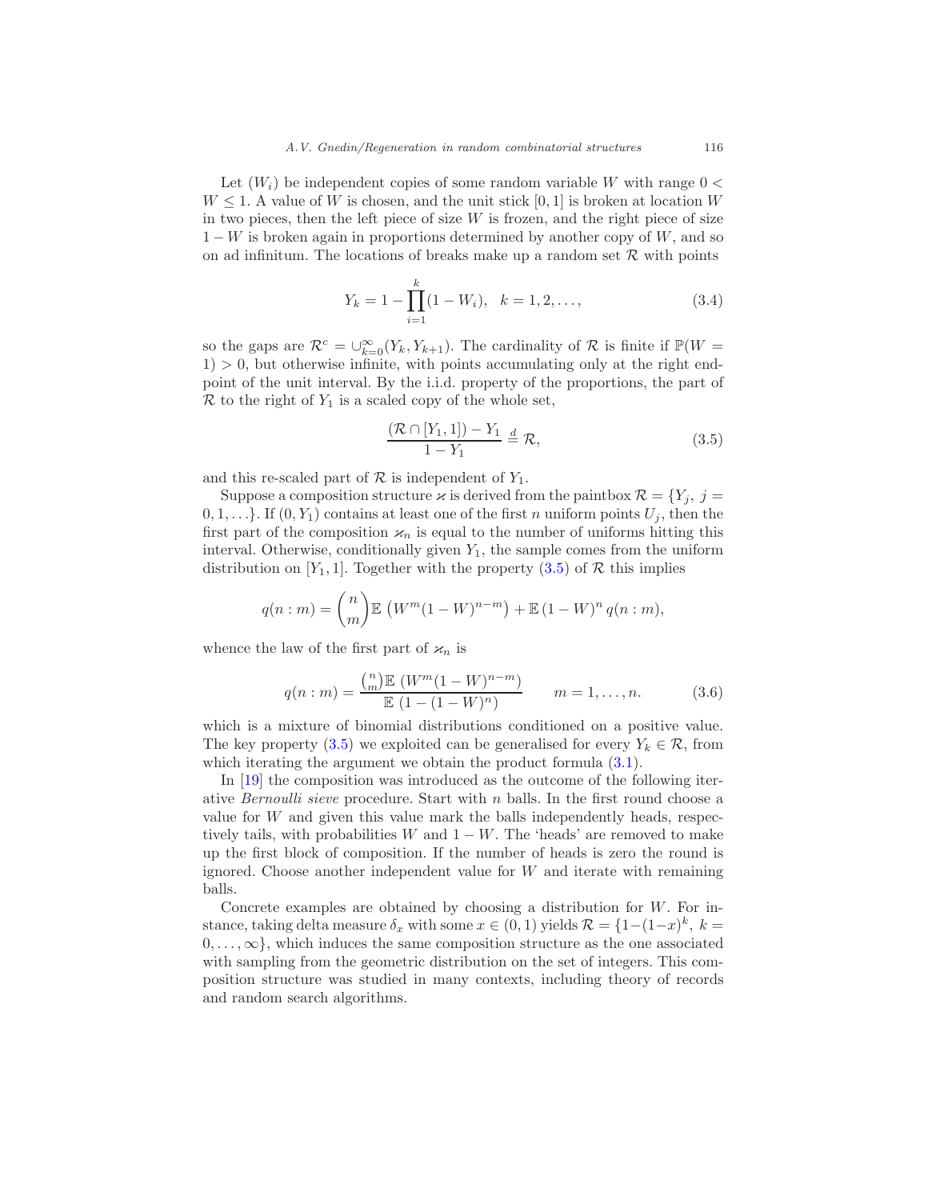Let $(W_i)$ be independent copies of some random variable $W$ with range $0 < W \leq 1$. A value of $W$ is chosen, and the unit stick $[0, 1]$ is broken at location $W$ in two pieces, then the left piece of size $W$ is frozen, and the right piece of size $1 - W$ is broken again in proportions determined by another copy of $W$, and so on ad infinitum. The locations of breaks make up a random set $\mathcal{R}$ with points

$$Y_k = 1 - \prod_{i=1}^{k}(1 - W_i), \quad k = 1, 2, \ldots, \tag{3.4}$$

so the gaps are $\mathcal{R}^c = \cup_{k=0}^{\infty}(Y_k, Y_{k+1})$. The cardinality of $\mathcal{R}$ is finite if $\mathbb{P}(W = 1) > 0$, but otherwise infinite, with points accumulating only at the right endpoint of the unit interval. By the i.i.d. property of the proportions, the part of $\mathcal{R}$ to the right of $Y_1$ is a scaled copy of the whole set,

$$\frac{(\mathcal{R} \cap [Y_1, 1]) - Y_1}{1 - Y_1} \stackrel{d}{=} \mathcal{R}, \tag{3.5}$$

and this re-scaled part of $\mathcal{R}$ is independent of $Y_1$.

Suppose a composition structure $\varkappa$ is derived from the paintbox $\mathcal{R} = \{Y_j,\ j = 0, 1, \ldots\}$. If $(0, Y_1)$ contains at least one of the first $n$ uniform points $U_j$, then the first part of the composition $\varkappa_n$ is equal to the number of uniforms hitting this interval. Otherwise, conditionally given $Y_1$, the sample comes from the uniform distribution on $[Y_1, 1]$. Together with the property (3.5) of $\mathcal{R}$ this implies

$$q(n : m) = \binom{n}{m}\mathbb{E}\left(W^m(1 - W)^{n-m}\right) + \mathbb{E}\,(1 - W)^n\, q(n : m),$$

whence the law of the first part of $\varkappa_n$ is

$$q(n : m) = \frac{\binom{n}{m}\mathbb{E}\,\left(W^m(1 - W)^{n-m}\right)}{\mathbb{E}\,\left(1 - (1 - W)^n\right)} \qquad m = 1, \ldots, n. \tag{3.6}$$

which is a mixture of binomial distributions conditioned on a positive value. The key property (3.5) we exploited can be generalised for every $Y_k \in \mathcal{R}$, from which iterating the argument we obtain the product formula (3.1).

In [19] the composition was introduced as the outcome of the following iterative *Bernoulli sieve* procedure. Start with $n$ balls. In the first round choose a value for $W$ and given this value mark the balls independently heads, respectively tails, with probabilities $W$ and $1 - W$. The 'heads' are removed to make up the first block of composition. If the number of heads is zero the round is ignored. Choose another independent value for $W$ and iterate with remaining balls.

Concrete examples are obtained by choosing a distribution for $W$. For instance, taking delta measure $\delta_x$ with some $x \in (0, 1)$ yields $\mathcal{R} = \{1 - (1 - x)^k,\ k = 0, \ldots, \infty\}$, which induces the same composition structure as the one associated with sampling from the geometric distribution on the set of integers. This composition structure was studied in many contexts, including theory of records and random search algorithms.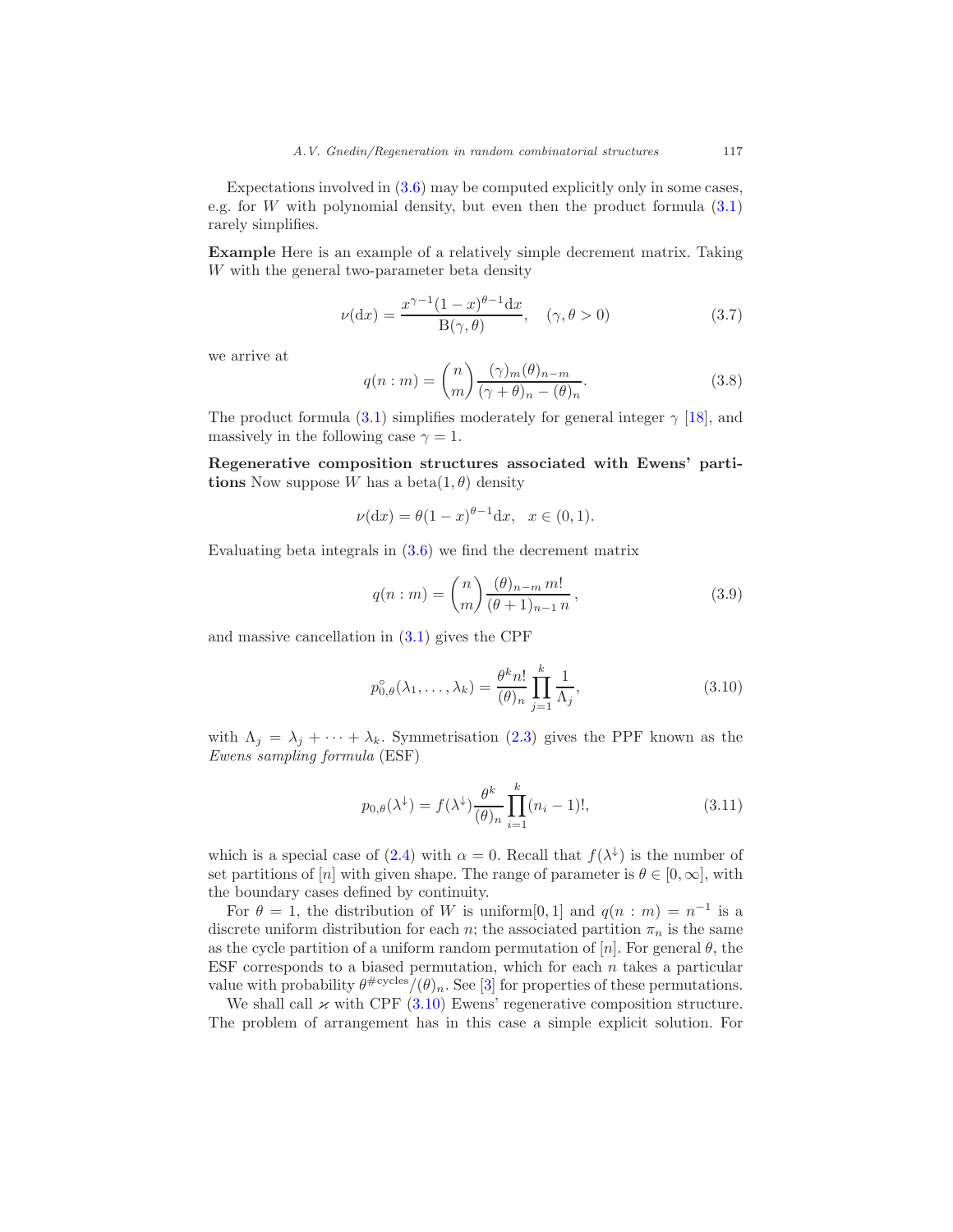Expectations involved in (3.6) may be computed explicitly only in some cases, e.g. for $W$ with polynomial density, but even then the product formula (3.1) rarely simplifies.

**Example** Here is an example of a relatively simple decrement matrix. Taking $W$ with the general two-parameter beta density

$$\nu(\mathrm{d}x) = \frac{x^{\gamma-1}(1-x)^{\theta-1}\mathrm{d}x}{\mathrm{B}(\gamma,\theta)}, \quad (\gamma, \theta > 0) \tag{3.7}$$

we arrive at

$$q(n:m) = \binom{n}{m}\frac{(\gamma)_m(\theta)_{n-m}}{(\gamma+\theta)_n - (\theta)_n}. \tag{3.8}$$

The product formula (3.1) simplifies moderately for general integer $\gamma$ [18], and massively in the following case $\gamma = 1$.

**Regenerative composition structures associated with Ewens' partitions** Now suppose $W$ has a beta$(1,\theta)$ density

$$\nu(\mathrm{d}x) = \theta(1-x)^{\theta-1}\mathrm{d}x, \quad x \in (0,1).$$

Evaluating beta integrals in (3.6) we find the decrement matrix

$$q(n:m) = \binom{n}{m}\frac{(\theta)_{n-m}\, m!}{(\theta+1)_{n-1}\, n}\,, \tag{3.9}$$

and massive cancellation in (3.1) gives the CPF

$$p^{\circ}_{0,\theta}(\lambda_1,\ldots,\lambda_k) = \frac{\theta^k n!}{(\theta)_n}\prod_{j=1}^{k}\frac{1}{\Lambda_j}, \tag{3.10}$$

with $\Lambda_j = \lambda_j + \cdots + \lambda_k$. Symmetrisation (2.3) gives the PPF known as the *Ewens sampling formula* (ESF)

$$p_{0,\theta}(\lambda^{\downarrow}) = f(\lambda^{\downarrow})\frac{\theta^k}{(\theta)_n}\prod_{i=1}^{k}(n_i-1)!, \tag{3.11}$$

which is a special case of (2.4) with $\alpha = 0$. Recall that $f(\lambda^{\downarrow})$ is the number of set partitions of $[n]$ with given shape. The range of parameter is $\theta \in [0,\infty]$, with the boundary cases defined by continuity.

For $\theta = 1$, the distribution of $W$ is uniform$[0,1]$ and $q(n:m) = n^{-1}$ is a discrete uniform distribution for each $n$; the associated partition $\pi_n$ is the same as the cycle partition of a uniform random permutation of $[n]$. For general $\theta$, the ESF corresponds to a biased permutation, which for each $n$ takes a particular value with probability $\theta^{\#\text{cycles}}/(\theta)_n$. See [3] for properties of these permutations.

We shall call $\varkappa$ with CPF (3.10) Ewens' regenerative composition structure. The problem of arrangement has in this case a simple explicit solution. For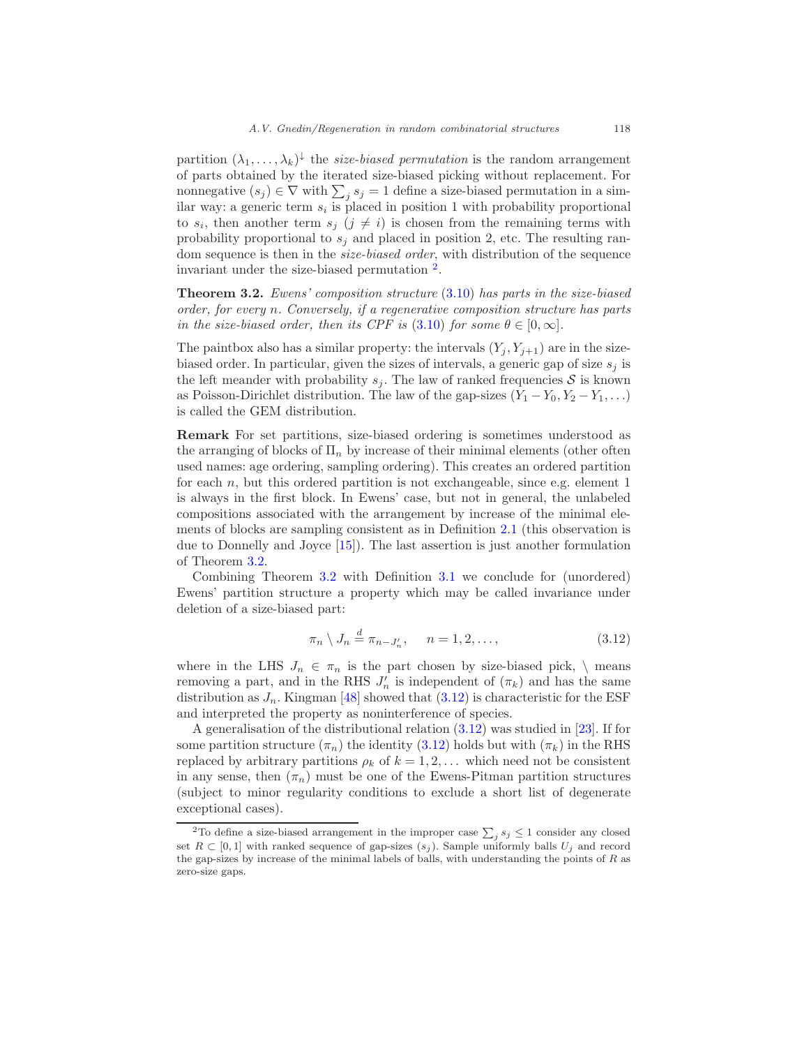partition $(\lambda_1, \ldots, \lambda_k)^\downarrow$ the *size-biased permutation* is the random arrangement of parts obtained by the iterated size-biased picking without replacement. For nonnegative $(s_j) \in \nabla$ with $\sum_j s_j = 1$ define a size-biased permutation in a similar way: a generic term $s_i$ is placed in position 1 with probability proportional to $s_i$, then another term $s_j$ $(j \neq i)$ is chosen from the remaining terms with probability proportional to $s_j$ and placed in position 2, etc. The resulting random sequence is then in the *size-biased order*, with distribution of the sequence invariant under the size-biased permutation [2].

**Theorem 3.2.** *Ewens' composition structure* (3.10) *has parts in the size-biased order, for every* $n$. *Conversely, if a regenerative composition structure has parts in the size-biased order, then its CPF is* (3.10) *for some* $\theta \in [0, \infty]$.

The paintbox also has a similar property: the intervals $(Y_j, Y_{j+1})$ are in the size-biased order. In particular, given the sizes of intervals, a generic gap of size $s_j$ is the left meander with probability $s_j$. The law of ranked frequencies $\mathcal{S}$ is known as Poisson-Dirichlet distribution. The law of the gap-sizes $(Y_1 - Y_0, Y_2 - Y_1, \ldots)$ is called the GEM distribution.

**Remark** For set partitions, size-biased ordering is sometimes understood as the arranging of blocks of $\Pi_n$ by increase of their minimal elements (other often used names: age ordering, sampling ordering). This creates an ordered partition for each $n$, but this ordered partition is not exchangeable, since e.g. element 1 is always in the first block. In Ewens' case, but not in general, the unlabeled compositions associated with the arrangement by increase of the minimal elements of blocks are sampling consistent as in Definition 2.1 (this observation is due to Donnelly and Joyce [15]). The last assertion is just another formulation of Theorem 3.2.

Combining Theorem 3.2 with Definition 3.1 we conclude for (unordered) Ewens' partition structure a property which may be called invariance under deletion of a size-biased part:

$$\pi_n \setminus J_n \overset{d}{=} \pi_{n-J'_n}, \quad n = 1, 2, \ldots, \tag{3.12}$$

where in the LHS $J_n \in \pi_n$ is the part chosen by size-biased pick, $\setminus$ means removing a part, and in the RHS $J'_n$ is independent of $(\pi_k)$ and has the same distribution as $J_n$. Kingman [48] showed that (3.12) is characteristic for the ESF and interpreted the property as noninterference of species.

A generalisation of the distributional relation (3.12) was studied in [23]. If for some partition structure $(\pi_n)$ the identity (3.12) holds but with $(\pi_k)$ in the RHS replaced by arbitrary partitions $\rho_k$ of $k = 1, 2, \ldots$ which need not be consistent in any sense, then $(\pi_n)$ must be one of the Ewens-Pitman partition structures (subject to minor regularity conditions to exclude a short list of degenerate exceptional cases).

[2] To define a size-biased arrangement in the improper case $\sum_j s_j \leq 1$ consider any closed set $R \subset [0,1]$ with ranked sequence of gap-sizes $(s_j)$. Sample uniformly balls $U_j$ and record the gap-sizes by increase of the minimal labels of balls, with understanding the points of $R$ as zero-size gaps.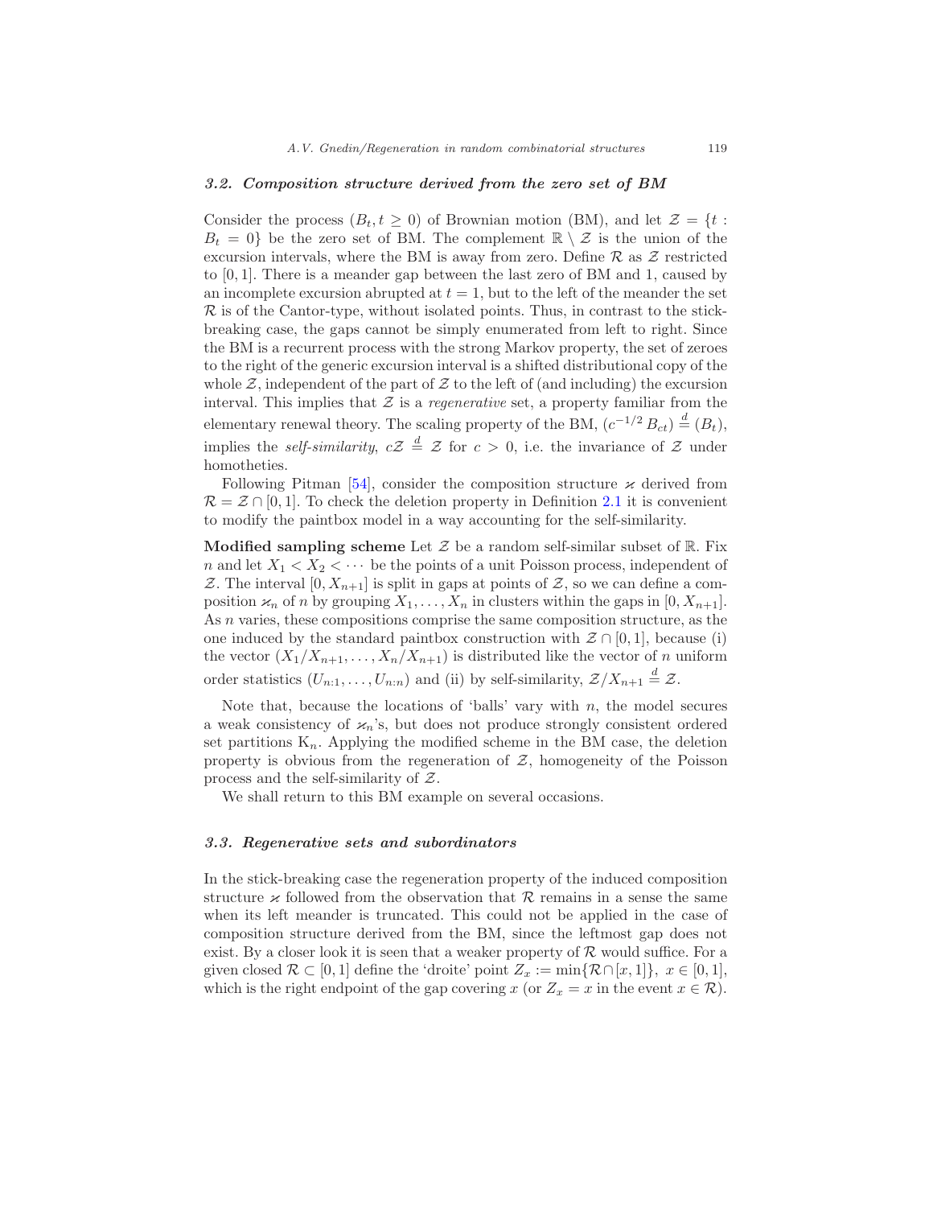### 3.2. Composition structure derived from the zero set of BM

Consider the process $(B_t, t \geq 0)$ of Brownian motion (BM), and let $\mathcal{Z} = \{t : B_t = 0\}$ be the zero set of BM. The complement $\mathbb{R} \setminus \mathcal{Z}$ is the union of the excursion intervals, where the BM is away from zero. Define $\mathcal{R}$ as $\mathcal{Z}$ restricted to $[0,1]$. There is a meander gap between the last zero of BM and 1, caused by an incomplete excursion abrupted at $t = 1$, but to the left of the meander the set $\mathcal{R}$ is of the Cantor-type, without isolated points. Thus, in contrast to the stick-breaking case, the gaps cannot be simply enumerated from left to right. Since the BM is a recurrent process with the strong Markov property, the set of zeroes to the right of the generic excursion interval is a shifted distributional copy of the whole $\mathcal{Z}$, independent of the part of $\mathcal{Z}$ to the left of (and including) the excursion interval. This implies that $\mathcal{Z}$ is a *regenerative* set, a property familiar from the elementary renewal theory. The scaling property of the BM, $(c^{-1/2} B_{ct}) \stackrel{d}{=} (B_t)$, implies the *self-similarity*, $c\mathcal{Z} \stackrel{d}{=} \mathcal{Z}$ for $c > 0$, i.e. the invariance of $\mathcal{Z}$ under homotheties.

Following Pitman [54], consider the composition structure $\varkappa$ derived from $\mathcal{R} = \mathcal{Z} \cap [0,1]$. To check the deletion property in Definition 2.1 it is convenient to modify the paintbox model in a way accounting for the self-similarity.

**Modified sampling scheme** Let $\mathcal{Z}$ be a random self-similar subset of $\mathbb{R}$. Fix $n$ and let $X_1 < X_2 < \cdots$ be the points of a unit Poisson process, independent of $\mathcal{Z}$. The interval $[0, X_{n+1}]$ is split in gaps at points of $\mathcal{Z}$, so we can define a composition $\varkappa_n$ of $n$ by grouping $X_1, \ldots, X_n$ in clusters within the gaps in $[0, X_{n+1}]$. As $n$ varies, these compositions comprise the same composition structure, as the one induced by the standard paintbox construction with $\mathcal{Z} \cap [0,1]$, because (i) the vector $(X_1/X_{n+1}, \ldots, X_n/X_{n+1})$ is distributed like the vector of $n$ uniform order statistics $(U_{n:1}, \ldots, U_{n:n})$ and (ii) by self-similarity, $\mathcal{Z}/X_{n+1} \stackrel{d}{=} \mathcal{Z}$.

Note that, because the locations of 'balls' vary with $n$, the model secures a weak consistency of $\varkappa_n$'s, but does not produce strongly consistent ordered set partitions $\mathrm{K}_n$. Applying the modified scheme in the BM case, the deletion property is obvious from the regeneration of $\mathcal{Z}$, homogeneity of the Poisson process and the self-similarity of $\mathcal{Z}$.

We shall return to this BM example on several occasions.

### 3.3. Regenerative sets and subordinators

In the stick-breaking case the regeneration property of the induced composition structure $\varkappa$ followed from the observation that $\mathcal{R}$ remains in a sense the same when its left meander is truncated. This could not be applied in the case of composition structure derived from the BM, since the leftmost gap does not exist. By a closer look it is seen that a weaker property of $\mathcal{R}$ would suffice. For a given closed $\mathcal{R} \subset [0,1]$ define the 'droite' point $Z_x := \min\{\mathcal{R} \cap [x,1]\}$, $x \in [0,1]$, which is the right endpoint of the gap covering $x$ (or $Z_x = x$ in the event $x \in \mathcal{R}$).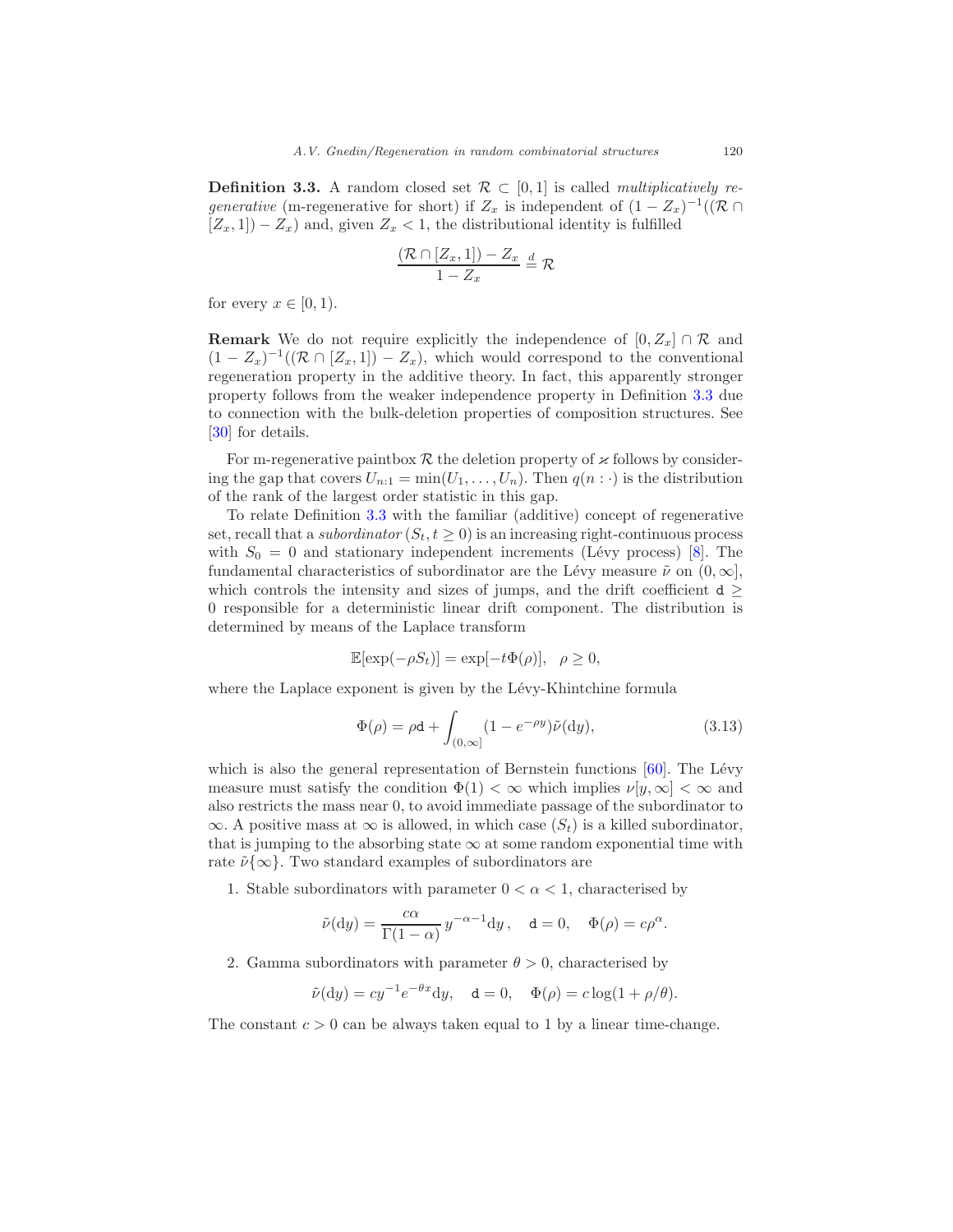**Definition 3.3.** A random closed set $\mathcal{R} \subset [0,1]$ is called *multiplicatively regenerative* (m-regenerative for short) if $Z_x$ is independent of $(1-Z_x)^{-1}((\mathcal{R} \cap [Z_x, 1]) - Z_x)$ and, given $Z_x < 1$, the distributional identity is fulfilled

$$\frac{(\mathcal{R} \cap [Z_x, 1]) - Z_x}{1 - Z_x} \stackrel{d}{=} \mathcal{R}$$

for every $x \in [0,1)$.

**Remark** We do not require explicitly the independence of $[0, Z_x] \cap \mathcal{R}$ and $(1-Z_x)^{-1}((\mathcal{R} \cap [Z_x, 1]) - Z_x)$, which would correspond to the conventional regeneration property in the additive theory. In fact, this apparently stronger property follows from the weaker independence property in Definition 3.3 due to connection with the bulk-deletion properties of composition structures. See [30] for details.

For m-regenerative paintbox $\mathcal{R}$ the deletion property of $\varkappa$ follows by considering the gap that covers $U_{n:1} = \min(U_1, \ldots, U_n)$. Then $q(n : \cdot)$ is the distribution of the rank of the largest order statistic in this gap.

To relate Definition 3.3 with the familiar (additive) concept of regenerative set, recall that a *subordinator* $(S_t, t \geq 0)$ is an increasing right-continuous process with $S_0 = 0$ and stationary independent increments (Lévy process) [8]. The fundamental characteristics of subordinator are the Lévy measure $\tilde{\nu}$ on $(0, \infty]$, which controls the intensity and sizes of jumps, and the drift coefficient $\mathtt{d} \geq 0$ responsible for a deterministic linear drift component. The distribution is determined by means of the Laplace transform

$$\mathbb{E}[\exp(-\rho S_t)] = \exp[-t\Phi(\rho)], \quad \rho \geq 0,$$

where the Laplace exponent is given by the Lévy-Khintchine formula

$$\Phi(\rho) = \rho \mathtt{d} + \int_{(0,\infty]} (1 - e^{-\rho y}) \tilde{\nu}(\mathrm{d}y), \tag{3.13}$$

which is also the general representation of Bernstein functions [60]. The Lévy measure must satisfy the condition $\Phi(1) < \infty$ which implies $\nu[y, \infty] < \infty$ and also restricts the mass near 0, to avoid immediate passage of the subordinator to $\infty$. A positive mass at $\infty$ is allowed, in which case $(S_t)$ is a killed subordinator, that is jumping to the absorbing state $\infty$ at some random exponential time with rate $\tilde{\nu}\{\infty\}$. Two standard examples of subordinators are

1. Stable subordinators with parameter $0 < \alpha < 1$, characterised by

$$\tilde{\nu}(\mathrm{d}y) = \frac{c\alpha}{\Gamma(1-\alpha)} y^{-\alpha-1} \mathrm{d}y, \quad \mathtt{d} = 0, \quad \Phi(\rho) = c\rho^{\alpha}.$$

2. Gamma subordinators with parameter $\theta > 0$, characterised by

$$\tilde{\nu}(\mathrm{d}y) = c y^{-1} e^{-\theta x} \mathrm{d}y, \quad \mathtt{d} = 0, \quad \Phi(\rho) = c \log(1 + \rho/\theta).$$

The constant $c > 0$ can be always taken equal to 1 by a linear time-change.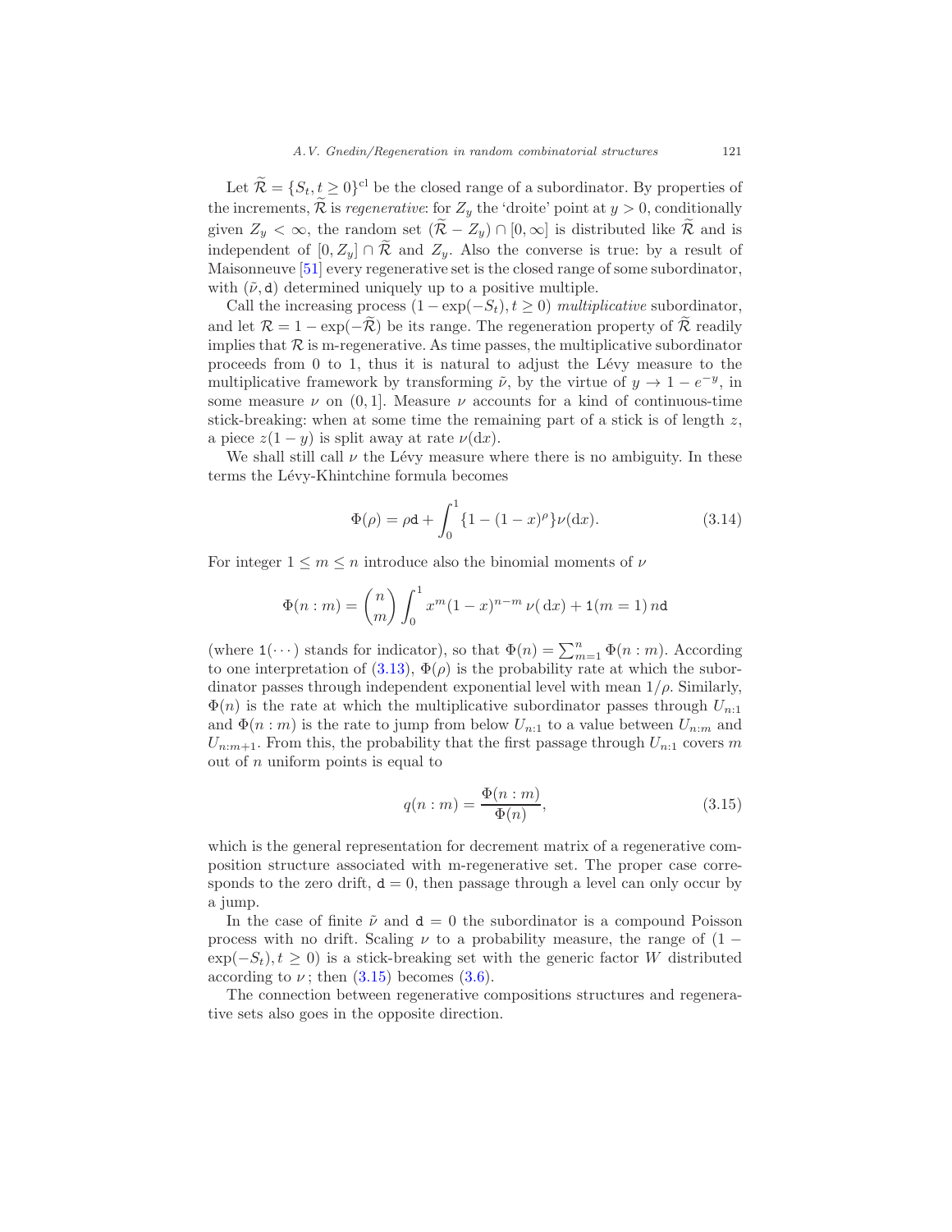Let $\widetilde{\mathcal{R}} = \{S_t, t \geq 0\}^{\rm cl}$ be the closed range of a subordinator. By properties of the increments, $\widetilde{\mathcal{R}}$ is *regenerative*: for $Z_y$ the 'droite' point at $y > 0$, conditionally given $Z_y < \infty$, the random set $(\widetilde{\mathcal{R}} - Z_y) \cap [0, \infty]$ is distributed like $\widetilde{\mathcal{R}}$ and is independent of $[0, Z_y] \cap \widetilde{\mathcal{R}}$ and $Z_y$. Also the converse is true: by a result of Maisonneuve [51] every regenerative set is the closed range of some subordinator, with $(\tilde{\nu}, \mathtt{d})$ determined uniquely up to a positive multiple.

Call the increasing process $(1 - \exp(-S_t), t \geq 0)$ *multiplicative* subordinator, and let $\mathcal{R} = 1 - \exp(-\widetilde{\mathcal{R}})$ be its range. The regeneration property of $\widetilde{\mathcal{R}}$ readily implies that $\mathcal{R}$ is m-regenerative. As time passes, the multiplicative subordinator proceeds from 0 to 1, thus it is natural to adjust the Lévy measure to the multiplicative framework by transforming $\tilde{\nu}$, by the virtue of $y \to 1 - e^{-y}$, in some measure $\nu$ on $(0, 1]$. Measure $\nu$ accounts for a kind of continuous-time stick-breaking: when at some time the remaining part of a stick is of length $z$, a piece $z(1-y)$ is split away at rate $\nu(\mathrm{d}x)$.

We shall still call $\nu$ the Lévy measure where there is no ambiguity. In these terms the Lévy-Khintchine formula becomes

$$\Phi(\rho) = \rho\mathtt{d} + \int_0^1 \{1 - (1-x)^\rho\}\nu(\mathrm{d}x). \tag{3.14}$$

For integer $1 \leq m \leq n$ introduce also the binomial moments of $\nu$

$$\Phi(n:m) = \binom{n}{m} \int_0^1 x^m (1-x)^{n-m}\,\nu(\,\mathrm{d}x) + \mathtt{1}(m=1)\,n\mathtt{d}$$

(where $\mathtt{1}(\cdots)$ stands for indicator), so that $\Phi(n) = \sum_{m=1}^n \Phi(n:m)$. According to one interpretation of (3.13), $\Phi(\rho)$ is the probability rate at which the subordinator passes through independent exponential level with mean $1/\rho$. Similarly, $\Phi(n)$ is the rate at which the multiplicative subordinator passes through $U_{n:1}$ and $\Phi(n:m)$ is the rate to jump from below $U_{n:1}$ to a value between $U_{n:m}$ and $U_{n:m+1}$. From this, the probability that the first passage through $U_{n:1}$ covers $m$ out of $n$ uniform points is equal to

$$q(n:m) = \frac{\Phi(n:m)}{\Phi(n)}, \tag{3.15}$$

which is the general representation for decrement matrix of a regenerative composition structure associated with m-regenerative set. The proper case corresponds to the zero drift, $\mathtt{d} = 0$, then passage through a level can only occur by a jump.

In the case of finite $\tilde{\nu}$ and $\mathtt{d} = 0$ the subordinator is a compound Poisson process with no drift. Scaling $\nu$ to a probability measure, the range of $(1 - \exp(-S_t), t \geq 0)$ is a stick-breaking set with the generic factor $W$ distributed according to $\nu$; then (3.15) becomes (3.6).

The connection between regenerative compositions structures and regenerative sets also goes in the opposite direction.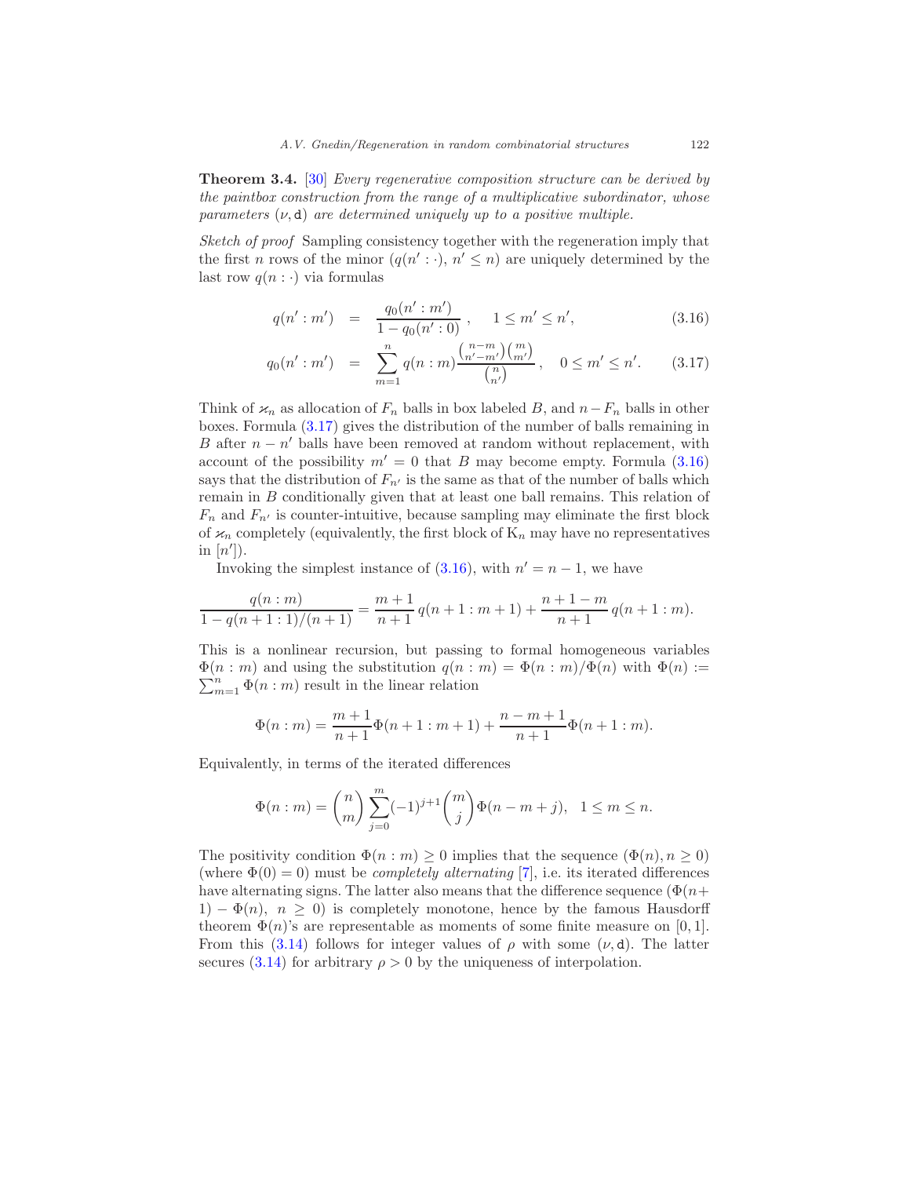**Theorem 3.4.** [30] *Every regenerative composition structure can be derived by the paintbox construction from the range of a multiplicative subordinator, whose parameters $(\nu, \mathtt{d})$ are determined uniquely up to a positive multiple.*

*Sketch of proof* Sampling consistency together with the regeneration imply that the first $n$ rows of the minor $(q(n':\cdot),\ n' \le n)$ are uniquely determined by the last row $q(n:\cdot)$ via formulas

$$q(n':m') = \frac{q_0(n':m')}{1-q_0(n':0)}\,, \quad 1 \le m' \le n', \tag{3.16}$$

$$q_0(n':m') = \sum_{m=1}^{n} q(n:m)\frac{\binom{n-m}{n'-m'}\binom{m}{m'}}{\binom{n}{n'}}\,, \quad 0 \le m' \le n'. \tag{3.17}$$

Think of $\varkappa_n$ as allocation of $F_n$ balls in box labeled $B$, and $n-F_n$ balls in other boxes. Formula (3.17) gives the distribution of the number of balls remaining in $B$ after $n-n'$ balls have been removed at random without replacement, with account of the possibility $m'=0$ that $B$ may become empty. Formula (3.16) says that the distribution of $F_{n'}$ is the same as that of the number of balls which remain in $B$ conditionally given that at least one ball remains. This relation of $F_n$ and $F_{n'}$ is counter-intuitive, because sampling may eliminate the first block of $\varkappa_n$ completely (equivalently, the first block of $\mathrm{K}_n$ may have no representatives in $[n']$).

Invoking the simplest instance of (3.16), with $n'=n-1$, we have

$$\frac{q(n:m)}{1-q(n+1:1)/(n+1)} = \frac{m+1}{n+1}\,q(n+1:m+1) + \frac{n+1-m}{n+1}\,q(n+1:m).$$

This is a nonlinear recursion, but passing to formal homogeneous variables $\Phi(n:m)$ and using the substitution $q(n:m)=\Phi(n:m)/\Phi(n)$ with $\Phi(n) := \sum_{m=1}^{n}\Phi(n:m)$ result in the linear relation

$$\Phi(n:m) = \frac{m+1}{n+1}\Phi(n+1:m+1) + \frac{n-m+1}{n+1}\Phi(n+1:m).$$

Equivalently, in terms of the iterated differences

$$\Phi(n:m) = \binom{n}{m}\sum_{j=0}^{m}(-1)^{j+1}\binom{m}{j}\Phi(n-m+j), \quad 1 \le m \le n.$$

The positivity condition $\Phi(n:m)\ge 0$ implies that the sequence $(\Phi(n), n\ge 0)$ (where $\Phi(0)=0$) must be *completely alternating* [7], i.e. its iterated differences have alternating signs. The latter also means that the difference sequence $(\Phi(n+1)-\Phi(n),\ n\ge 0)$ is completely monotone, hence by the famous Hausdorff theorem $\Phi(n)$'s are representable as moments of some finite measure on $[0,1]$. From this (3.14) follows for integer values of $\rho$ with some $(\nu,\mathtt{d})$. The latter secures (3.14) for arbitrary $\rho>0$ by the uniqueness of interpolation.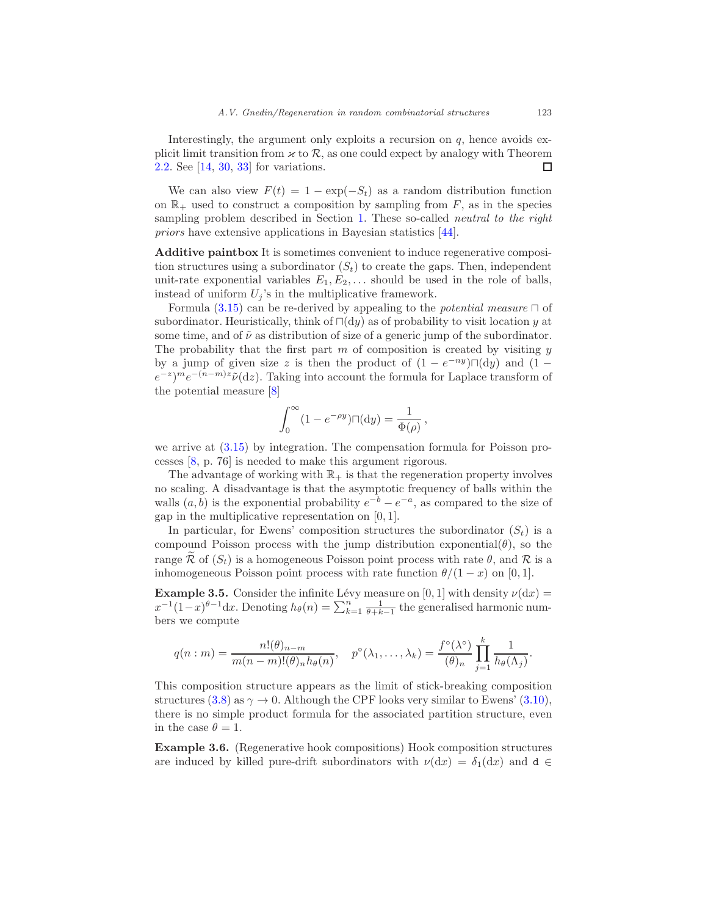Interestingly, the argument only exploits a recursion on $q$, hence avoids explicit limit transition from $\varkappa$ to $\mathcal{R}$, as one could expect by analogy with Theorem 2.2. See [14, 30, 33] for variations. $\square$

We can also view $F(t) = 1 - \exp(-S_t)$ as a random distribution function on $\mathbb{R}_+$ used to construct a composition by sampling from $F$, as in the species sampling problem described in Section 1. These so-called *neutral to the right priors* have extensive applications in Bayesian statistics [44].

**Additive paintbox** It is sometimes convenient to induce regenerative composition structures using a subordinator $(S_t)$ to create the gaps. Then, independent unit-rate exponential variables $E_1, E_2, \dots$ should be used in the role of balls, instead of uniform $U_j$'s in the multiplicative framework.

Formula (3.15) can be re-derived by appealing to the *potential measure* $\sqcap$ of subordinator. Heuristically, think of $\sqcap(\mathrm{d}y)$ as of probability to visit location $y$ at some time, and of $\tilde{\nu}$ as distribution of size of a generic jump of the subordinator. The probability that the first part $m$ of composition is created by visiting $y$ by a jump of given size $z$ is then the product of $(1 - e^{-ny})\sqcap(\mathrm{d}y)$ and $(1 - e^{-z})^m e^{-(n-m)z}\tilde{\nu}(\mathrm{d}z)$. Taking into account the formula for Laplace transform of the potential measure [8]

$$\int_0^\infty (1 - e^{-\rho y})\sqcap(\mathrm{d}y) = \frac{1}{\Phi(\rho)}\,,$$

we arrive at (3.15) by integration. The compensation formula for Poisson processes [8, p. 76] is needed to make this argument rigorous.

The advantage of working with $\mathbb{R}_+$ is that the regeneration property involves no scaling. A disadvantage is that the asymptotic frequency of balls within the walls $(a, b)$ is the exponential probability $e^{-b} - e^{-a}$, as compared to the size of gap in the multiplicative representation on $[0, 1]$.

In particular, for Ewens' composition structures the subordinator $(S_t)$ is a compound Poisson process with the jump distribution exponential($\theta$), so the range $\widetilde{\mathcal{R}}$ of $(S_t)$ is a homogeneous Poisson point process with rate $\theta$, and $\mathcal{R}$ is a inhomogeneous Poisson point process with rate function $\theta/(1-x)$ on $[0, 1]$.

**Example 3.5.** Consider the infinite Lévy measure on $[0, 1]$ with density $\nu(\mathrm{d}x) = x^{-1}(1-x)^{\theta-1}\mathrm{d}x$. Denoting $h_\theta(n) = \sum_{k=1}^n \frac{1}{\theta+k-1}$ the generalised harmonic numbers we compute

$$q(n:m) = \frac{n!(\theta)_{n-m}}{m(n-m)!(\theta)_n h_\theta(n)}, \quad p^\circ(\lambda_1, \dots, \lambda_k) = \frac{f^\circ(\lambda^\circ)}{(\theta)_n} \prod_{j=1}^k \frac{1}{h_\theta(\Lambda_j)}.$$

This composition structure appears as the limit of stick-breaking composition structures (3.8) as $\gamma \to 0$. Although the CPF looks very similar to Ewens' (3.10), there is no simple product formula for the associated partition structure, even in the case $\theta = 1$.

**Example 3.6.** (Regenerative hook compositions) Hook composition structures are induced by killed pure-drift subordinators with $\nu(\mathrm{d}x) = \delta_1(\mathrm{d}x)$ and $\mathtt{d} \in$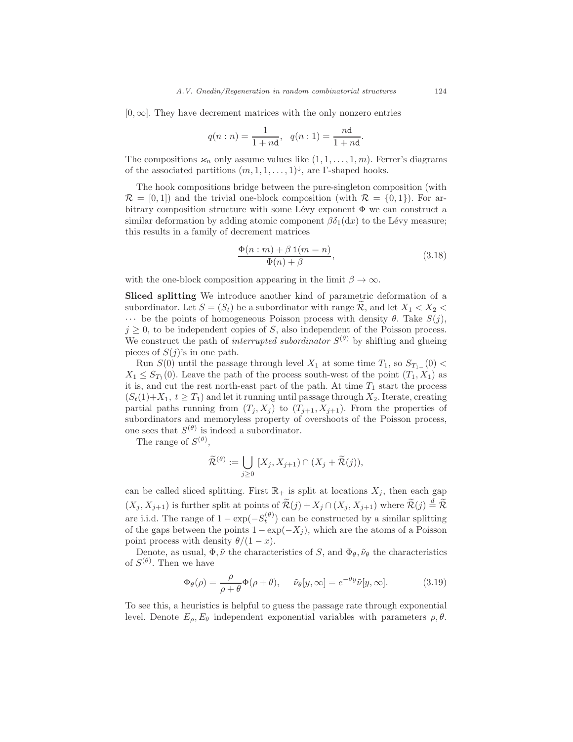$[0,\infty]$. They have decrement matrices with the only nonzero entries

$$q(n:n)=\frac{1}{1+n\mathtt{d}},\quad q(n:1)=\frac{n\mathtt{d}}{1+n\mathtt{d}}.$$

The compositions $\varkappa_n$ only assume values like $(1,1,\ldots,1,m)$. Ferrer's diagrams of the associated partitions $(m,1,1,\ldots,1)^{\downarrow}$, are $\Gamma$-shaped hooks.

The hook compositions bridge between the pure-singleton composition (with $\mathcal{R}=[0,1]$) and the trivial one-block composition (with $\mathcal{R}=\{0,1\}$). For arbitrary composition structure with some Lévy exponent $\Phi$ we can construct a similar deformation by adding atomic component $\beta\delta_1(\mathrm{d}x)$ to the Lévy measure; this results in a family of decrement matrices

$$\frac{\Phi(n:m)+\beta\,\mathtt{1}(m=n)}{\Phi(n)+\beta}, \tag{3.18}$$

with the one-block composition appearing in the limit $\beta\to\infty$.

**Sliced splitting** We introduce another kind of parametric deformation of a subordinator. Let $S=(S_t)$ be a subordinator with range $\widetilde{\mathcal{R}}$, and let $X_1<X_2<\cdots$ be the points of homogeneous Poisson process with density $\theta$. Take $S(j)$, $j\geq 0$, to be independent copies of $S$, also independent of the Poisson process. We construct the path of *interrupted subordinator* $S^{(\theta)}$ by shifting and glueing pieces of $S(j)$'s in one path.

Run $S(0)$ until the passage through level $X_1$ at some time $T_1$, so $S_{T_{1-}}(0)<X_1\leq S_{T_1}(0)$. Leave the path of the process south-west of the point $(T_1,X_1)$ as it is, and cut the rest north-east part of the path. At time $T_1$ start the process $(S_t(1)+X_1,\ t\geq T_1)$ and let it running until passage through $X_2$. Iterate, creating partial paths running from $(T_j,X_j)$ to $(T_{j+1},X_{j+1})$. From the properties of subordinators and memoryless property of overshoots of the Poisson process, one sees that $S^{(\theta)}$ is indeed a subordinator.

The range of $S^{(\theta)}$,

$$\widetilde{\mathcal{R}}^{(\theta)}:=\bigcup_{j\geq 0}[X_j,X_{j+1})\cap(X_j+\widetilde{\mathcal{R}}(j)),$$

can be called sliced splitting. First $\mathbb{R}_+$ is split at locations $X_j$, then each gap $(X_j,X_{j+1})$ is further split at points of $\widetilde{\mathcal{R}}(j)+X_j\cap(X_j,X_{j+1})$ where $\widetilde{\mathcal{R}}(j)\stackrel{d}{=}\widetilde{\mathcal{R}}$ are i.i.d. The range of $1-\exp(-S_t^{(\theta)})$ can be constructed by a similar splitting of the gaps between the points $1-\exp(-X_j)$, which are the atoms of a Poisson point process with density $\theta/(1-x)$.

Denote, as usual, $\Phi,\tilde{\nu}$ the characteristics of $S$, and $\Phi_\theta,\tilde{\nu}_\theta$ the characteristics of $S^{(\theta)}$. Then we have

$$\Phi_\theta(\rho)=\frac{\rho}{\rho+\theta}\Phi(\rho+\theta),\qquad \tilde{\nu}_\theta[y,\infty]=e^{-\theta y}\tilde{\nu}[y,\infty]. \tag{3.19}$$

To see this, a heuristics is helpful to guess the passage rate through exponential level. Denote $E_\rho,E_\theta$ independent exponential variables with parameters $\rho,\theta$.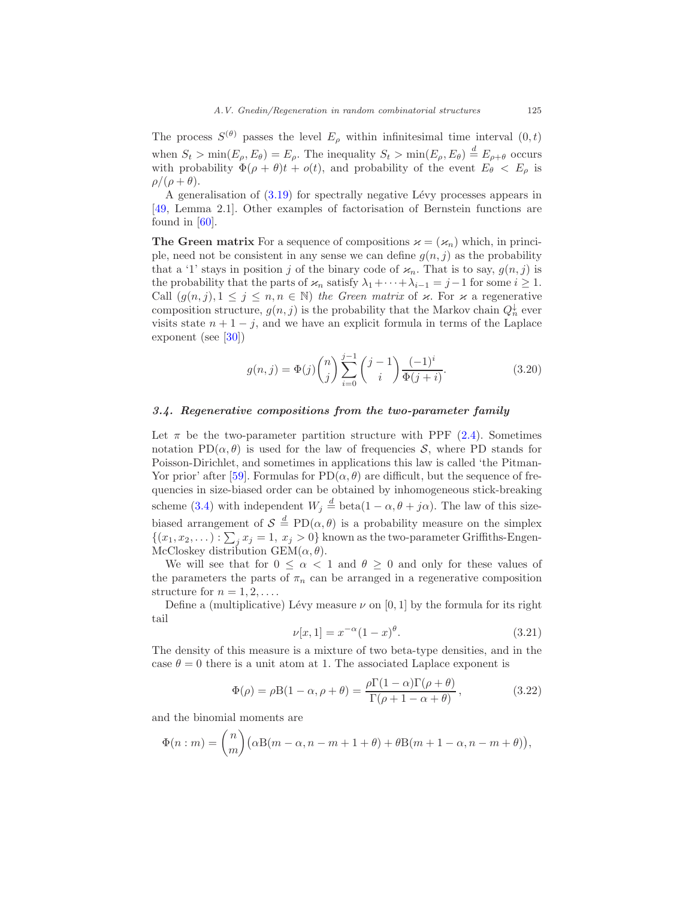The process $S^{(\theta)}$ passes the level $E_\rho$ within infinitesimal time interval $(0,t)$ when $S_t > \min(E_\rho, E_\theta) = E_\rho$. The inequality $S_t > \min(E_\rho, E_\theta) \stackrel{d}{=} E_{\rho+\theta}$ occurs with probability $\Phi(\rho+\theta)t + o(t)$, and probability of the event $E_\theta < E_\rho$ is $\rho/(\rho+\theta)$.

A generalisation of (3.19) for spectrally negative Lévy processes appears in [49, Lemma 2.1]. Other examples of factorisation of Bernstein functions are found in [60].

**The Green matrix** For a sequence of compositions $\varkappa = (\varkappa_n)$ which, in principle, need not be consistent in any sense we can define $g(n,j)$ as the probability that a '1' stays in position $j$ of the binary code of $\varkappa_n$. That is to say, $g(n,j)$ is the probability that the parts of $\varkappa_n$ satisfy $\lambda_1 + \cdots + \lambda_{i-1} = j-1$ for some $i \geq 1$. Call $(g(n,j), 1 \leq j \leq n, n \in \mathbb{N})$ *the Green matrix* of $\varkappa$. For $\varkappa$ a regenerative composition structure, $g(n,j)$ is the probability that the Markov chain $Q_n^\downarrow$ ever visits state $n+1-j$, and we have an explicit formula in terms of the Laplace exponent (see [30])

$$g(n,j) = \Phi(j)\binom{n}{j}\sum_{i=0}^{j-1}\binom{j-1}{i}\frac{(-1)^i}{\Phi(j+i)}. \tag{3.20}$$

### *3.4. Regenerative compositions from the two-parameter family*

Let $\pi$ be the two-parameter partition structure with PPF (2.4). Sometimes notation $\mathrm{PD}(\alpha,\theta)$ is used for the law of frequencies $\mathcal{S}$, where PD stands for Poisson-Dirichlet, and sometimes in applications this law is called 'the Pitman-Yor prior' after [59]. Formulas for $\mathrm{PD}(\alpha,\theta)$ are difficult, but the sequence of frequencies in size-biased order can be obtained by inhomogeneous stick-breaking scheme (3.4) with independent $W_j \stackrel{d}{=} \mathrm{beta}(1-\alpha, \theta+j\alpha)$. The law of this size-biased arrangement of $\mathcal{S} \stackrel{d}{=} \mathrm{PD}(\alpha,\theta)$ is a probability measure on the simplex $\{(x_1,x_2,\dots) : \sum_j x_j = 1,\ x_j > 0\}$ known as the two-parameter Griffiths-Engen-McCloskey distribution $\mathrm{GEM}(\alpha,\theta)$.

We will see that for $0 \leq \alpha < 1$ and $\theta \geq 0$ and only for these values of the parameters the parts of $\pi_n$ can be arranged in a regenerative composition structure for $n = 1, 2, \dots$.

Define a (multiplicative) Lévy measure $\nu$ on $[0,1]$ by the formula for its right tail

$$\nu[x,1] = x^{-\alpha}(1-x)^\theta. \tag{3.21}$$

The density of this measure is a mixture of two beta-type densities, and in the case $\theta = 0$ there is a unit atom at 1. The associated Laplace exponent is

$$\Phi(\rho) = \rho\mathrm{B}(1-\alpha, \rho+\theta) = \frac{\rho\Gamma(1-\alpha)\Gamma(\rho+\theta)}{\Gamma(\rho+1-\alpha+\theta)}, \tag{3.22}$$

and the binomial moments are

$$\Phi(n:m) = \binom{n}{m}\big(\alpha\mathrm{B}(m-\alpha, n-m+1+\theta) + \theta\mathrm{B}(m+1-\alpha, n-m+\theta)\big),$$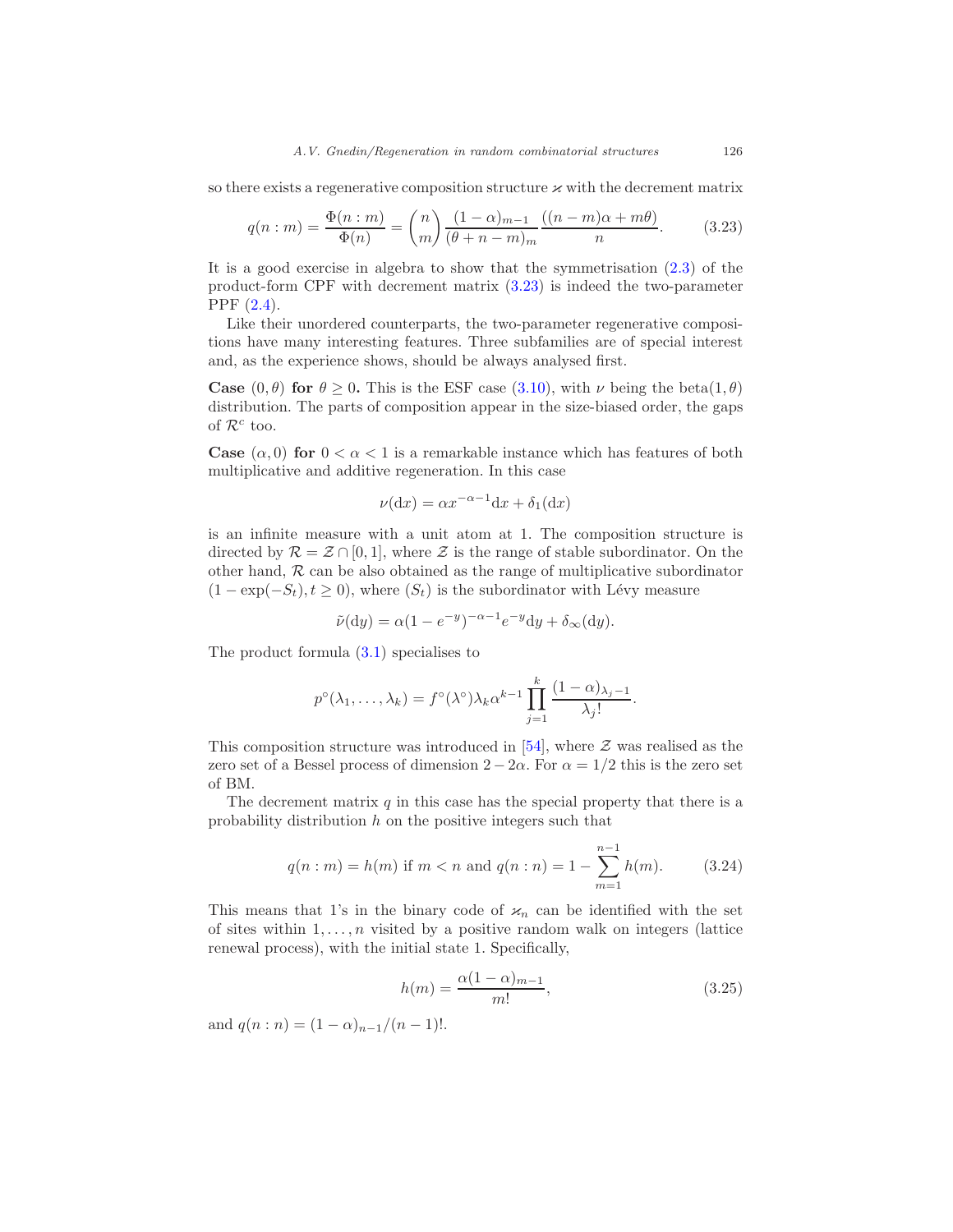so there exists a regenerative composition structure $\varkappa$ with the decrement matrix

$$q(n:m) = \frac{\Phi(n:m)}{\Phi(n)} = \binom{n}{m} \frac{(1-\alpha)_{m-1}}{(\theta+n-m)_m} \frac{((n-m)\alpha + m\theta)}{n}. \tag{3.23}$$

It is a good exercise in algebra to show that the symmetrisation (2.3) of the product-form CPF with decrement matrix (3.23) is indeed the two-parameter PPF (2.4).

Like their unordered counterparts, the two-parameter regenerative compositions have many interesting features. Three subfamilies are of special interest and, as the experience shows, should be always analysed first.

**Case** $(0, \theta)$ **for** $\theta \geq 0$**.** This is the ESF case (3.10), with $\nu$ being the beta$(1, \theta)$ distribution. The parts of composition appear in the size-biased order, the gaps of $\mathcal{R}^c$ too.

**Case** $(\alpha, 0)$ **for** $0 < \alpha < 1$ is a remarkable instance which has features of both multiplicative and additive regeneration. In this case

$$\nu(\mathrm{d}x) = \alpha x^{-\alpha-1}\mathrm{d}x + \delta_1(\mathrm{d}x)$$

is an infinite measure with a unit atom at 1. The composition structure is directed by $\mathcal{R} = \mathcal{Z} \cap [0,1]$, where $\mathcal{Z}$ is the range of stable subordinator. On the other hand, $\mathcal{R}$ can be also obtained as the range of multiplicative subordinator $(1 - \exp(-S_t), t \geq 0)$, where $(S_t)$ is the subordinator with Lévy measure

$$\tilde{\nu}(\mathrm{d}y) = \alpha(1-e^{-y})^{-\alpha-1}e^{-y}\mathrm{d}y + \delta_\infty(\mathrm{d}y).$$

The product formula (3.1) specialises to

$$p^\circ(\lambda_1, \ldots, \lambda_k) = f^\circ(\lambda^\circ)\lambda_k \alpha^{k-1} \prod_{j=1}^{k} \frac{(1-\alpha)_{\lambda_j - 1}}{\lambda_j!}.$$

This composition structure was introduced in [54], where $\mathcal{Z}$ was realised as the zero set of a Bessel process of dimension $2 - 2\alpha$. For $\alpha = 1/2$ this is the zero set of BM.

The decrement matrix $q$ in this case has the special property that there is a probability distribution $h$ on the positive integers such that

$$q(n:m) = h(m) \text{ if } m < n \text{ and } q(n:n) = 1 - \sum_{m=1}^{n-1} h(m). \tag{3.24}$$

This means that 1's in the binary code of $\varkappa_n$ can be identified with the set of sites within $1, \ldots, n$ visited by a positive random walk on integers (lattice renewal process), with the initial state 1. Specifically,

$$h(m) = \frac{\alpha(1-\alpha)_{m-1}}{m!}, \tag{3.25}$$

and $q(n:n) = (1-\alpha)_{n-1}/(n-1)!$.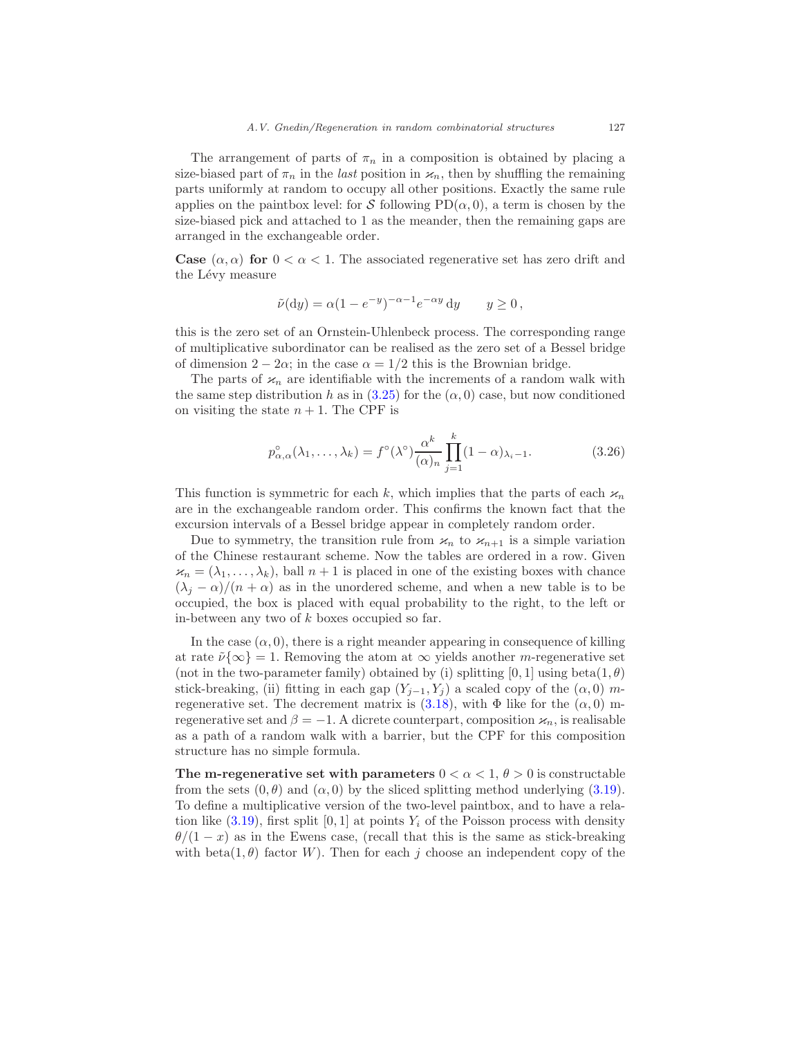The arrangement of parts of $\pi_n$ in a composition is obtained by placing a size-biased part of $\pi_n$ in the *last* position in $\varkappa_n$, then by shuffling the remaining parts uniformly at random to occupy all other positions. Exactly the same rule applies on the paintbox level: for $\mathcal{S}$ following $\mathrm{PD}(\alpha, 0)$, a term is chosen by the size-biased pick and attached to 1 as the meander, then the remaining gaps are arranged in the exchangeable order.

**Case $(\alpha, \alpha)$ for $0 < \alpha < 1$.** The associated regenerative set has zero drift and the Lévy measure

$$\tilde{\nu}(\mathrm{d}y) = \alpha(1 - e^{-y})^{-\alpha-1} e^{-\alpha y}\,\mathrm{d}y \qquad y \geq 0\,,$$

this is the zero set of an Ornstein-Uhlenbeck process. The corresponding range of multiplicative subordinator can be realised as the zero set of a Bessel bridge of dimension $2 - 2\alpha$; in the case $\alpha = 1/2$ this is the Brownian bridge.

The parts of $\varkappa_n$ are identifiable with the increments of a random walk with the same step distribution $h$ as in (3.25) for the $(\alpha, 0)$ case, but now conditioned on visiting the state $n + 1$. The CPF is

$$p^{\circ}_{\alpha,\alpha}(\lambda_1, \ldots, \lambda_k) = f^{\circ}(\lambda^{\circ}) \frac{\alpha^k}{(\alpha)_n} \prod_{j=1}^{k} (1-\alpha)_{\lambda_i - 1}. \tag{3.26}$$

This function is symmetric for each $k$, which implies that the parts of each $\varkappa_n$ are in the exchangeable random order. This confirms the known fact that the excursion intervals of a Bessel bridge appear in completely random order.

Due to symmetry, the transition rule from $\varkappa_n$ to $\varkappa_{n+1}$ is a simple variation of the Chinese restaurant scheme. Now the tables are ordered in a row. Given $\varkappa_n = (\lambda_1, \ldots, \lambda_k)$, ball $n + 1$ is placed in one of the existing boxes with chance $(\lambda_j - \alpha)/(n + \alpha)$ as in the unordered scheme, and when a new table is to be occupied, the box is placed with equal probability to the right, to the left or in-between any two of $k$ boxes occupied so far.

In the case $(\alpha, 0)$, there is a right meander appearing in consequence of killing at rate $\tilde{\nu}\{\infty\} = 1$. Removing the atom at $\infty$ yields another $m$-regenerative set (not in the two-parameter family) obtained by (i) splitting $[0, 1]$ using $\mathrm{beta}(1, \theta)$ stick-breaking, (ii) fitting in each gap $(Y_{j-1}, Y_j)$ a scaled copy of the $(\alpha, 0)$ $m$-regenerative set. The decrement matrix is (3.18), with $\Phi$ like for the $(\alpha, 0)$ m-regenerative set and $\beta = -1$. A dicrete counterpart, composition $\varkappa_n$, is realisable as a path of a random walk with a barrier, but the CPF for this composition structure has no simple formula.

**The m-regenerative set with parameters** $0 < \alpha < 1$, $\theta > 0$ is constructable from the sets $(0, \theta)$ and $(\alpha, 0)$ by the sliced splitting method underlying (3.19). To define a multiplicative version of the two-level paintbox, and to have a relation like (3.19), first split $[0, 1]$ at points $Y_i$ of the Poisson process with density $\theta/(1 - x)$ as in the Ewens case, (recall that this is the same as stick-breaking with $\mathrm{beta}(1, \theta)$ factor $W$). Then for each $j$ choose an independent copy of the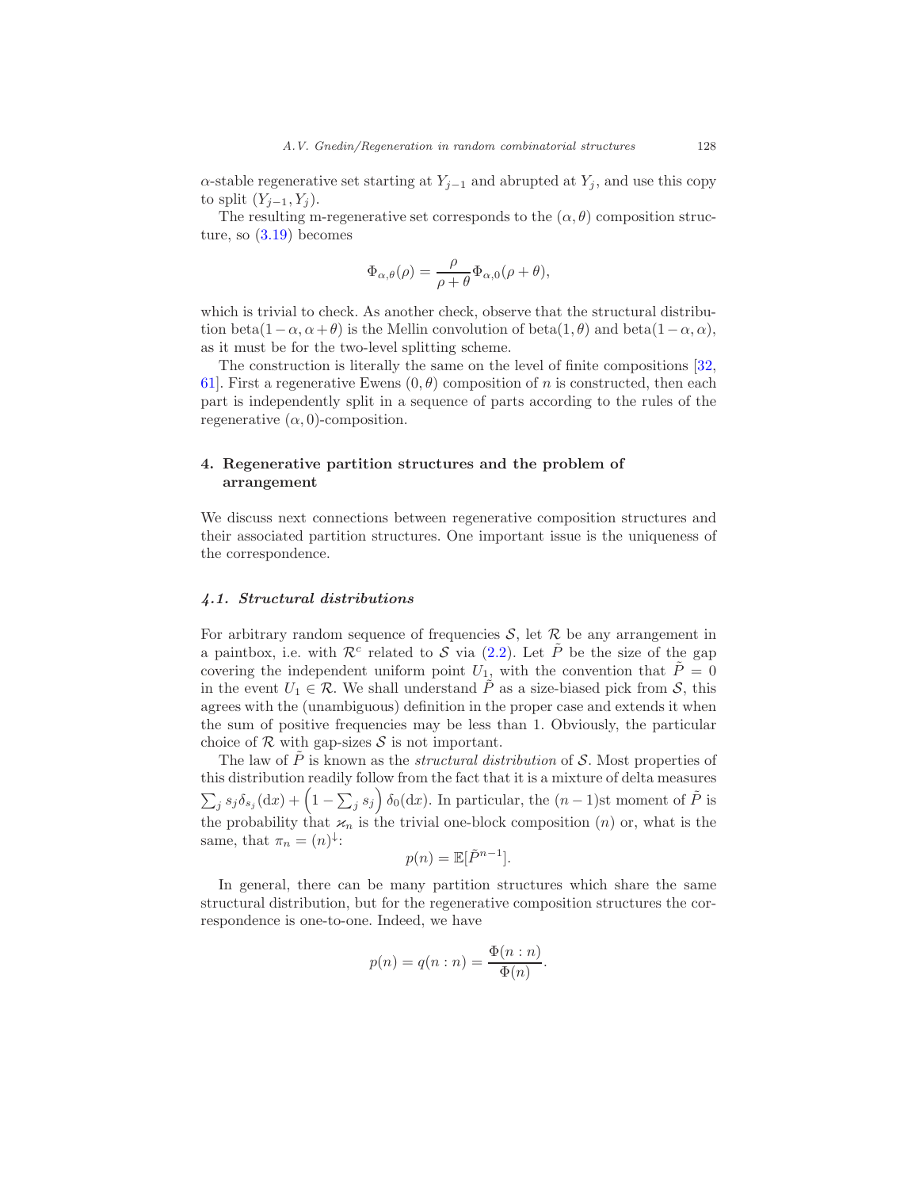$\alpha$-stable regenerative set starting at $Y_{j-1}$ and abrupted at $Y_j$, and use this copy to split $(Y_{j-1}, Y_j)$.

The resulting m-regenerative set corresponds to the $(\alpha, \theta)$ composition structure, so (3.19) becomes

$$\Phi_{\alpha,\theta}(\rho) = \frac{\rho}{\rho + \theta}\Phi_{\alpha,0}(\rho + \theta),$$

which is trivial to check. As another check, observe that the structural distribution beta$(1-\alpha, \alpha+\theta)$ is the Mellin convolution of beta$(1, \theta)$ and beta$(1-\alpha, \alpha)$, as it must be for the two-level splitting scheme.

The construction is literally the same on the level of finite compositions [32, 61]. First a regenerative Ewens $(0, \theta)$ composition of $n$ is constructed, then each part is independently split in a sequence of parts according to the rules of the regenerative $(\alpha, 0)$-composition.

## 4. Regenerative partition structures and the problem of arrangement

We discuss next connections between regenerative composition structures and their associated partition structures. One important issue is the uniqueness of the correspondence.

### *4.1. Structural distributions*

For arbitrary random sequence of frequencies $\mathcal{S}$, let $\mathcal{R}$ be any arrangement in a paintbox, i.e. with $\mathcal{R}^c$ related to $\mathcal{S}$ via (2.2). Let $\tilde{P}$ be the size of the gap covering the independent uniform point $U_1$, with the convention that $\tilde{P} = 0$ in the event $U_1 \in \mathcal{R}$. We shall understand $\tilde{P}$ as a size-biased pick from $\mathcal{S}$, this agrees with the (unambiguous) definition in the proper case and extends it when the sum of positive frequencies may be less than 1. Obviously, the particular choice of $\mathcal{R}$ with gap-sizes $\mathcal{S}$ is not important.

The law of $\tilde{P}$ is known as the *structural distribution* of $\mathcal{S}$. Most properties of this distribution readily follow from the fact that it is a mixture of delta measures $\sum_j s_j \delta_{s_j}(\mathrm{d}x) + \left(1 - \sum_j s_j\right)\delta_0(\mathrm{d}x)$. In particular, the $(n-1)$st moment of $\tilde{P}$ is the probability that $\varkappa_n$ is the trivial one-block composition $(n)$ or, what is the same, that $\pi_n = (n)^{\downarrow}$:

$$p(n) = \mathbb{E}[\tilde{P}^{n-1}].$$

In general, there can be many partition structures which share the same structural distribution, but for the regenerative composition structures the correspondence is one-to-one. Indeed, we have

$$p(n) = q(n:n) = \frac{\Phi(n:n)}{\Phi(n)}.$$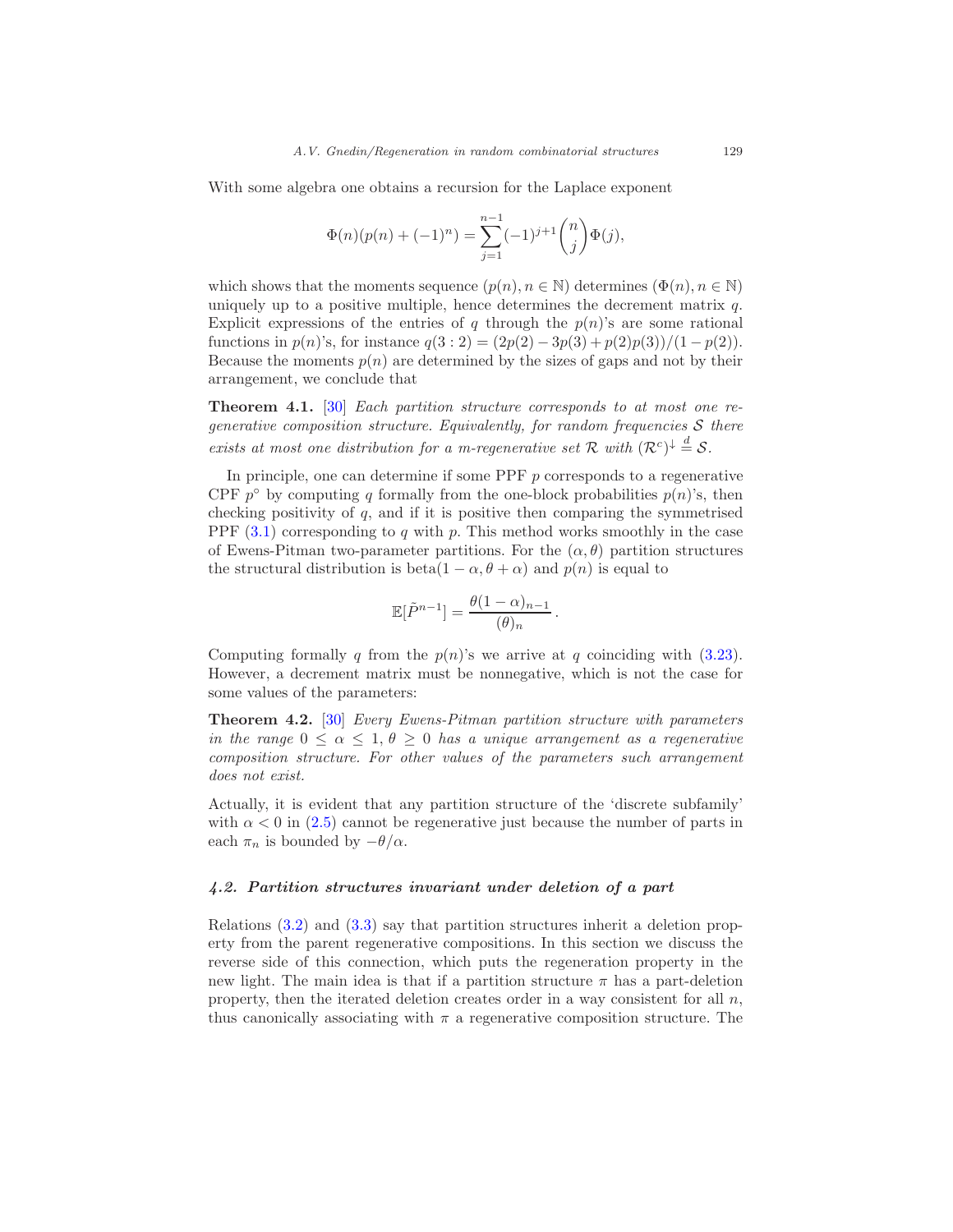With some algebra one obtains a recursion for the Laplace exponent

$$\Phi(n)(p(n) + (-1)^n) = \sum_{j=1}^{n-1} (-1)^{j+1} \binom{n}{j} \Phi(j),$$

which shows that the moments sequence $(p(n), n \in \mathbb{N})$ determines $(\Phi(n), n \in \mathbb{N})$ uniquely up to a positive multiple, hence determines the decrement matrix $q$. Explicit expressions of the entries of $q$ through the $p(n)$'s are some rational functions in $p(n)$'s, for instance $q(3:2) = (2p(2) - 3p(3) + p(2)p(3))/(1 - p(2))$. Because the moments $p(n)$ are determined by the sizes of gaps and not by their arrangement, we conclude that

**Theorem 4.1.** [30] *Each partition structure corresponds to at most one regenerative composition structure. Equivalently, for random frequencies $\mathcal{S}$ there exists at most one distribution for a m-regenerative set $\mathcal{R}$ with $(\mathcal{R}^c)^{\downarrow} \overset{d}{=} \mathcal{S}$.*

In principle, one can determine if some PPF $p$ corresponds to a regenerative CPF $p^{\circ}$ by computing $q$ formally from the one-block probabilities $p(n)$'s, then checking positivity of $q$, and if it is positive then comparing the symmetrised PPF (3.1) corresponding to $q$ with $p$. This method works smoothly in the case of Ewens-Pitman two-parameter partitions. For the $(\alpha, \theta)$ partition structures the structural distribution is beta$(1 - \alpha, \theta + \alpha)$ and $p(n)$ is equal to

$$\mathbb{E}[\tilde{P}^{n-1}] = \frac{\theta(1 - \alpha)_{n-1}}{(\theta)_n}.$$

Computing formally $q$ from the $p(n)$'s we arrive at $q$ coinciding with (3.23). However, a decrement matrix must be nonnegative, which is not the case for some values of the parameters:

**Theorem 4.2.** [30] *Every Ewens-Pitman partition structure with parameters in the range $0 \leq \alpha \leq 1$, $\theta \geq 0$ has a unique arrangement as a regenerative composition structure. For other values of the parameters such arrangement does not exist.*

Actually, it is evident that any partition structure of the 'discrete subfamily' with $\alpha < 0$ in (2.5) cannot be regenerative just because the number of parts in each $\pi_n$ is bounded by $-\theta/\alpha$.

### *4.2. Partition structures invariant under deletion of a part*

Relations (3.2) and (3.3) say that partition structures inherit a deletion property from the parent regenerative compositions. In this section we discuss the reverse side of this connection, which puts the regeneration property in the new light. The main idea is that if a partition structure $\pi$ has a part-deletion property, then the iterated deletion creates order in a way consistent for all $n$, thus canonically associating with $\pi$ a regenerative composition structure. The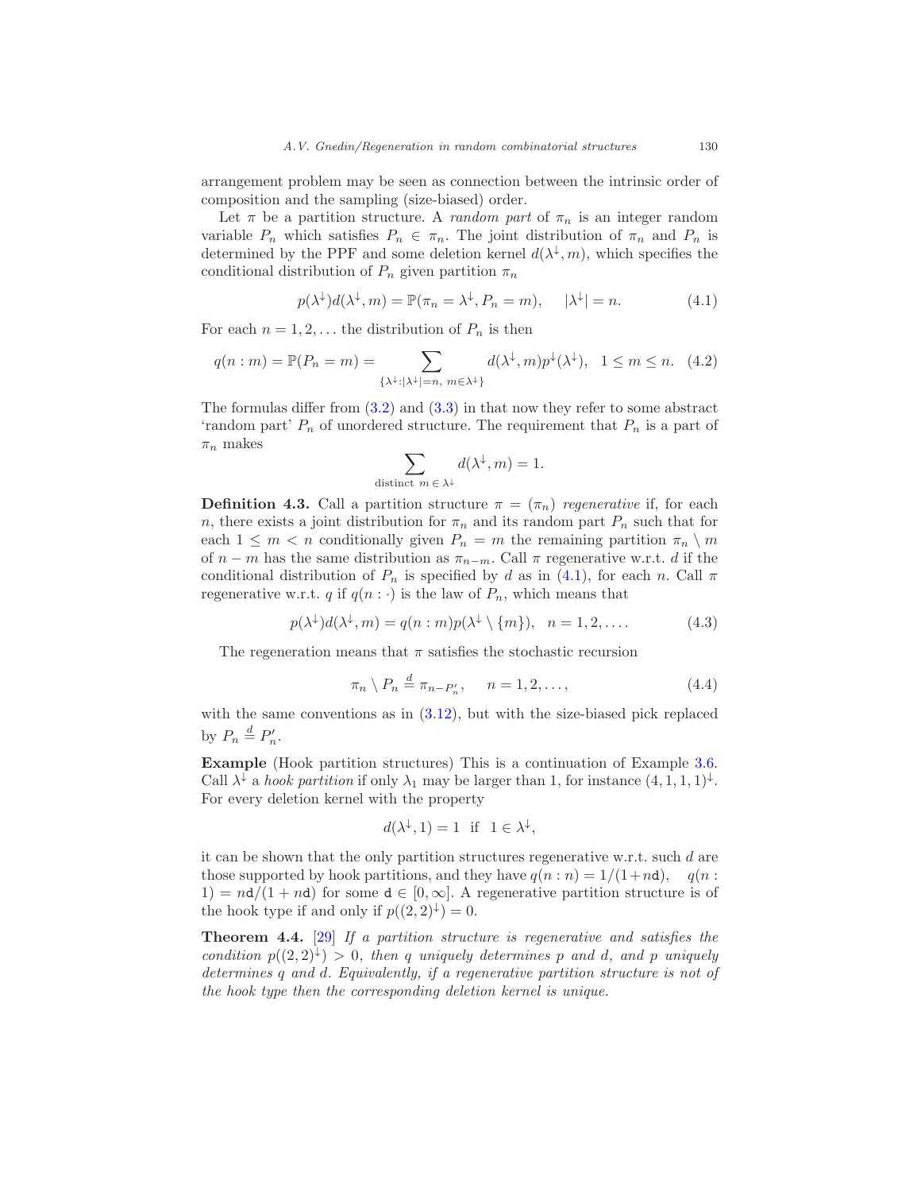arrangement problem may be seen as connection between the intrinsic order of composition and the sampling (size-biased) order.

Let $\pi$ be a partition structure. A *random part* of $\pi_n$ is an integer random variable $P_n$ which satisfies $P_n \in \pi_n$. The joint distribution of $\pi_n$ and $P_n$ is determined by the PPF and some deletion kernel $d(\lambda^\downarrow, m)$, which specifies the conditional distribution of $P_n$ given partition $\pi_n$

$$p(\lambda^\downarrow)d(\lambda^\downarrow, m) = \mathbb{P}(\pi_n = \lambda^\downarrow, P_n = m), \qquad |\lambda^\downarrow| = n. \tag{4.1}$$

For each $n = 1, 2, \dots$ the distribution of $P_n$ is then

$$q(n:m) = \mathbb{P}(P_n = m) = \sum_{\{\lambda^\downarrow : |\lambda^\downarrow| = n,\ m \in \lambda^\downarrow\}} d(\lambda^\downarrow, m)p^\downarrow(\lambda^\downarrow), \quad 1 \le m \le n. \tag{4.2}$$

The formulas differ from (3.2) and (3.3) in that now they refer to some abstract 'random part' $P_n$ of unordered structure. The requirement that $P_n$ is a part of $\pi_n$ makes

$$\sum_{\text{distinct } m \in \lambda^\downarrow} d(\lambda^\downarrow, m) = 1.$$

**Definition 4.3.** Call a partition structure $\pi = (\pi_n)$ *regenerative* if, for each $n$, there exists a joint distribution for $\pi_n$ and its random part $P_n$ such that for each $1 \le m < n$ conditionally given $P_n = m$ the remaining partition $\pi_n \setminus m$ of $n - m$ has the same distribution as $\pi_{n-m}$. Call $\pi$ regenerative w.r.t. $d$ if the conditional distribution of $P_n$ is specified by $d$ as in (4.1), for each $n$. Call $\pi$ regenerative w.r.t. $q$ if $q(n:\cdot)$ is the law of $P_n$, which means that

$$p(\lambda^\downarrow)d(\lambda^\downarrow, m) = q(n:m)p(\lambda^\downarrow \setminus \{m\}), \quad n = 1, 2, \dots. \tag{4.3}$$

The regeneration means that $\pi$ satisfies the stochastic recursion

$$\pi_n \setminus P_n \stackrel{d}{=} \pi_{n-P'_n}, \qquad n = 1, 2, \dots, \tag{4.4}$$

with the same conventions as in (3.12), but with the size-biased pick replaced by $P_n \stackrel{d}{=} P'_n$.

**Example** (Hook partition structures) This is a continuation of Example 3.6. Call $\lambda^\downarrow$ a *hook partition* if only $\lambda_1$ may be larger than 1, for instance $(4,1,1,1)^\downarrow$. For every deletion kernel with the property

$$d(\lambda^\downarrow, 1) = 1 \ \text{ if } \ 1 \in \lambda^\downarrow,$$

it can be shown that the only partition structures regenerative w.r.t. such $d$ are those supported by hook partitions, and they have $q(n:n) = 1/(1 + n\mathtt{d})$, $\quad q(n:1) = n\mathtt{d}/(1 + n\mathtt{d})$ for some $\mathtt{d} \in [0, \infty]$. A regenerative partition structure is of the hook type if and only if $p((2,2)^\downarrow) = 0$.

**Theorem 4.4.** [29] *If a partition structure is regenerative and satisfies the condition $p((2,2)^\downarrow) > 0$, then $q$ uniquely determines $p$ and $d$, and $p$ uniquely determines $q$ and $d$. Equivalently, if a regenerative partition structure is not of the hook type then the corresponding deletion kernel is unique.*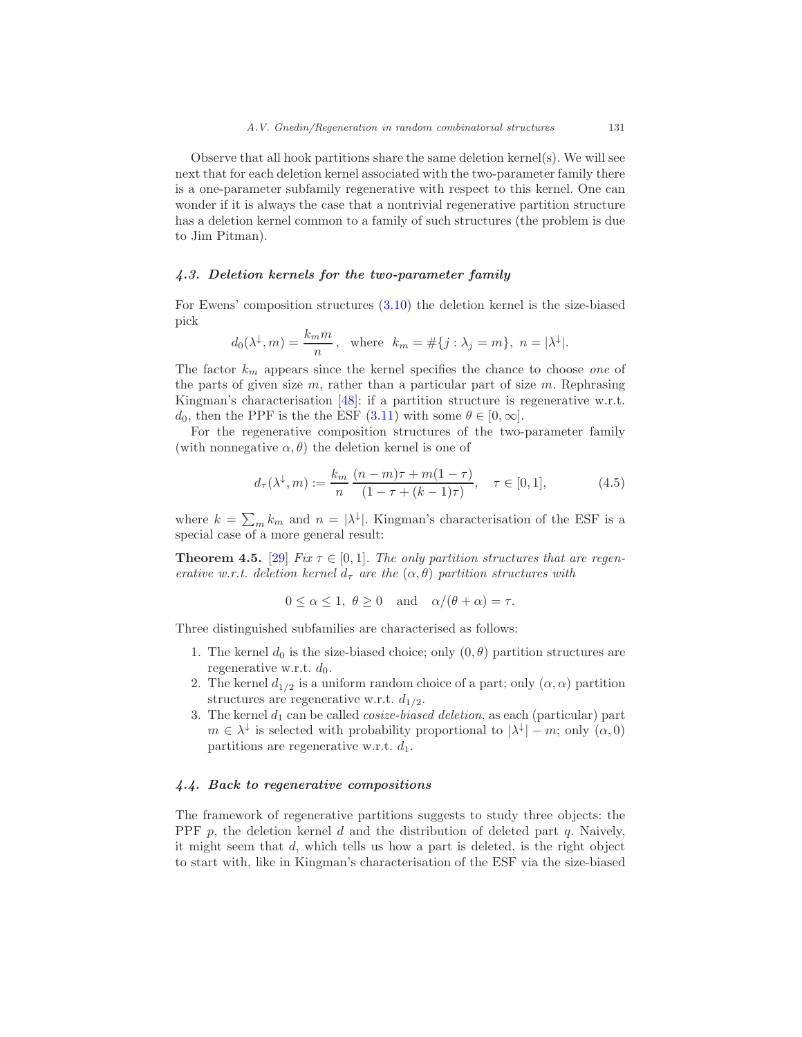Observe that all hook partitions share the same deletion kernel(s). We will see next that for each deletion kernel associated with the two-parameter family there is a one-parameter subfamily regenerative with respect to this kernel. One can wonder if it is always the case that a nontrivial regenerative partition structure has a deletion kernel common to a family of such structures (the problem is due to Jim Pitman).

### *4.3. Deletion kernels for the two-parameter family*

For Ewens' composition structures (3.10) the deletion kernel is the size-biased pick

$$d_0(\lambda^{\downarrow}, m) = \frac{k_m m}{n}\,, \quad \text{where} \;\; k_m = \#\{j : \lambda_j = m\},\; n = |\lambda^{\downarrow}|.$$

The factor $k_m$ appears since the kernel specifies the chance to choose *one* of the parts of given size $m$, rather than a particular part of size $m$. Rephrasing Kingman's characterisation [48]: if a partition structure is regenerative w.r.t. $d_0$, then the PPF is the the ESF (3.11) with some $\theta \in [0, \infty]$.

For the regenerative composition structures of the two-parameter family (with nonnegative $\alpha, \theta$) the deletion kernel is one of

$$d_\tau(\lambda^{\downarrow}, m) := \frac{k_m}{n}\,\frac{(n-m)\tau + m(1-\tau)}{(1-\tau+(k-1)\tau)}, \quad \tau \in [0,1], \tag{4.5}$$

where $k = \sum_m k_m$ and $n = |\lambda^{\downarrow}|$. Kingman's characterisation of the ESF is a special case of a more general result:

**Theorem 4.5.** [29] *Fix $\tau \in [0,1]$. The only partition structures that are regenerative w.r.t. deletion kernel $d_\tau$ are the $(\alpha, \theta)$ partition structures with*

$$0 \le \alpha \le 1,\; \theta \ge 0 \quad \text{and} \quad \alpha/(\theta+\alpha) = \tau.$$

Three distinguished subfamilies are characterised as follows:

1. The kernel $d_0$ is the size-biased choice; only $(0, \theta)$ partition structures are regenerative w.r.t. $d_0$.
2. The kernel $d_{1/2}$ is a uniform random choice of a part; only $(\alpha, \alpha)$ partition structures are regenerative w.r.t. $d_{1/2}$.
3. The kernel $d_1$ can be called *cosize-biased deletion*, as each (particular) part $m \in \lambda^{\downarrow}$ is selected with probability proportional to $|\lambda^{\downarrow}| - m$; only $(\alpha, 0)$ partitions are regenerative w.r.t. $d_1$.

### *4.4. Back to regenerative compositions*

The framework of regenerative partitions suggests to study three objects: the PPF $p$, the deletion kernel $d$ and the distribution of deleted part $q$. Naively, it might seem that $d$, which tells us how a part is deleted, is the right object to start with, like in Kingman's characterisation of the ESF via the size-biased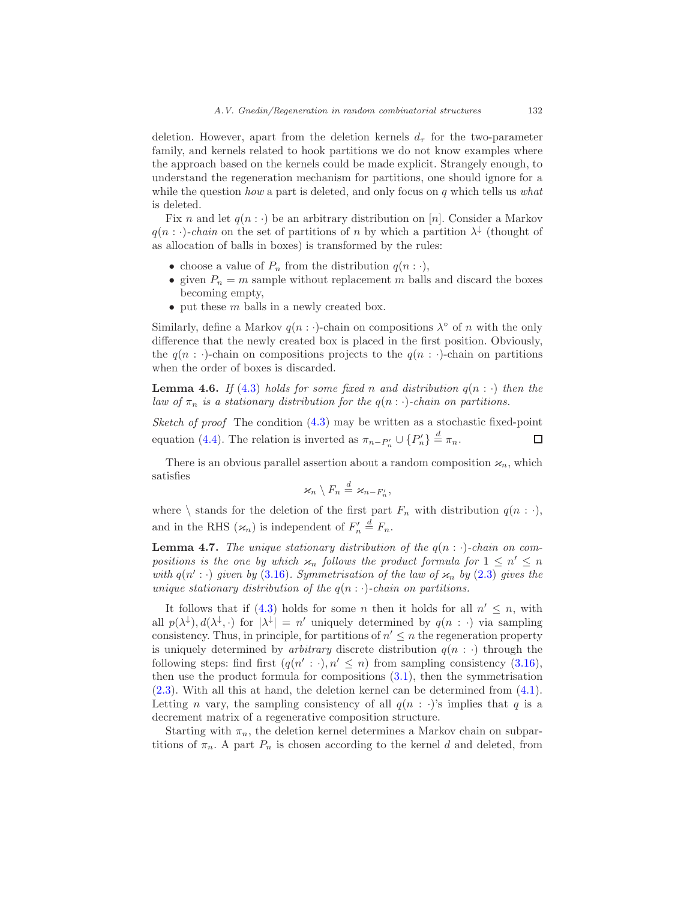deletion. However, apart from the deletion kernels $d_\tau$ for the two-parameter family, and kernels related to hook partitions we do not know examples where the approach based on the kernels could be made explicit. Strangely enough, to understand the regeneration mechanism for partitions, one should ignore for a while the question *how* a part is deleted, and only focus on $q$ which tells us *what* is deleted.

Fix $n$ and let $q(n:\cdot)$ be an arbitrary distribution on $[n]$. Consider a Markov $q(n:\cdot)$*-chain* on the set of partitions of $n$ by which a partition $\lambda^\downarrow$ (thought of as allocation of balls in boxes) is transformed by the rules:

- choose a value of $P_n$ from the distribution $q(n:\cdot)$,
- given $P_n = m$ sample without replacement $m$ balls and discard the boxes becoming empty,
- put these $m$ balls in a newly created box.

Similarly, define a Markov $q(n:\cdot)$-chain on compositions $\lambda^\circ$ of $n$ with the only difference that the newly created box is placed in the first position. Obviously, the $q(n:\cdot)$-chain on compositions projects to the $q(n:\cdot)$-chain on partitions when the order of boxes is discarded.

**Lemma 4.6.** *If (4.3) holds for some fixed $n$ and distribution $q(n:\cdot)$ then the law of $\pi_n$ is a stationary distribution for the $q(n:\cdot)$-chain on partitions.*

*Sketch of proof* The condition (4.3) may be written as a stochastic fixed-point equation (4.4). The relation is inverted as $\pi_{n-P_n'} \cup \{P_n'\} \stackrel{d}{=} \pi_n$. $\square$

There is an obvious parallel assertion about a random composition $\varkappa_n$, which satisfies

$$\varkappa_n \setminus F_n \stackrel{d}{=} \varkappa_{n-F_n'},$$

where $\setminus$ stands for the deletion of the first part $F_n$ with distribution $q(n:\cdot)$, and in the RHS $(\varkappa_n)$ is independent of $F_n' \stackrel{d}{=} F_n$.

**Lemma 4.7.** *The unique stationary distribution of the $q(n:\cdot)$-chain on compositions is the one by which $\varkappa_n$ follows the product formula for $1 \le n' \le n$ with $q(n':\cdot)$ given by (3.16). Symmetrisation of the law of $\varkappa_n$ by (2.3) gives the unique stationary distribution of the $q(n:\cdot)$-chain on partitions.*

It follows that if (4.3) holds for some $n$ then it holds for all $n' \le n$, with all $p(\lambda^\downarrow), d(\lambda^\downarrow, \cdot)$ for $|\lambda^\downarrow| = n'$ uniquely determined by $q(n:\cdot)$ via sampling consistency. Thus, in principle, for partitions of $n' \le n$ the regeneration property is uniquely determined by *arbitrary* discrete distribution $q(n:\cdot)$ through the following steps: find first $(q(n':\cdot), n' \le n)$ from sampling consistency (3.16), then use the product formula for compositions (3.1), then the symmetrisation (2.3). With all this at hand, the deletion kernel can be determined from (4.1). Letting $n$ vary, the sampling consistency of all $q(n:\cdot)$'s implies that $q$ is a decrement matrix of a regenerative composition structure.

Starting with $\pi_n$, the deletion kernel determines a Markov chain on subpartitions of $\pi_n$. A part $P_n$ is chosen according to the kernel $d$ and deleted, from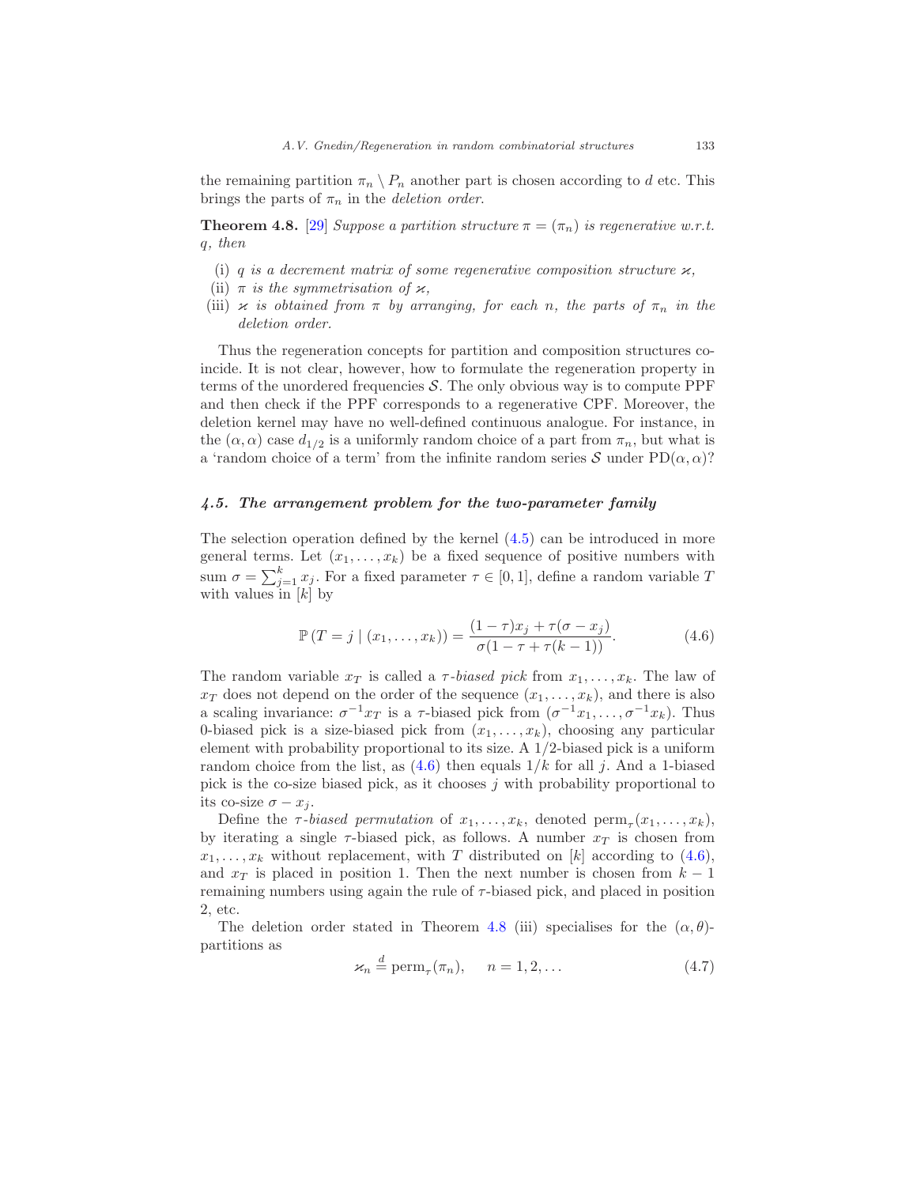the remaining partition $\pi_n \setminus P_n$ another part is chosen according to $d$ etc. This brings the parts of $\pi_n$ in the *deletion order*.

**Theorem 4.8.** [29] *Suppose a partition structure $\pi = (\pi_n)$ is regenerative w.r.t. $q$, then*

(i) *$q$ is a decrement matrix of some regenerative composition structure $\varkappa$,*
(ii) *$\pi$ is the symmetrisation of $\varkappa$,*
(iii) *$\varkappa$ is obtained from $\pi$ by arranging, for each $n$, the parts of $\pi_n$ in the deletion order.*

Thus the regeneration concepts for partition and composition structures coincide. It is not clear, however, how to formulate the regeneration property in terms of the unordered frequencies $\mathcal{S}$. The only obvious way is to compute PPF and then check if the PPF corresponds to a regenerative CPF. Moreover, the deletion kernel may have no well-defined continuous analogue. For instance, in the $(\alpha, \alpha)$ case $d_{1/2}$ is a uniformly random choice of a part from $\pi_n$, but what is a 'random choice of a term' from the infinite random series $\mathcal{S}$ under $\text{PD}(\alpha, \alpha)$?

### *4.5. The arrangement problem for the two-parameter family*

The selection operation defined by the kernel (4.5) can be introduced in more general terms. Let $(x_1, \dots, x_k)$ be a fixed sequence of positive numbers with sum $\sigma = \sum_{j=1}^{k} x_j$. For a fixed parameter $\tau \in [0, 1]$, define a random variable $T$ with values in $[k]$ by

$$\mathbb{P}\left(T = j \mid (x_1, \dots, x_k)\right) = \frac{(1-\tau)x_j + \tau(\sigma - x_j)}{\sigma(1 - \tau + \tau(k-1))}. \tag{4.6}$$

The random variable $x_T$ is called a *$\tau$-biased pick* from $x_1, \dots, x_k$. The law of $x_T$ does not depend on the order of the sequence $(x_1, \dots, x_k)$, and there is also a scaling invariance: $\sigma^{-1} x_T$ is a $\tau$-biased pick from $(\sigma^{-1} x_1, \dots, \sigma^{-1} x_k)$. Thus 0-biased pick is a size-biased pick from $(x_1, \dots, x_k)$, choosing any particular element with probability proportional to its size. A 1/2-biased pick is a uniform random choice from the list, as (4.6) then equals $1/k$ for all $j$. And a 1-biased pick is the co-size biased pick, as it chooses $j$ with probability proportional to its co-size $\sigma - x_j$.

Define the *$\tau$-biased permutation* of $x_1, \dots, x_k$, denoted $\text{perm}_\tau(x_1, \dots, x_k)$, by iterating a single $\tau$-biased pick, as follows. A number $x_T$ is chosen from $x_1, \dots, x_k$ without replacement, with $T$ distributed on $[k]$ according to (4.6), and $x_T$ is placed in position 1. Then the next number is chosen from $k-1$ remaining numbers using again the rule of $\tau$-biased pick, and placed in position 2, etc.

The deletion order stated in Theorem 4.8 (iii) specialises for the $(\alpha, \theta)$-partitions as

$$\varkappa_n \stackrel{d}{=} \text{perm}_\tau(\pi_n), \qquad n = 1, 2, \dots \tag{4.7}$$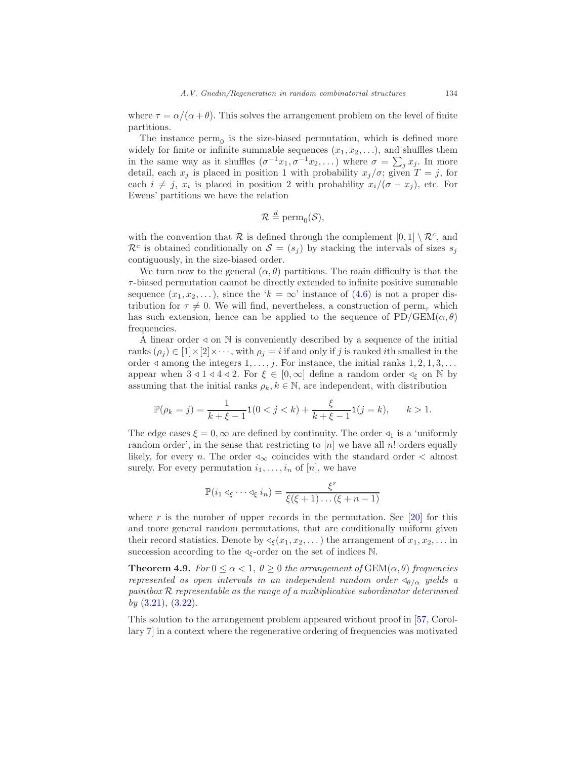where $\tau = \alpha/(\alpha+\theta)$. This solves the arrangement problem on the level of finite partitions.

The instance $\text{perm}_0$ is the size-biased permutation, which is defined more widely for finite or infinite summable sequences $(x_1, x_2, \dots)$, and shuffles them in the same way as it shuffles $(\sigma^{-1}x_1, \sigma^{-1}x_2, \dots)$ where $\sigma = \sum_j x_j$. In more detail, each $x_j$ is placed in position 1 with probability $x_j/\sigma$; given $T = j$, for each $i \neq j$, $x_i$ is placed in position 2 with probability $x_i/(\sigma - x_j)$, etc. For Ewens' partitions we have the relation

$$\mathcal{R} \stackrel{d}{=} \text{perm}_0(\mathcal{S}),$$

with the convention that $\mathcal{R}$ is defined through the complement $[0,1] \setminus \mathcal{R}^c$, and $\mathcal{R}^c$ is obtained conditionally on $\mathcal{S} = (s_j)$ by stacking the intervals of sizes $s_j$ contiguously, in the size-biased order.

We turn now to the general $(\alpha, \theta)$ partitions. The main difficulty is that the $\tau$-biased permutation cannot be directly extended to infinite positive summable sequence $(x_1, x_2, \dots)$, since the '$k = \infty$' instance of (4.6) is not a proper distribution for $\tau \neq 0$. We will find, nevertheless, a construction of $\text{perm}_\tau$ which has such extension, hence can be applied to the sequence of $\text{PD}/\text{GEM}(\alpha, \theta)$ frequencies.

A linear order $\lhd$ on $\mathbb{N}$ is conveniently described by a sequence of the initial ranks $(\rho_j) \in [1] \times [2] \times \cdots$, with $\rho_j = i$ if and only if $j$ is ranked $i$th smallest in the order $\lhd$ among the integers $1, \dots, j$. For instance, the initial ranks $1, 2, 1, 3, \dots$ appear when $3 \lhd 1 \lhd 4 \lhd 2$. For $\xi \in [0, \infty]$ define a random order $\lhd_\xi$ on $\mathbb{N}$ by assuming that the initial ranks $\rho_k, k \in \mathbb{N}$, are independent, with distribution

$$\mathbb{P}(\rho_k = j) = \frac{1}{k + \xi - 1} 1(0 < j < k) + \frac{\xi}{k + \xi - 1} 1(j = k), \qquad k > 1.$$

The edge cases $\xi = 0, \infty$ are defined by continuity. The order $\lhd_1$ is a 'uniformly random order', in the sense that restricting to $[n]$ we have all $n!$ orders equally likely, for every $n$. The order $\lhd_\infty$ coincides with the standard order $<$ almost surely. For every permutation $i_1, \dots, i_n$ of $[n]$, we have

$$\mathbb{P}(i_1 \lhd_\xi \cdots \lhd_\xi i_n) = \frac{\xi^r}{\xi(\xi+1)\dots(\xi+n-1)}$$

where $r$ is the number of upper records in the permutation. See [20] for this and more general random permutations, that are conditionally uniform given their record statistics. Denote by $\lhd_\xi(x_1, x_2, \dots)$ the arrangement of $x_1, x_2, \dots$ in succession according to the $\lhd_\xi$-order on the set of indices $\mathbb{N}$.

**Theorem 4.9.** *For $0 \le \alpha < 1$, $\theta \ge 0$ the arrangement of* $\text{GEM}(\alpha, \theta)$ *frequencies represented as open intervals in an independent random order $\lhd_{\theta/\alpha}$ yields a paintbox $\mathcal{R}$ representable as the range of a multiplicative subordinator determined by* (3.21), (3.22).

This solution to the arrangement problem appeared without proof in [57, Corollary 7] in a context where the regenerative ordering of frequencies was motivated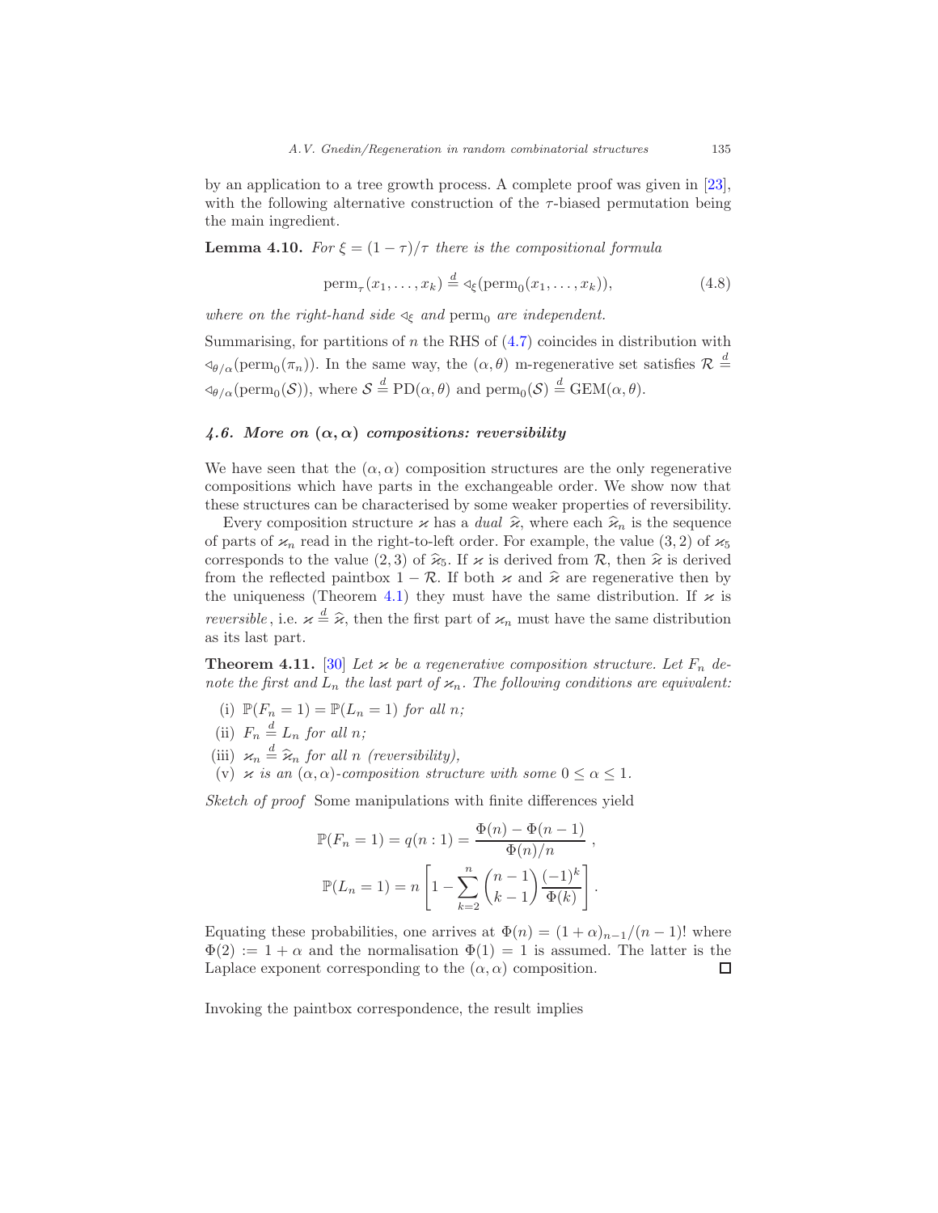by an application to a tree growth process. A complete proof was given in [23], with the following alternative construction of the $\tau$-biased permutation being the main ingredient.

**Lemma 4.10.** *For $\xi = (1-\tau)/\tau$ there is the compositional formula*

$$\text{perm}_\tau(x_1,\ldots,x_k) \stackrel{d}{=} \lhd_\xi(\text{perm}_0(x_1,\ldots,x_k)), \tag{4.8}$$

*where on the right-hand side $\lhd_\xi$ and $\text{perm}_0$ are independent.*

Summarising, for partitions of $n$ the RHS of (4.7) coincides in distribution with $\lhd_{\theta/\alpha}(\text{perm}_0(\pi_n))$. In the same way, the $(\alpha,\theta)$ m-regenerative set satisfies $\mathcal{R} \stackrel{d}{=} \lhd_{\theta/\alpha}(\text{perm}_0(\mathcal{S}))$, where $\mathcal{S} \stackrel{d}{=} \text{PD}(\alpha,\theta)$ and $\text{perm}_0(\mathcal{S}) \stackrel{d}{=} \text{GEM}(\alpha,\theta)$.

### *4.6. More on $(\alpha,\alpha)$ compositions: reversibility*

We have seen that the $(\alpha,\alpha)$ composition structures are the only regenerative compositions which have parts in the exchangeable order. We show now that these structures can be characterised by some weaker properties of reversibility.

Every composition structure $\varkappa$ has a *dual* $\widehat{\varkappa}$, where each $\widehat{\varkappa}_n$ is the sequence of parts of $\varkappa_n$ read in the right-to-left order. For example, the value $(3,2)$ of $\varkappa_5$ corresponds to the value $(2,3)$ of $\widehat{\varkappa}_5$. If $\varkappa$ is derived from $\mathcal{R}$, then $\widehat{\varkappa}$ is derived from the reflected paintbox $1-\mathcal{R}$. If both $\varkappa$ and $\widehat{\varkappa}$ are regenerative then by the uniqueness (Theorem 4.1) they must have the same distribution. If $\varkappa$ is *reversible*, i.e. $\varkappa \stackrel{d}{=} \widehat{\varkappa}$, then the first part of $\varkappa_n$ must have the same distribution as its last part.

**Theorem 4.11.** [30] *Let $\varkappa$ be a regenerative composition structure. Let $F_n$ denote the first and $L_n$ the last part of $\varkappa_n$. The following conditions are equivalent:*

- (i) *$\mathbb{P}(F_n = 1) = \mathbb{P}(L_n = 1)$ for all $n$;*
- (ii) *$F_n \stackrel{d}{=} L_n$ for all $n$;*
- (iii) *$\varkappa_n \stackrel{d}{=} \widehat{\varkappa}_n$ for all $n$ (reversibility),*
- (v) *$\varkappa$ is an $(\alpha,\alpha)$-composition structure with some $0 \le \alpha \le 1$.*

*Sketch of proof* Some manipulations with finite differences yield

$$\mathbb{P}(F_n = 1) = q(n:1) = \frac{\Phi(n)-\Phi(n-1)}{\Phi(n)/n}\ ,$$

$$\mathbb{P}(L_n = 1) = n\left[1 - \sum_{k=2}^{n}\binom{n-1}{k-1}\frac{(-1)^k}{\Phi(k)}\right].$$

Equating these probabilities, one arrives at $\Phi(n) = (1+\alpha)_{n-1}/(n-1)!$ where $\Phi(2) := 1+\alpha$ and the normalisation $\Phi(1) = 1$ is assumed. The latter is the Laplace exponent corresponding to the $(\alpha,\alpha)$ composition. □

Invoking the paintbox correspondence, the result implies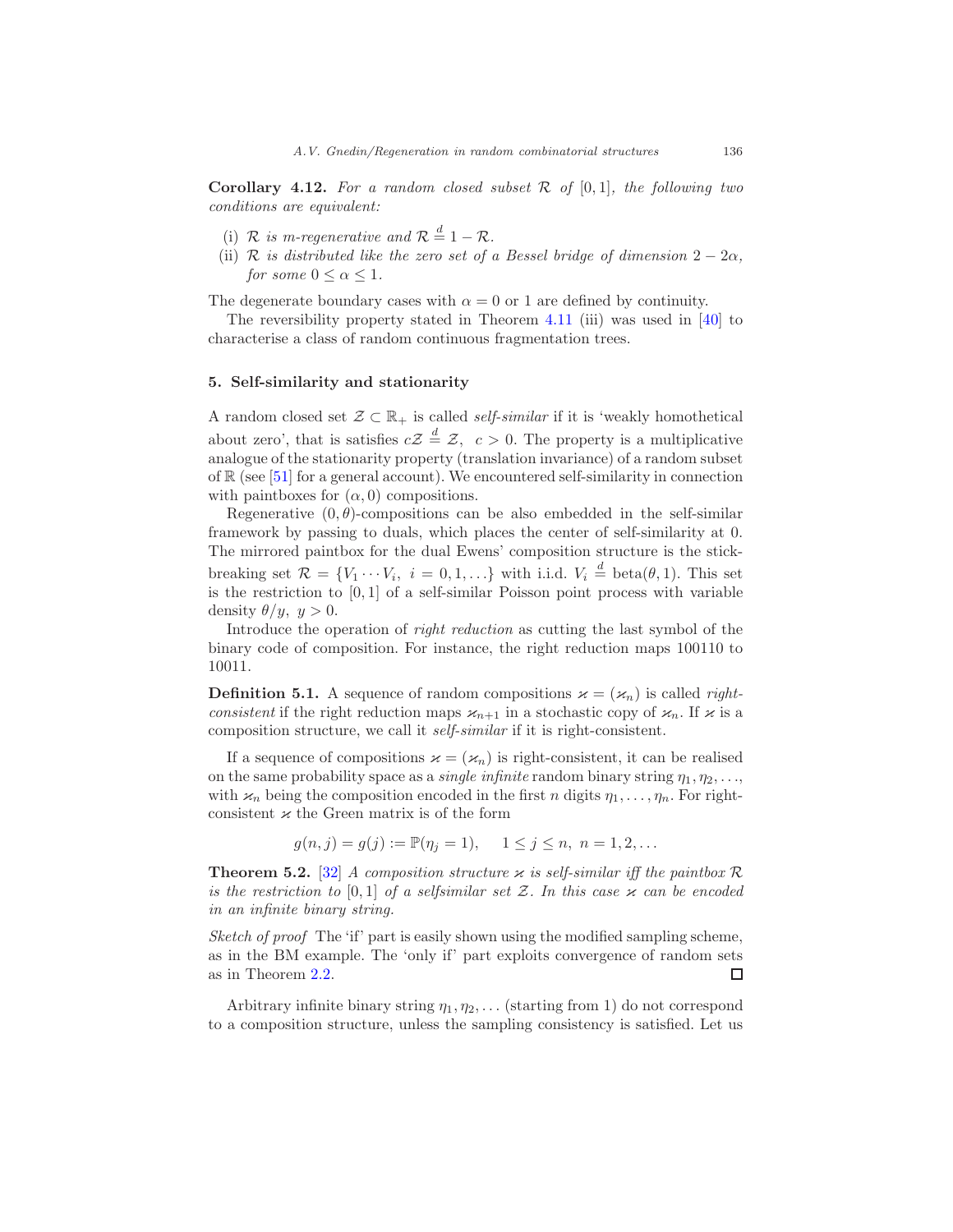**Corollary 4.12.** *For a random closed subset $\mathcal{R}$ of $[0,1]$, the following two conditions are equivalent:*

(i) *$\mathcal{R}$ is m-regenerative and $\mathcal{R} \stackrel{d}{=} 1 - \mathcal{R}$.*

(ii) *$\mathcal{R}$ is distributed like the zero set of a Bessel bridge of dimension $2 - 2\alpha$, for some $0 \le \alpha \le 1$.*

The degenerate boundary cases with $\alpha = 0$ or $1$ are defined by continuity.

The reversibility property stated in Theorem 4.11 (iii) was used in [40] to characterise a class of random continuous fragmentation trees.

## 5. Self-similarity and stationarity

A random closed set $\mathcal{Z} \subset \mathbb{R}_+$ is called *self-similar* if it is 'weakly homothetical about zero', that is satisfies $c\mathcal{Z} \stackrel{d}{=} \mathcal{Z},\ \ c > 0$. The property is a multiplicative analogue of the stationarity property (translation invariance) of a random subset of $\mathbb{R}$ (see [51] for a general account). We encountered self-similarity in connection with paintboxes for $(\alpha, 0)$ compositions.

Regenerative $(0, \theta)$-compositions can be also embedded in the self-similar framework by passing to duals, which places the center of self-similarity at 0. The mirrored paintbox for the dual Ewens' composition structure is the stick-breaking set $\mathcal{R} = \{V_1 \cdots V_i,\ i = 0, 1, \dots\}$ with i.i.d. $V_i \stackrel{d}{=} \text{beta}(\theta, 1)$. This set is the restriction to $[0,1]$ of a self-similar Poisson point process with variable density $\theta/y,\ y > 0$.

Introduce the operation of *right reduction* as cutting the last symbol of the binary code of composition. For instance, the right reduction maps 100110 to 10011.

**Definition 5.1.** A sequence of random compositions $\varkappa = (\varkappa_n)$ is called *right-consistent* if the right reduction maps $\varkappa_{n+1}$ in a stochastic copy of $\varkappa_n$. If $\varkappa$ is a composition structure, we call it *self-similar* if it is right-consistent.

If a sequence of compositions $\varkappa = (\varkappa_n)$ is right-consistent, it can be realised on the same probability space as a *single infinite* random binary string $\eta_1, \eta_2, \dots$, with $\varkappa_n$ being the composition encoded in the first $n$ digits $\eta_1, \dots, \eta_n$. For right-consistent $\varkappa$ the Green matrix is of the form

$$g(n, j) = g(j) := \mathbb{P}(\eta_j = 1), \qquad 1 \le j \le n,\ n = 1, 2, \dots$$

**Theorem 5.2.** [32] *A composition structure $\varkappa$ is self-similar iff the paintbox $\mathcal{R}$ is the restriction to $[0,1]$ of a selfsimilar set $\mathcal{Z}$. In this case $\varkappa$ can be encoded in an infinite binary string.*

*Sketch of proof* The 'if' part is easily shown using the modified sampling scheme, as in the BM example. The 'only if' part exploits convergence of random sets as in Theorem 2.2. ∎

Arbitrary infinite binary string $\eta_1, \eta_2, \dots$ (starting from 1) do not correspond to a composition structure, unless the sampling consistency is satisfied. Let us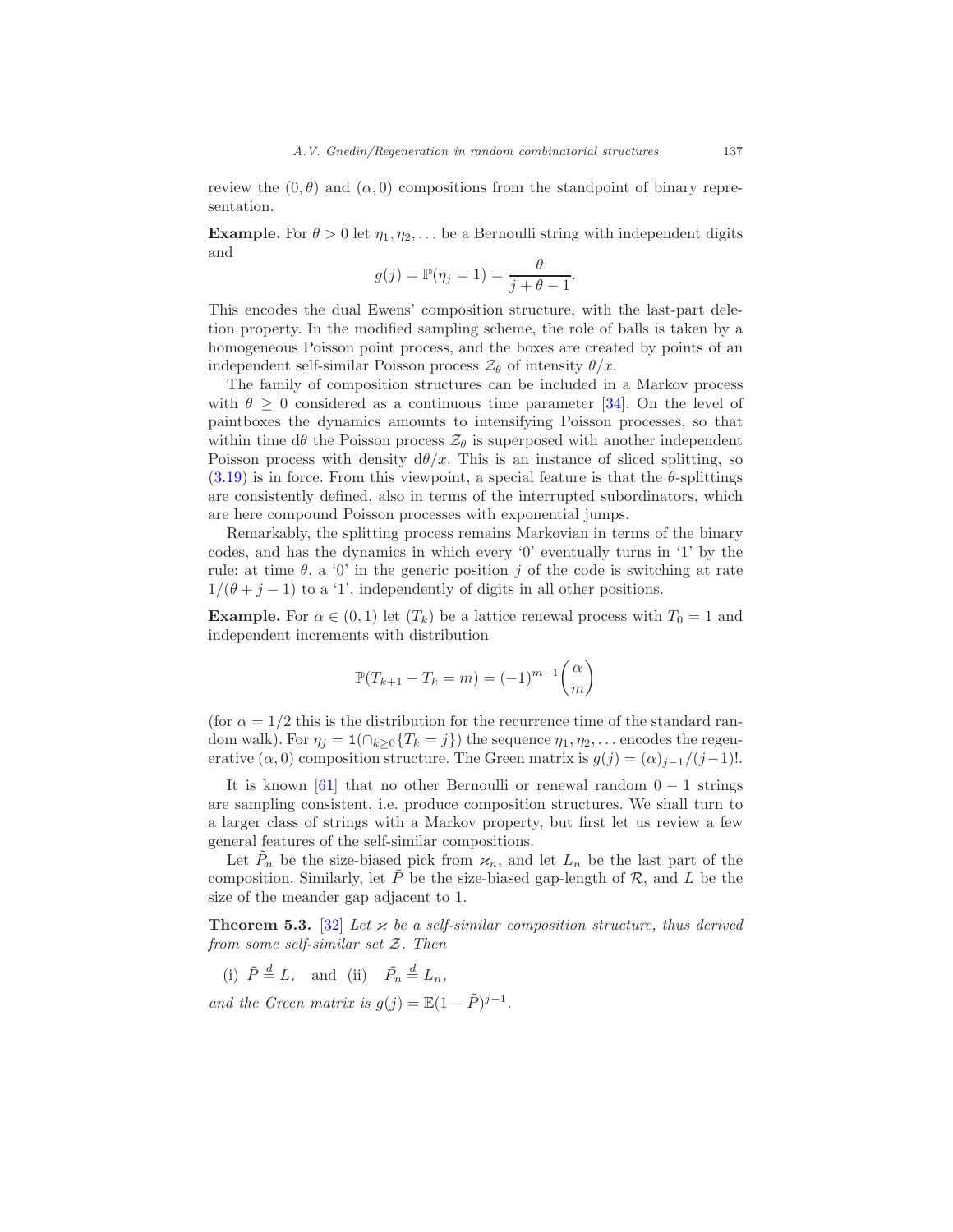review the $(0, \theta)$ and $(\alpha, 0)$ compositions from the standpoint of binary representation.

**Example.** For $\theta > 0$ let $\eta_1, \eta_2, \dots$ be a Bernoulli string with independent digits and

$$g(j) = \mathbb{P}(\eta_j = 1) = \frac{\theta}{j + \theta - 1}.$$

This encodes the dual Ewens' composition structure, with the last-part deletion property. In the modified sampling scheme, the role of balls is taken by a homogeneous Poisson point process, and the boxes are created by points of an independent self-similar Poisson process $\mathcal{Z}_\theta$ of intensity $\theta/x$.

The family of composition structures can be included in a Markov process with $\theta \geq 0$ considered as a continuous time parameter [34]. On the level of paintboxes the dynamics amounts to intensifying Poisson processes, so that within time $d\theta$ the Poisson process $\mathcal{Z}_\theta$ is superposed with another independent Poisson process with density $d\theta/x$. This is an instance of sliced splitting, so (3.19) is in force. From this viewpoint, a special feature is that the $\theta$-splittings are consistently defined, also in terms of the interrupted subordinators, which are here compound Poisson processes with exponential jumps.

Remarkably, the splitting process remains Markovian in terms of the binary codes, and has the dynamics in which every '0' eventually turns in '1' by the rule: at time $\theta$, a '0' in the generic position $j$ of the code is switching at rate $1/(\theta + j - 1)$ to a '1', independently of digits in all other positions.

**Example.** For $\alpha \in (0, 1)$ let $(T_k)$ be a lattice renewal process with $T_0 = 1$ and independent increments with distribution

$$\mathbb{P}(T_{k+1} - T_k = m) = (-1)^{m-1} \binom{\alpha}{m}$$

(for $\alpha = 1/2$ this is the distribution for the recurrence time of the standard random walk). For $\eta_j = 1(\cap_{k \geq 0}\{T_k = j\})$ the sequence $\eta_1, \eta_2, \dots$ encodes the regenerative $(\alpha, 0)$ composition structure. The Green matrix is $g(j) = (\alpha)_{j-1}/(j-1)!$.

It is known [61] that no other Bernoulli or renewal random $0 - 1$ strings are sampling consistent, i.e. produce composition structures. We shall turn to a larger class of strings with a Markov property, but first let us review a few general features of the self-similar compositions.

Let $\tilde{P}_n$ be the size-biased pick from $\varkappa_n$, and let $L_n$ be the last part of the composition. Similarly, let $\tilde{P}$ be the size-biased gap-length of $\mathcal{R}$, and $L$ be the size of the meander gap adjacent to 1.

**Theorem 5.3.** [32] *Let $\varkappa$ be a self-similar composition structure, thus derived from some self-similar set $\mathcal{Z}$. Then*

(i) $\tilde{P} \stackrel{d}{=} L$, and (ii) $\tilde{P}_n \stackrel{d}{=} L_n$,

*and the Green matrix is* $g(j) = \mathbb{E}(1 - \tilde{P})^{j-1}$.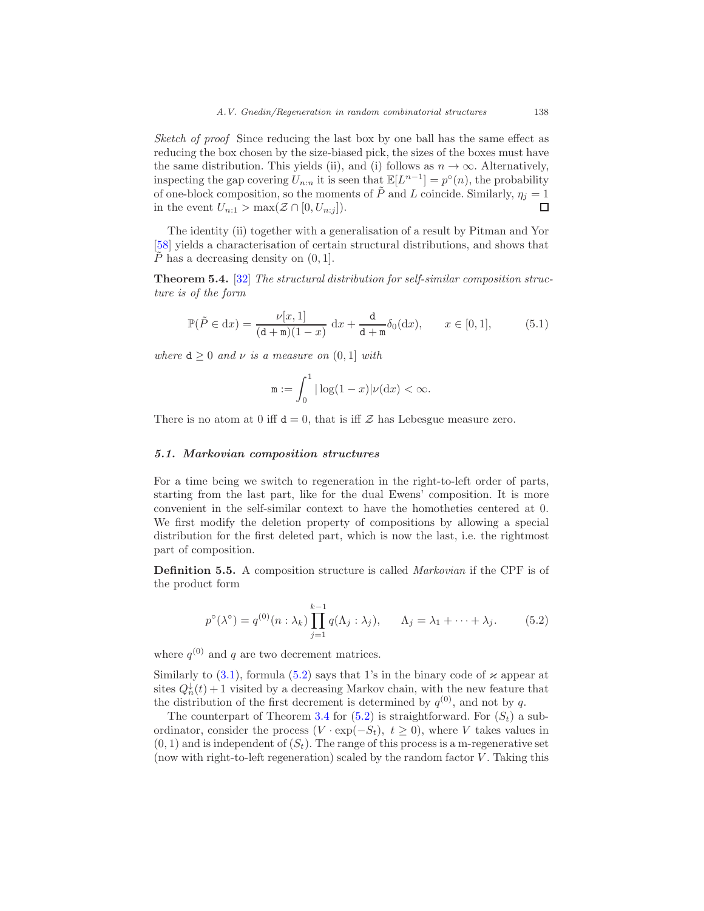*Sketch of proof* Since reducing the last box by one ball has the same effect as reducing the box chosen by the size-biased pick, the sizes of the boxes must have the same distribution. This yields (ii), and (i) follows as $n \to \infty$. Alternatively, inspecting the gap covering $U_{n:n}$ it is seen that $\mathbb{E}[L^{n-1}] = p^\circ(n)$, the probability of one-block composition, so the moments of $\tilde{P}$ and $L$ coincide. Similarly, $\eta_j = 1$ in the event $U_{n:1} > \max(\mathcal{Z} \cap [0, U_{n:j}])$. $\square$

The identity (ii) together with a generalisation of a result by Pitman and Yor [58] yields a characterisation of certain structural distributions, and shows that $\tilde{P}$ has a decreasing density on $(0, 1]$.

**Theorem 5.4.** [32] *The structural distribution for self-similar composition structure is of the form*

$$\mathbb{P}(\tilde{P} \in \mathrm{d}x) = \frac{\nu[x,1]}{(\mathtt{d}+\mathtt{m})(1-x)}\,\mathrm{d}x + \frac{\mathtt{d}}{\mathtt{d}+\mathtt{m}}\delta_0(\mathrm{d}x), \qquad x \in [0,1], \tag{5.1}$$

*where* $\mathtt{d} \geq 0$ *and* $\nu$ *is a measure on* $(0, 1]$ *with*

$$\mathtt{m} := \int_0^1 |\log(1-x)|\nu(\mathrm{d}x) < \infty.$$

There is no atom at 0 iff $\mathtt{d} = 0$, that is iff $\mathcal{Z}$ has Lebesgue measure zero.

### *5.1. Markovian composition structures*

For a time being we switch to regeneration in the right-to-left order of parts, starting from the last part, like for the dual Ewens' composition. It is more convenient in the self-similar context to have the homotheties centered at 0. We first modify the deletion property of compositions by allowing a special distribution for the first deleted part, which is now the last, i.e. the rightmost part of composition.

**Definition 5.5.** A composition structure is called *Markovian* if the CPF is of the product form

$$p^\circ(\lambda^\circ) = q^{(0)}(n : \lambda_k)\prod_{j=1}^{k-1} q(\Lambda_j : \lambda_j), \qquad \Lambda_j = \lambda_1 + \cdots + \lambda_j. \tag{5.2}$$

where $q^{(0)}$ and $q$ are two decrement matrices.

Similarly to (3.1), formula (5.2) says that 1's in the binary code of $\varkappa$ appear at sites $Q_n^{\downarrow}(t) + 1$ visited by a decreasing Markov chain, with the new feature that the distribution of the first decrement is determined by $q^{(0)}$, and not by $q$.

The counterpart of Theorem 3.4 for (5.2) is straightforward. For $(S_t)$ a subordinator, consider the process $(V \cdot \exp(-S_t),\ t \geq 0)$, where $V$ takes values in $(0, 1)$ and is independent of $(S_t)$. The range of this process is a m-regenerative set (now with right-to-left regeneration) scaled by the random factor $V$. Taking this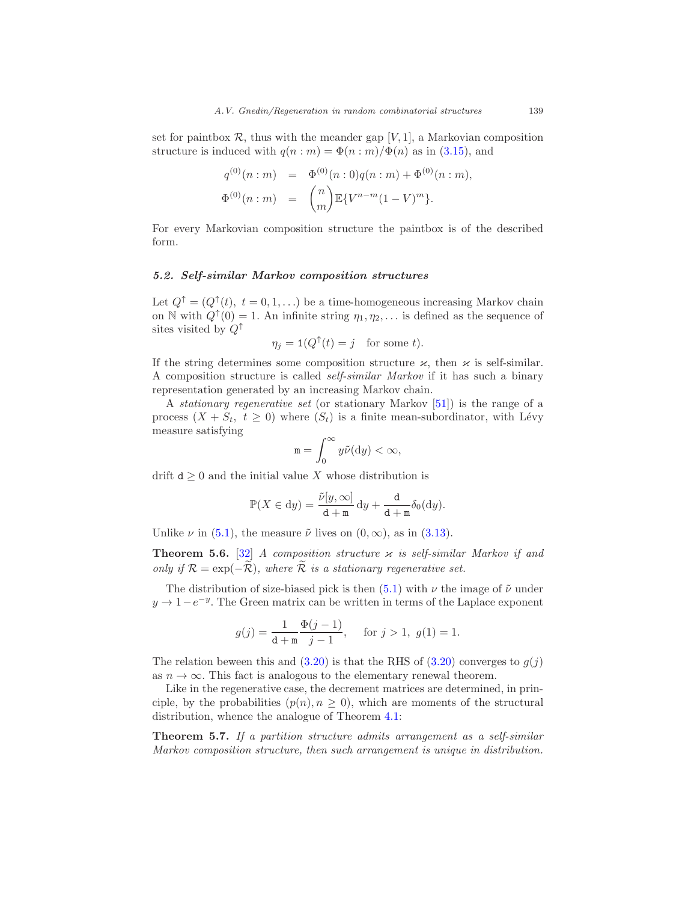set for paintbox $\mathcal{R}$, thus with the meander gap $[V,1]$, a Markovian composition structure is induced with $q(n:m) = \Phi(n:m)/\Phi(n)$ as in (3.15), and

$$
\begin{aligned}
q^{(0)}(n:m) &= \Phi^{(0)}(n:0)q(n:m) + \Phi^{(0)}(n:m), \\
\Phi^{(0)}(n:m) &= \binom{n}{m}\mathbb{E}\{V^{n-m}(1-V)^m\}.
\end{aligned}
$$

For every Markovian composition structure the paintbox is of the described form.

### *5.2. Self-similar Markov composition structures*

Let $Q^{\uparrow} = (Q^{\uparrow}(t),\ t = 0, 1, \ldots)$ be a time-homogeneous increasing Markov chain on $\mathbb{N}$ with $Q^{\uparrow}(0) = 1$. An infinite string $\eta_1, \eta_2, \ldots$ is defined as the sequence of sites visited by $Q^{\uparrow}$

$$
\eta_j = 1(Q^{\uparrow}(t) = j \quad \text{for some } t).
$$

If the string determines some composition structure $\varkappa$, then $\varkappa$ is self-similar. A composition structure is called *self-similar Markov* if it has such a binary representation generated by an increasing Markov chain.

A *stationary regenerative set* (or stationary Markov [51]) is the range of a process $(X + S_t,\ t \geq 0)$ where $(S_t)$ is a finite mean-subordinator, with Lévy measure satisfying

$$
\mathtt{m} = \int_0^\infty y\tilde{\nu}(\mathrm{d}y) < \infty,
$$

drift $\mathtt{d} \geq 0$ and the initial value $X$ whose distribution is

$$
\mathbb{P}(X \in \mathrm{d}y) = \frac{\tilde{\nu}[y,\infty]}{\mathtt{d}+\mathtt{m}}\,\mathrm{d}y + \frac{\mathtt{d}}{\mathtt{d}+\mathtt{m}}\delta_0(\mathrm{d}y).
$$

Unlike $\nu$ in (5.1), the measure $\tilde{\nu}$ lives on $(0,\infty)$, as in (3.13).

**Theorem 5.6.** [32] *A composition structure $\varkappa$ is self-similar Markov if and only if $\mathcal{R} = \exp(-\widetilde{\mathcal{R}})$, where $\widetilde{\mathcal{R}}$ is a stationary regenerative set.*

The distribution of size-biased pick is then (5.1) with $\nu$ the image of $\tilde{\nu}$ under $y \to 1 - e^{-y}$. The Green matrix can be written in terms of the Laplace exponent

$$
g(j) = \frac{1}{\mathtt{d}+\mathtt{m}}\frac{\Phi(j-1)}{j-1}, \qquad \text{for } j > 1,\ g(1) = 1.
$$

The relation beween this and (3.20) is that the RHS of (3.20) converges to $g(j)$ as $n \to \infty$. This fact is analogous to the elementary renewal theorem.

Like in the regenerative case, the decrement matrices are determined, in principle, by the probabilities $(p(n), n \geq 0)$, which are moments of the structural distribution, whence the analogue of Theorem 4.1:

**Theorem 5.7.** *If a partition structure admits arrangement as a self-similar Markov composition structure, then such arrangement is unique in distribution.*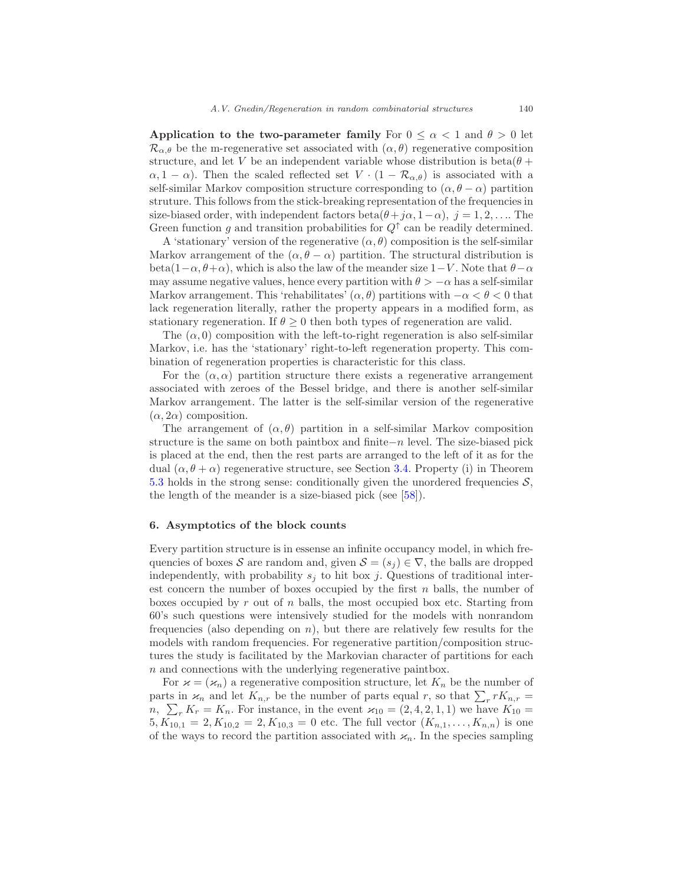**Application to the two-parameter family** For $0 \leq \alpha < 1$ and $\theta > 0$ let $\mathcal{R}_{\alpha,\theta}$ be the m-regenerative set associated with $(\alpha, \theta)$ regenerative composition structure, and let $V$ be an independent variable whose distribution is beta$(\theta + \alpha, 1 - \alpha)$. Then the scaled reflected set $V \cdot (1 - \mathcal{R}_{\alpha,\theta})$ is associated with a self-similar Markov composition structure corresponding to $(\alpha, \theta - \alpha)$ partition struture. This follows from the stick-breaking representation of the frequencies in size-biased order, with independent factors beta$(\theta + j\alpha, 1-\alpha)$, $j = 1, 2, \ldots$. The Green function $g$ and transition probabilities for $Q^{\uparrow}$ can be readily determined.

A 'stationary' version of the regenerative $(\alpha, \theta)$ composition is the self-similar Markov arrangement of the $(\alpha, \theta - \alpha)$ partition. The structural distribution is beta$(1-\alpha, \theta+\alpha)$, which is also the law of the meander size $1-V$. Note that $\theta - \alpha$ may assume negative values, hence every partition with $\theta > -\alpha$ has a self-similar Markov arrangement. This 'rehabilitates' $(\alpha, \theta)$ partitions with $-\alpha < \theta < 0$ that lack regeneration literally, rather the property appears in a modified form, as stationary regeneration. If $\theta \geq 0$ then both types of regeneration are valid.

The $(\alpha, 0)$ composition with the left-to-right regeneration is also self-similar Markov, i.e. has the 'stationary' right-to-left regeneration property. This combination of regeneration properties is characteristic for this class.

For the $(\alpha, \alpha)$ partition structure there exists a regenerative arrangement associated with zeroes of the Bessel bridge, and there is another self-similar Markov arrangement. The latter is the self-similar version of the regenerative $(\alpha, 2\alpha)$ composition.

The arrangement of $(\alpha, \theta)$ partition in a self-similar Markov composition structure is the same on both paintbox and finite$-n$ level. The size-biased pick is placed at the end, then the rest parts are arranged to the left of it as for the dual $(\alpha, \theta + \alpha)$ regenerative structure, see Section 3.4. Property (i) in Theorem 5.3 holds in the strong sense: conditionally given the unordered frequencies $\mathcal{S}$, the length of the meander is a size-biased pick (see [58]).

## 6. Asymptotics of the block counts

Every partition structure is in essense an infinite occupancy model, in which frequencies of boxes $\mathcal{S}$ are random and, given $\mathcal{S} = (s_j) \in \nabla$, the balls are dropped independently, with probability $s_j$ to hit box $j$. Questions of traditional interest concern the number of boxes occupied by the first $n$ balls, the number of boxes occupied by $r$ out of $n$ balls, the most occupied box etc. Starting from 60's such questions were intensively studied for the models with nonrandom frequencies (also depending on $n$), but there are relatively few results for the models with random frequencies. For regenerative partition/composition structures the study is facilitated by the Markovian character of partitions for each $n$ and connections with the underlying regenerative paintbox.

For $\varkappa = (\varkappa_n)$ a regenerative composition structure, let $K_n$ be the number of parts in $\varkappa_n$ and let $K_{n,r}$ be the number of parts equal $r$, so that $\sum_r rK_{n,r} = n$, $\sum_r K_r = K_n$. For instance, in the event $\varkappa_{10} = (2, 4, 2, 1, 1)$ we have $K_{10} = 5, K_{10,1} = 2, K_{10,2} = 2, K_{10,3} = 0$ etc. The full vector $(K_{n,1}, \ldots, K_{n,n})$ is one of the ways to record the partition associated with $\varkappa_n$. In the species sampling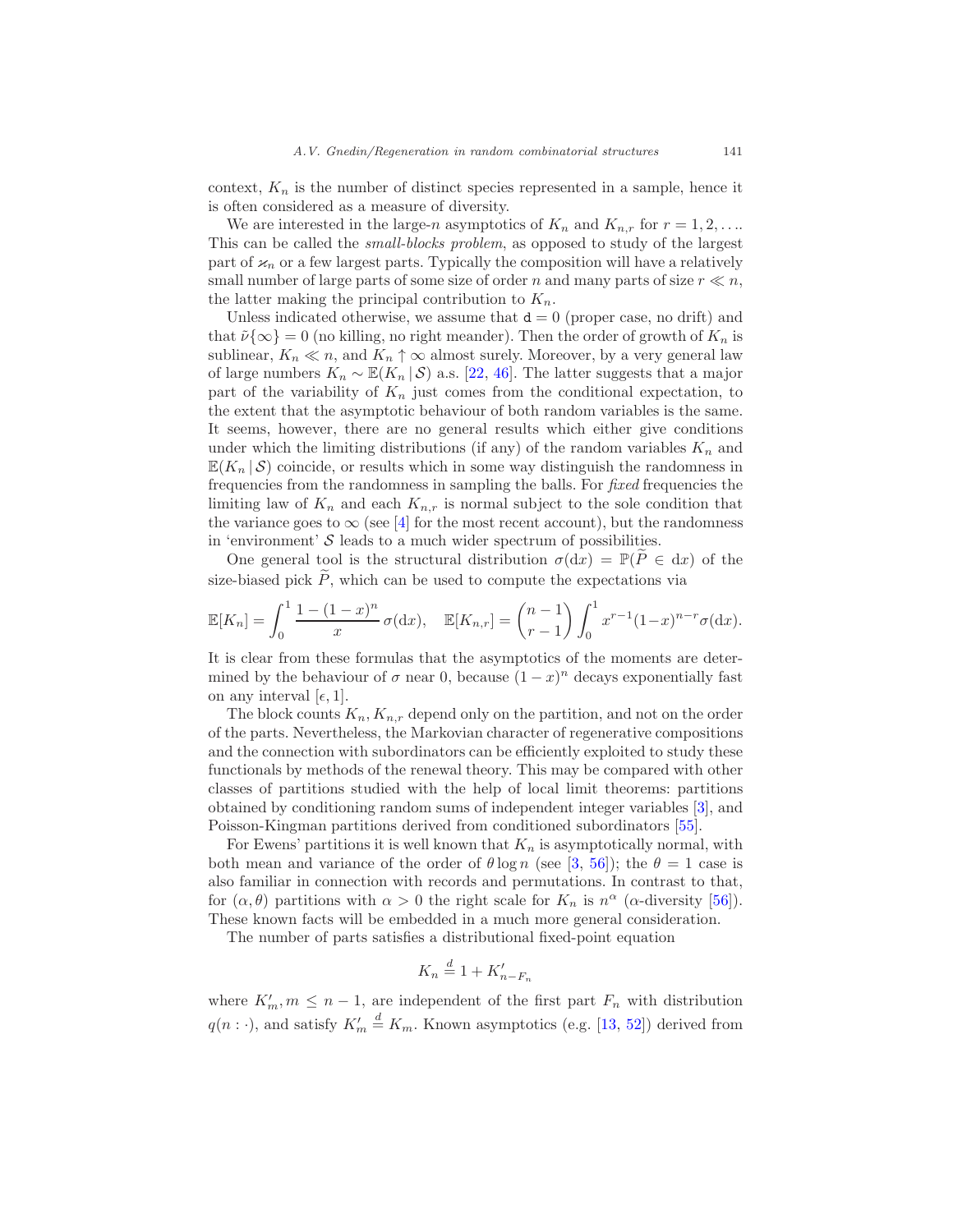context, $K_n$ is the number of distinct species represented in a sample, hence it is often considered as a measure of diversity.

We are interested in the large-$n$ asymptotics of $K_n$ and $K_{n,r}$ for $r = 1, 2, \ldots$. This can be called the *small-blocks problem*, as opposed to study of the largest part of $\varkappa_n$ or a few largest parts. Typically the composition will have a relatively small number of large parts of some size of order $n$ and many parts of size $r \ll n$, the latter making the principal contribution to $K_n$.

Unless indicated otherwise, we assume that $\mathtt{d} = 0$ (proper case, no drift) and that $\tilde{\nu}\{\infty\} = 0$ (no killing, no right meander). Then the order of growth of $K_n$ is sublinear, $K_n \ll n$, and $K_n \uparrow \infty$ almost surely. Moreover, by a very general law of large numbers $K_n \sim \mathbb{E}(K_n \,|\, \mathcal{S})$ a.s. [22, 46]. The latter suggests that a major part of the variability of $K_n$ just comes from the conditional expectation, to the extent that the asymptotic behaviour of both random variables is the same. It seems, however, there are no general results which either give conditions under which the limiting distributions (if any) of the random variables $K_n$ and $\mathbb{E}(K_n \,|\, \mathcal{S})$ coincide, or results which in some way distinguish the randomness in frequencies from the randomness in sampling the balls. For *fixed* frequencies the limiting law of $K_n$ and each $K_{n,r}$ is normal subject to the sole condition that the variance goes to $\infty$ (see [4] for the most recent account), but the randomness in 'environment' $\mathcal{S}$ leads to a much wider spectrum of possibilities.

One general tool is the structural distribution $\sigma(\mathrm{d}x) = \mathbb{P}(\widetilde{P} \in \mathrm{d}x)$ of the size-biased pick $\widetilde{P}$, which can be used to compute the expectations via

$$\mathbb{E}[K_n] = \int_0^1 \frac{1-(1-x)^n}{x}\,\sigma(\mathrm{d}x), \quad \mathbb{E}[K_{n,r}] = \binom{n-1}{r-1}\int_0^1 x^{r-1}(1-x)^{n-r}\sigma(\mathrm{d}x).$$

It is clear from these formulas that the asymptotics of the moments are determined by the behaviour of $\sigma$ near 0, because $(1-x)^n$ decays exponentially fast on any interval $[\epsilon, 1]$.

The block counts $K_n, K_{n,r}$ depend only on the partition, and not on the order of the parts. Nevertheless, the Markovian character of regenerative compositions and the connection with subordinators can be efficiently exploited to study these functionals by methods of the renewal theory. This may be compared with other classes of partitions studied with the help of local limit theorems: partitions obtained by conditioning random sums of independent integer variables [3], and Poisson-Kingman partitions derived from conditioned subordinators [55].

For Ewens' partitions it is well known that $K_n$ is asymptotically normal, with both mean and variance of the order of $\theta \log n$ (see [3, 56]); the $\theta = 1$ case is also familiar in connection with records and permutations. In contrast to that, for $(\alpha, \theta)$ partitions with $\alpha > 0$ the right scale for $K_n$ is $n^\alpha$ ($\alpha$-diversity [56]). These known facts will be embedded in a much more general consideration.

The number of parts satisfies a distributional fixed-point equation

$$K_n \overset{d}{=} 1 + K'_{n-F_n}$$

where $K'_m, m \le n-1$, are independent of the first part $F_n$ with distribution $q(n : \cdot)$, and satisfy $K'_m \overset{d}{=} K_m$. Known asymptotics (e.g. [13, 52]) derived from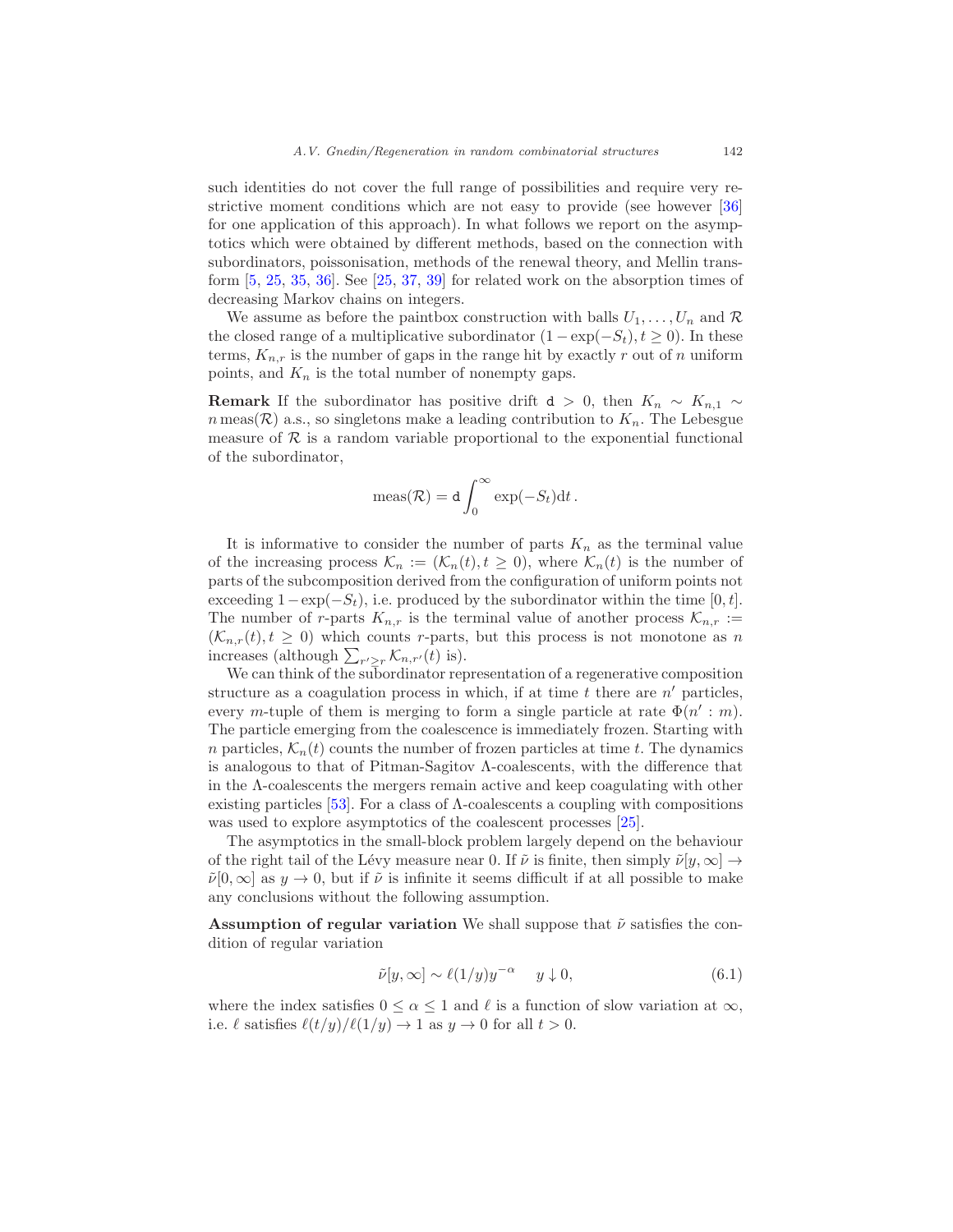such identities do not cover the full range of possibilities and require very restrictive moment conditions which are not easy to provide (see however [36] for one application of this approach). In what follows we report on the asymptotics which were obtained by different methods, based on the connection with subordinators, poissonisation, methods of the renewal theory, and Mellin transform [5, 25, 35, 36]. See [25, 37, 39] for related work on the absorption times of decreasing Markov chains on integers.

We assume as before the paintbox construction with balls $U_1, \ldots, U_n$ and $\mathcal{R}$ the closed range of a multiplicative subordinator $(1 - \exp(-S_t), t \geq 0)$. In these terms, $K_{n,r}$ is the number of gaps in the range hit by exactly $r$ out of $n$ uniform points, and $K_n$ is the total number of nonempty gaps.

**Remark** If the subordinator has positive drift $\mathtt{d} > 0$, then $K_n \sim K_{n,1} \sim n\,\mathrm{meas}(\mathcal{R})$ a.s., so singletons make a leading contribution to $K_n$. The Lebesgue measure of $\mathcal{R}$ is a random variable proportional to the exponential functional of the subordinator,

$$\mathrm{meas}(\mathcal{R}) = \mathtt{d} \int_0^\infty \exp(-S_t) \mathrm{d}t \,.$$

It is informative to consider the number of parts $K_n$ as the terminal value of the increasing process $\mathcal{K}_n := (\mathcal{K}_n(t), t \geq 0)$, where $\mathcal{K}_n(t)$ is the number of parts of the subcomposition derived from the configuration of uniform points not exceeding $1 - \exp(-S_t)$, i.e. produced by the subordinator within the time $[0, t]$. The number of $r$-parts $K_{n,r}$ is the terminal value of another process $\mathcal{K}_{n,r} := (\mathcal{K}_{n,r}(t), t \geq 0)$ which counts $r$-parts, but this process is not monotone as $n$ increases (although $\sum_{r' \geq r} \mathcal{K}_{n,r'}(t)$ is).

We can think of the subordinator representation of a regenerative composition structure as a coagulation process in which, if at time $t$ there are $n'$ particles, every $m$-tuple of them is merging to form a single particle at rate $\Phi(n' : m)$. The particle emerging from the coalescence is immediately frozen. Starting with $n$ particles, $\mathcal{K}_n(t)$ counts the number of frozen particles at time $t$. The dynamics is analogous to that of Pitman-Sagitov $\Lambda$-coalescents, with the difference that in the $\Lambda$-coalescents the mergers remain active and keep coagulating with other existing particles [53]. For a class of $\Lambda$-coalescents a coupling with compositions was used to explore asymptotics of the coalescent processes [25].

The asymptotics in the small-block problem largely depend on the behaviour of the right tail of the Lévy measure near 0. If $\tilde{\nu}$ is finite, then simply $\tilde{\nu}[y, \infty] \to \tilde{\nu}[0, \infty]$ as $y \to 0$, but if $\tilde{\nu}$ is infinite it seems difficult if at all possible to make any conclusions without the following assumption.

**Assumption of regular variation** We shall suppose that $\tilde{\nu}$ satisfies the condition of regular variation

$$\tilde{\nu}[y, \infty] \sim \ell(1/y) y^{-\alpha} \qquad y \downarrow 0, \tag{6.1}$$

where the index satisfies $0 \leq \alpha \leq 1$ and $\ell$ is a function of slow variation at $\infty$, i.e. $\ell$ satisfies $\ell(t/y)/\ell(1/y) \to 1$ as $y \to 0$ for all $t > 0$.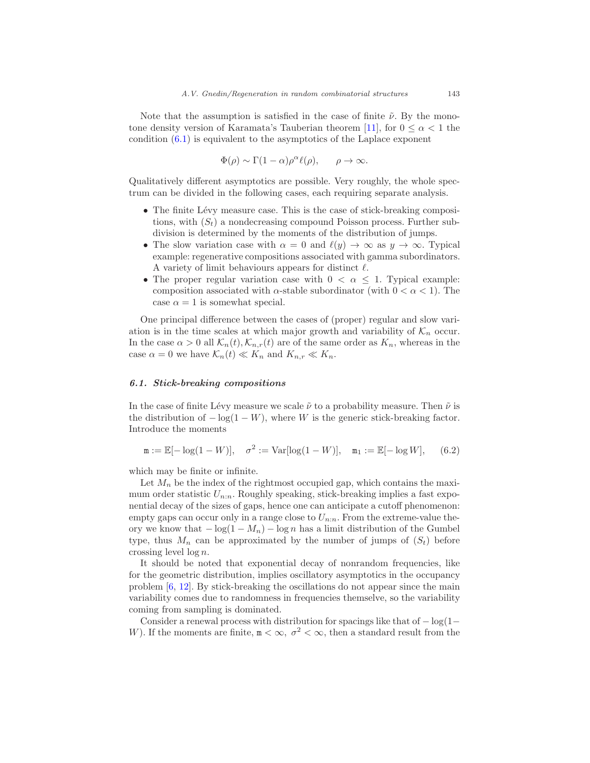Note that the assumption is satisfied in the case of finite $\tilde{\nu}$. By the monotone density version of Karamata's Tauberian theorem [11], for $0 \leq \alpha < 1$ the condition (6.1) is equivalent to the asymptotics of the Laplace exponent

$$\Phi(\rho) \sim \Gamma(1-\alpha)\rho^{\alpha}\ell(\rho), \qquad \rho \to \infty.$$

Qualitatively different asymptotics are possible. Very roughly, the whole spectrum can be divided in the following cases, each requiring separate analysis.

- The finite Lévy measure case. This is the case of stick-breaking compositions, with $(S_t)$ a nondecreasing compound Poisson process. Further subdivision is determined by the moments of the distribution of jumps.
- The slow variation case with $\alpha = 0$ and $\ell(y) \to \infty$ as $y \to \infty$. Typical example: regenerative compositions associated with gamma subordinators. A variety of limit behaviours appears for distinct $\ell$.
- The proper regular variation case with $0 < \alpha \leq 1$. Typical example: composition associated with $\alpha$-stable subordinator (with $0 < \alpha < 1$). The case $\alpha = 1$ is somewhat special.

One principal difference between the cases of (proper) regular and slow variation is in the time scales at which major growth and variability of $\mathcal{K}_n$ occur. In the case $\alpha > 0$ all $\mathcal{K}_n(t), \mathcal{K}_{n,r}(t)$ are of the same order as $K_n$, whereas in the case $\alpha = 0$ we have $\mathcal{K}_n(t) \ll K_n$ and $K_{n,r} \ll K_n$.

### *6.1. Stick-breaking compositions*

In the case of finite Lévy measure we scale $\tilde{\nu}$ to a probability measure. Then $\tilde{\nu}$ is the distribution of $-\log(1-W)$, where $W$ is the generic stick-breaking factor. Introduce the moments

$$\mathtt{m} := \mathbb{E}[-\log(1-W)], \quad \sigma^2 := \mathrm{Var}[\log(1-W)], \quad \mathtt{m}_1 := \mathbb{E}[-\log W], \qquad (6.2)$$

which may be finite or infinite.

Let $M_n$ be the index of the rightmost occupied gap, which contains the maximum order statistic $U_{n:n}$. Roughly speaking, stick-breaking implies a fast exponential decay of the sizes of gaps, hence one can anticipate a cutoff phenomenon: empty gaps can occur only in a range close to $U_{n:n}$. From the extreme-value theory we know that $-\log(1-M_n) - \log n$ has a limit distribution of the Gumbel type, thus $M_n$ can be approximated by the number of jumps of $(S_t)$ before crossing level $\log n$.

It should be noted that exponential decay of nonrandom frequencies, like for the geometric distribution, implies oscillatory asymptotics in the occupancy problem [6, 12]. By stick-breaking the oscillations do not appear since the main variability comes due to randomness in frequencies themselve, so the variability coming from sampling is dominated.

Consider a renewal process with distribution for spacings like that of $-\log(1-W)$. If the moments are finite, $\mathtt{m} < \infty$, $\sigma^2 < \infty$, then a standard result from the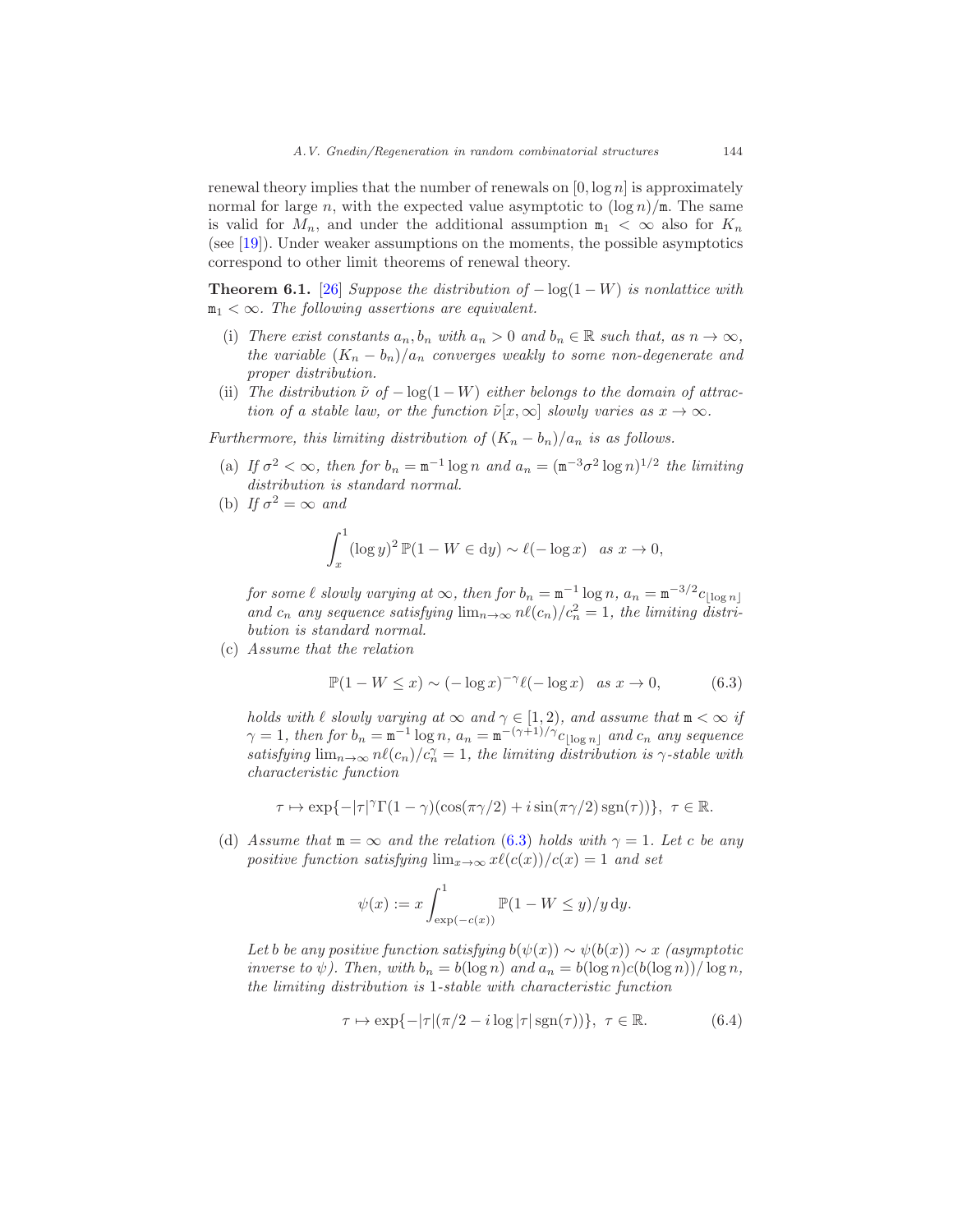renewal theory implies that the number of renewals on $[0, \log n]$ is approximately normal for large $n$, with the expected value asymptotic to $(\log n)/\mathtt{m}$. The same is valid for $M_n$, and under the additional assumption $\mathtt{m}_1 < \infty$ also for $K_n$ (see [19]). Under weaker assumptions on the moments, the possible asymptotics correspond to other limit theorems of renewal theory.

**Theorem 6.1.** [26] *Suppose the distribution of $-\log(1-W)$ is nonlattice with $\mathtt{m}_1 < \infty$. The following assertions are equivalent.*

(i) *There exist constants $a_n, b_n$ with $a_n > 0$ and $b_n \in \mathbb{R}$ such that, as $n \to \infty$, the variable $(K_n - b_n)/a_n$ converges weakly to some non-degenerate and proper distribution.*

(ii) *The distribution $\tilde{\nu}$ of $-\log(1-W)$ either belongs to the domain of attraction of a stable law, or the function $\tilde{\nu}[x, \infty]$ slowly varies as $x \to \infty$.*

*Furthermore, this limiting distribution of $(K_n - b_n)/a_n$ is as follows.*

(a) *If $\sigma^2 < \infty$, then for $b_n = \mathtt{m}^{-1} \log n$ and $a_n = (\mathtt{m}^{-3}\sigma^2 \log n)^{1/2}$ the limiting distribution is standard normal.*

(b) *If $\sigma^2 = \infty$ and*

$$\int_x^1 (\log y)^2 \, \mathbb{P}(1-W \in \mathrm{d}y) \sim \ell(-\log x) \quad \text{as } x \to 0,$$

*for some $\ell$ slowly varying at $\infty$, then for $b_n = \mathtt{m}^{-1}\log n$, $a_n = \mathtt{m}^{-3/2} c_{\lfloor \log n \rfloor}$ and $c_n$ any sequence satisfying $\lim_{n\to\infty} n\ell(c_n)/c_n^2 = 1$, the limiting distribution is standard normal.*

(c) *Assume that the relation*

$$\mathbb{P}(1-W \le x) \sim (-\log x)^{-\gamma} \ell(-\log x) \quad \text{as } x \to 0, \tag{6.3}$$

*holds with $\ell$ slowly varying at $\infty$ and $\gamma \in [1, 2)$, and assume that $\mathtt{m} < \infty$ if $\gamma = 1$, then for $b_n = \mathtt{m}^{-1}\log n$, $a_n = \mathtt{m}^{-(\gamma+1)/\gamma} c_{\lfloor \log n \rfloor}$ and $c_n$ any sequence satisfying $\lim_{n\to\infty} n\ell(c_n)/c_n^{\gamma} = 1$, the limiting distribution is $\gamma$-stable with characteristic function*

$$\tau \mapsto \exp\{-|\tau|^{\gamma}\Gamma(1-\gamma)(\cos(\pi\gamma/2) + i \sin(\pi\gamma/2)\operatorname{sgn}(\tau))\}, \;\; \tau \in \mathbb{R}.$$

(d) *Assume that $\mathtt{m} = \infty$ and the relation (6.3) holds with $\gamma = 1$. Let $c$ be any positive function satisfying $\lim_{x\to\infty} x\ell(c(x))/c(x) = 1$ and set*

$$\psi(x) := x \int_{\exp(-c(x))}^1 \mathbb{P}(1-W \le y)/y \, \mathrm{d}y.$$

*Let $b$ be any positive function satisfying $b(\psi(x)) \sim \psi(b(x)) \sim x$ (asymptotic inverse to $\psi$). Then, with $b_n = b(\log n)$ and $a_n = b(\log n)c(b(\log n))/\log n$, the limiting distribution is 1-stable with characteristic function*

$$\tau \mapsto \exp\{-|\tau|(\pi/2 - i\log|\tau| \operatorname{sgn}(\tau))\}, \;\; \tau \in \mathbb{R}. \tag{6.4}$$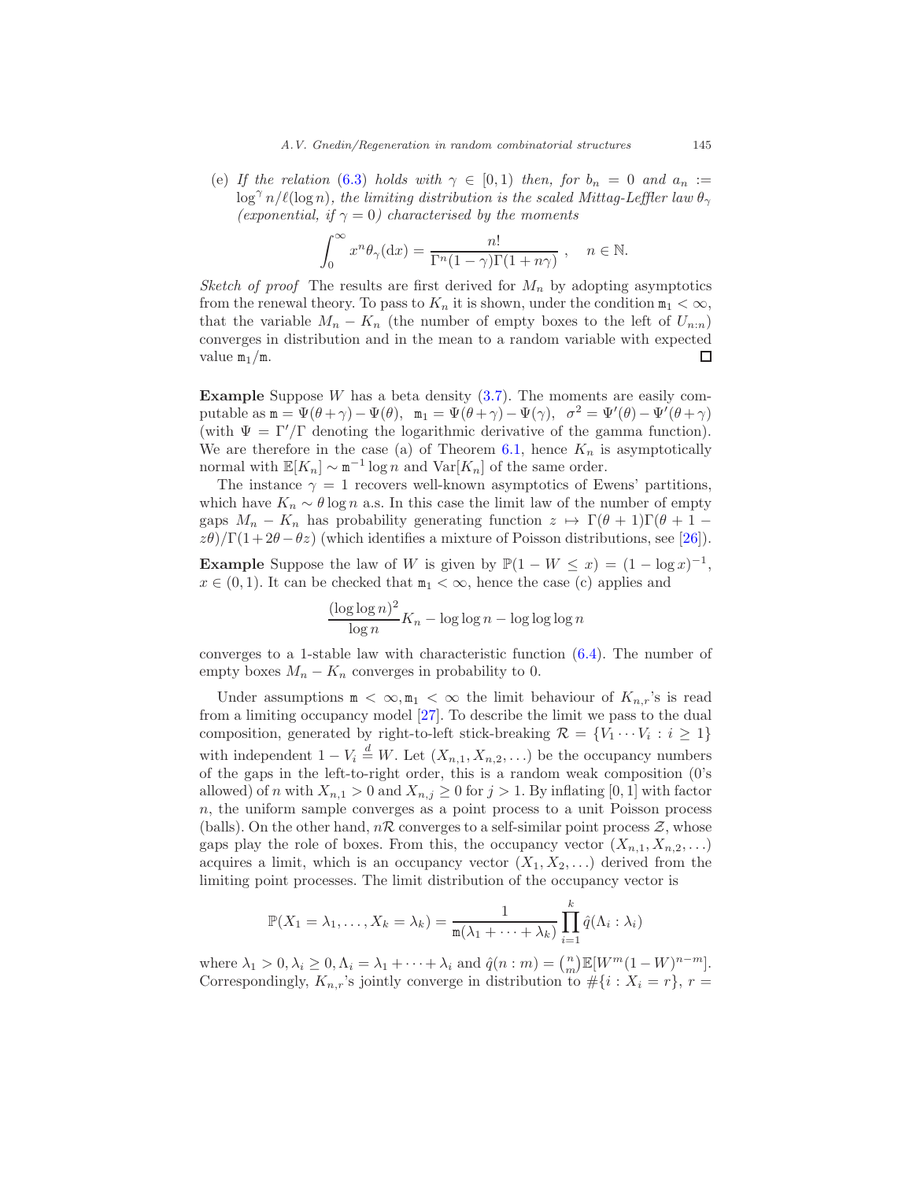(e) *If the relation (6.3) holds with $\gamma \in [0,1)$ then, for $b_n = 0$ and $a_n := \log^\gamma n/\ell(\log n)$, the limiting distribution is the scaled Mittag-Leffler law $\theta_\gamma$ (exponential, if $\gamma = 0$) characterised by the moments*

$$\int_0^\infty x^n \theta_\gamma(\mathrm{d}x) = \frac{n!}{\Gamma^n(1-\gamma)\Gamma(1+n\gamma)}\ , \quad n \in \mathbb{N}.$$

*Sketch of proof* The results are first derived for $M_n$ by adopting asymptotics from the renewal theory. To pass to $K_n$ it is shown, under the condition $\mathtt{m}_1 < \infty$, that the variable $M_n - K_n$ (the number of empty boxes to the left of $U_{n:n}$) converges in distribution and in the mean to a random variable with expected value $\mathtt{m}_1/\mathtt{m}$. □

**Example** Suppose $W$ has a beta density (3.7). The moments are easily computable as $\mathtt{m} = \Psi(\theta+\gamma) - \Psi(\theta)$, $\mathtt{m}_1 = \Psi(\theta+\gamma) - \Psi(\gamma)$, $\sigma^2 = \Psi'(\theta) - \Psi'(\theta+\gamma)$ (with $\Psi = \Gamma'/\Gamma$ denoting the logarithmic derivative of the gamma function). We are therefore in the case (a) of Theorem 6.1, hence $K_n$ is asymptotically normal with $\mathbb{E}[K_n] \sim \mathtt{m}^{-1}\log n$ and $\mathrm{Var}[K_n]$ of the same order.

The instance $\gamma = 1$ recovers well-known asymptotics of Ewens' partitions, which have $K_n \sim \theta \log n$ a.s. In this case the limit law of the number of empty gaps $M_n - K_n$ has probability generating function $z \mapsto \Gamma(\theta+1)\Gamma(\theta+1-z\theta)/\Gamma(1+2\theta-\theta z)$ (which identifies a mixture of Poisson distributions, see [26]).

**Example** Suppose the law of $W$ is given by $\mathbb{P}(1 - W \le x) = (1 - \log x)^{-1}$, $x \in (0,1)$. It can be checked that $\mathtt{m}_1 < \infty$, hence the case (c) applies and

$$\frac{(\log\log n)^2}{\log n} K_n - \log\log n - \log\log\log n$$

converges to a 1-stable law with characteristic function (6.4). The number of empty boxes $M_n - K_n$ converges in probability to 0.

Under assumptions $\mathtt{m} < \infty, \mathtt{m}_1 < \infty$ the limit behaviour of $K_{n,r}$'s is read from a limiting occupancy model [27]. To describe the limit we pass to the dual composition, generated by right-to-left stick-breaking $\mathcal{R} = \{V_1 \cdots V_i : i \ge 1\}$ with independent $1 - V_i \stackrel{d}{=} W$. Let $(X_{n,1}, X_{n,2}, \ldots)$ be the occupancy numbers of the gaps in the left-to-right order, this is a random weak composition (0's allowed) of $n$ with $X_{n,1} > 0$ and $X_{n,j} \ge 0$ for $j > 1$. By inflating $[0,1]$ with factor $n$, the uniform sample converges as a point process to a unit Poisson process (balls). On the other hand, $n\mathcal{R}$ converges to a self-similar point process $\mathcal{Z}$, whose gaps play the role of boxes. From this, the occupancy vector $(X_{n,1}, X_{n,2}, \ldots)$ acquires a limit, which is an occupancy vector $(X_1, X_2, \ldots)$ derived from the limiting point processes. The limit distribution of the occupancy vector is

$$\mathbb{P}(X_1 = \lambda_1, \ldots, X_k = \lambda_k) = \frac{1}{\mathtt{m}(\lambda_1 + \cdots + \lambda_k)} \prod_{i=1}^k \hat{q}(\Lambda_i : \lambda_i)$$

where $\lambda_1 > 0, \lambda_i \ge 0, \Lambda_i = \lambda_1 + \cdots + \lambda_i$ and $\hat{q}(n:m) = \binom{n}{m}\mathbb{E}[W^m(1-W)^{n-m}]$. Correspondingly, $K_{n,r}$'s jointly converge in distribution to $\#\{i : X_i = r\}$, $r =$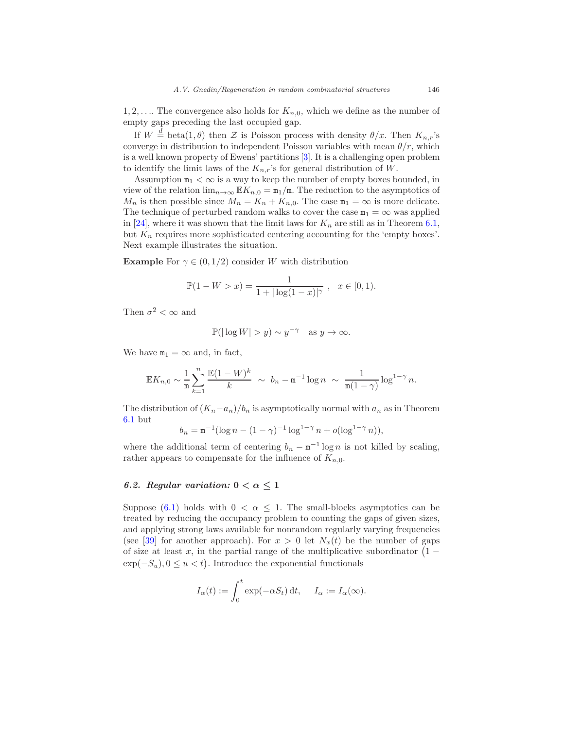$1, 2, \ldots$. The convergence also holds for $K_{n,0}$, which we define as the number of empty gaps preceding the last occupied gap.

If $W \stackrel{d}{=} \text{beta}(1, \theta)$ then $\mathcal{Z}$ is Poisson process with density $\theta/x$. Then $K_{n,r}$'s converge in distribution to independent Poisson variables with mean $\theta/r$, which is a well known property of Ewens' partitions [3]. It is a challenging open problem to identify the limit laws of the $K_{n,r}$'s for general distribution of $W$.

Assumption $\mathtt{m}_1 < \infty$ is a way to keep the number of empty boxes bounded, in view of the relation $\lim_{n\to\infty} \mathbb{E}K_{n,0} = \mathtt{m}_1/\mathtt{m}$. The reduction to the asymptotics of $M_n$ is then possible since $M_n = K_n + K_{n,0}$. The case $\mathtt{m}_1 = \infty$ is more delicate. The technique of perturbed random walks to cover the case $\mathtt{m}_1 = \infty$ was applied in [24], where it was shown that the limit laws for $K_n$ are still as in Theorem 6.1, but $K_n$ requires more sophisticated centering accounting for the 'empty boxes'. Next example illustrates the situation.

**Example** For $\gamma \in (0, 1/2)$ consider $W$ with distribution

$$\mathbb{P}(1 - W > x) = \frac{1}{1 + |\log(1-x)|^\gamma}\ , \quad x \in [0, 1).$$

Then $\sigma^2 < \infty$ and

$$\mathbb{P}(|\log W| > y) \sim y^{-\gamma} \quad \text{as } y \to \infty.$$

We have $\mathtt{m}_1 = \infty$ and, in fact,

$$\mathbb{E}K_{n,0} \sim \frac{1}{\mathtt{m}} \sum_{k=1}^{n} \frac{\mathbb{E}(1-W)^k}{k} \ \sim\ b_n - \mathtt{m}^{-1}\log n \ \sim\ \frac{1}{\mathtt{m}(1-\gamma)} \log^{1-\gamma} n.$$

The distribution of $(K_n - a_n)/b_n$ is asymptotically normal with $a_n$ as in Theorem 6.1 but

$$b_n = \mathtt{m}^{-1}(\log n - (1-\gamma)^{-1} \log^{1-\gamma} n + o(\log^{1-\gamma} n)),$$

where the additional term of centering $b_n - \mathtt{m}^{-1}\log n$ is not killed by scaling, rather appears to compensate for the influence of $K_{n,0}$.

### 6.2. Regular variation: $0 < \alpha \le 1$

Suppose (6.1) holds with $0 < \alpha \le 1$. The small-blocks asymptotics can be treated by reducing the occupancy problem to counting the gaps of given sizes, and applying strong laws available for nonrandom regularly varying frequencies (see [39] for another approach). For $x > 0$ let $N_x(t)$ be the number of gaps of size at least $x$, in the partial range of the multiplicative subordinator $\big(1 - \exp(-S_u), 0 \le u < t\big)$. Introduce the exponential functionals

$$I_\alpha(t) := \int_0^t \exp(-\alpha S_t)\, \mathrm{d}t, \qquad I_\alpha := I_\alpha(\infty).$$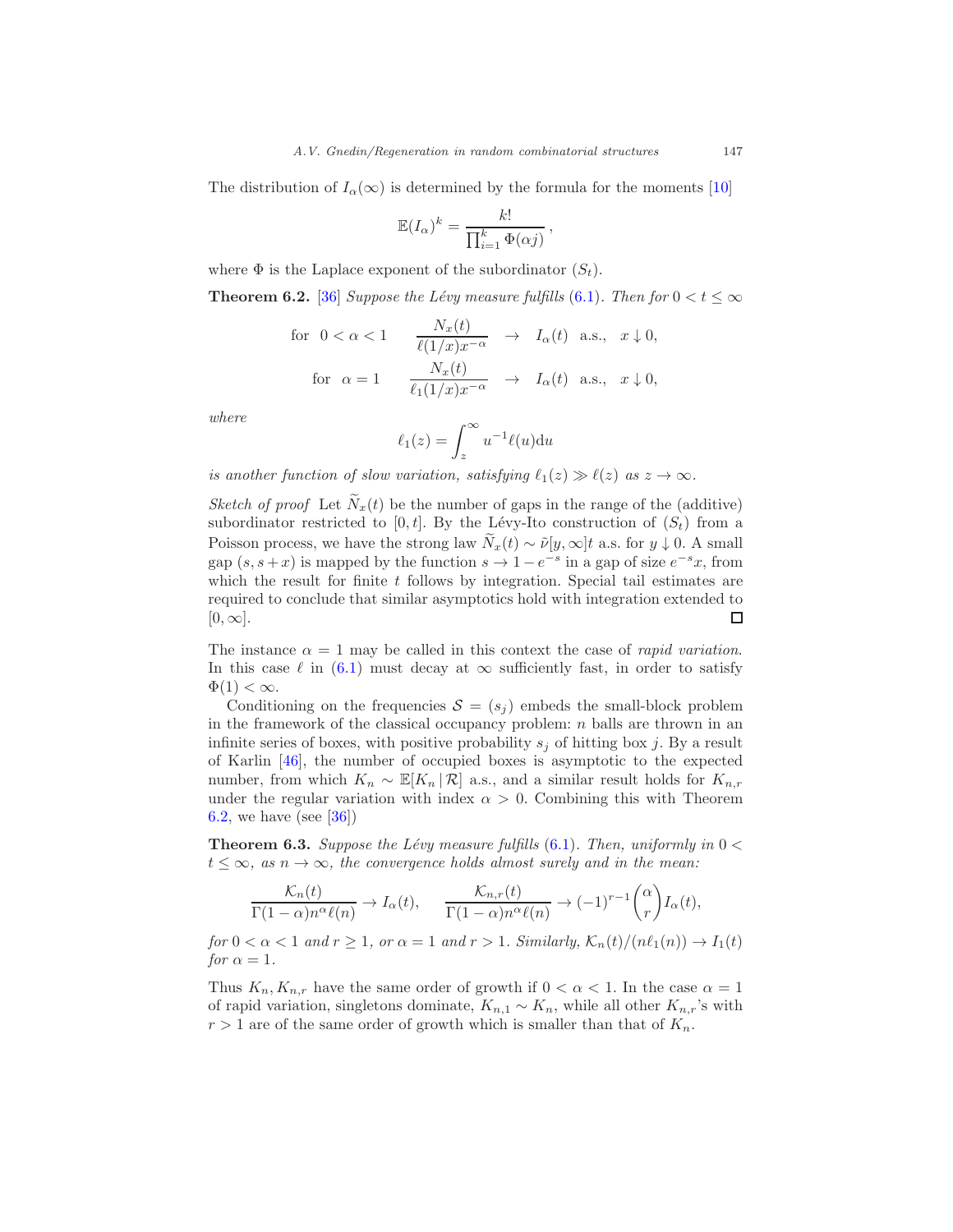The distribution of $I_\alpha(\infty)$ is determined by the formula for the moments [10]

$$\mathbb{E}(I_\alpha)^k = \frac{k!}{\prod_{i=1}^k \Phi(\alpha j)}\,,$$

where $\Phi$ is the Laplace exponent of the subordinator $(S_t)$.

**Theorem 6.2.** [36] *Suppose the Lévy measure fulfills (6.1). Then for $0 < t \le \infty$*

$$\text{for} \quad 0<\alpha<1 \qquad \frac{N_x(t)}{\ell(1/x)x^{-\alpha}} \quad \to \quad I_\alpha(t) \;\; \text{a.s.}, \quad x \downarrow 0,$$

$$\text{for} \quad \alpha=1 \qquad \frac{N_x(t)}{\ell_1(1/x)x^{-\alpha}} \quad \to \quad I_\alpha(t) \;\; \text{a.s.}, \quad x \downarrow 0,$$

*where*

$$\ell_1(z) = \int_z^\infty u^{-1}\ell(u)\mathrm{d}u$$

*is another function of slow variation, satisfying $\ell_1(z) \gg \ell(z)$ as $z \to \infty$.*

*Sketch of proof* Let $\widetilde{N}_x(t)$ be the number of gaps in the range of the (additive) subordinator restricted to $[0,t]$. By the Lévy-Ito construction of $(S_t)$ from a Poisson process, we have the strong law $\widetilde{N}_x(t) \sim \tilde{\nu}[y,\infty]t$ a.s. for $y \downarrow 0$. A small gap $(s, s+x)$ is mapped by the function $s \to 1-e^{-s}$ in a gap of size $e^{-s}x$, from which the result for finite $t$ follows by integration. Special tail estimates are required to conclude that similar asymptotics hold with integration extended to $[0,\infty]$. □

The instance $\alpha = 1$ may be called in this context the case of *rapid variation*. In this case $\ell$ in (6.1) must decay at $\infty$ sufficiently fast, in order to satisfy $\Phi(1) < \infty$.

Conditioning on the frequencies $\mathcal{S} = (s_j)$ embeds the small-block problem in the framework of the classical occupancy problem: $n$ balls are thrown in an infinite series of boxes, with positive probability $s_j$ of hitting box $j$. By a result of Karlin [46], the number of occupied boxes is asymptotic to the expected number, from which $K_n \sim \mathbb{E}[K_n \,|\, \mathcal{R}]$ a.s., and a similar result holds for $K_{n,r}$ under the regular variation with index $\alpha > 0$. Combining this with Theorem 6.2, we have (see [36])

**Theorem 6.3.** *Suppose the Lévy measure fulfills (6.1). Then, uniformly in $0 < t \le \infty$, as $n \to \infty$, the convergence holds almost surely and in the mean:*

$$\frac{\mathcal{K}_n(t)}{\Gamma(1-\alpha)n^\alpha \ell(n)} \to I_\alpha(t), \qquad \frac{\mathcal{K}_{n,r}(t)}{\Gamma(1-\alpha)n^\alpha \ell(n)} \to (-1)^{r-1}\binom{\alpha}{r} I_\alpha(t),$$

*for $0 < \alpha < 1$ and $r \ge 1$, or $\alpha = 1$ and $r > 1$. Similarly, $\mathcal{K}_n(t)/(n\ell_1(n)) \to I_1(t)$ for $\alpha = 1$.*

Thus $K_n, K_{n,r}$ have the same order of growth if $0 < \alpha < 1$. In the case $\alpha = 1$ of rapid variation, singletons dominate, $K_{n,1} \sim K_n$, while all other $K_{n,r}$'s with $r > 1$ are of the same order of growth which is smaller than that of $K_n$.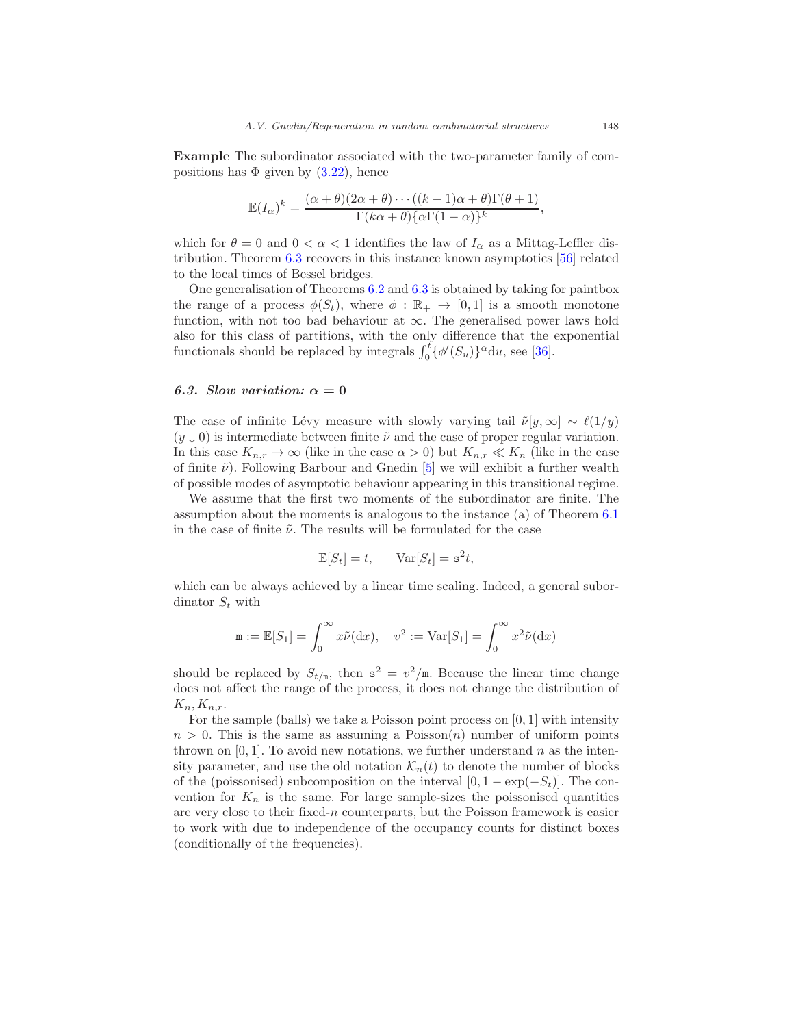**Example** The subordinator associated with the two-parameter family of compositions has $\Phi$ given by (3.22), hence

$$\mathbb{E}(I_\alpha)^k = \frac{(\alpha+\theta)(2\alpha+\theta)\cdots((k-1)\alpha+\theta)\Gamma(\theta+1)}{\Gamma(k\alpha+\theta)\{\alpha\Gamma(1-\alpha)\}^k},$$

which for $\theta = 0$ and $0 < \alpha < 1$ identifies the law of $I_\alpha$ as a Mittag-Leffler distribution. Theorem 6.3 recovers in this instance known asymptotics [56] related to the local times of Bessel bridges.

One generalisation of Theorems 6.2 and 6.3 is obtained by taking for paintbox the range of a process $\phi(S_t)$, where $\phi : \mathbb{R}_+ \to [0,1]$ is a smooth monotone function, with not too bad behaviour at $\infty$. The generalised power laws hold also for this class of partitions, with the only difference that the exponential functionals should be replaced by integrals $\int_0^t \{\phi'(S_u)\}^\alpha \mathrm{d}u$, see [36].

### 6.3. Slow variation: $\alpha = 0$

The case of infinite Lévy measure with slowly varying tail $\tilde{\nu}[y,\infty] \sim \ell(1/y)$ $(y \downarrow 0)$ is intermediate between finite $\tilde{\nu}$ and the case of proper regular variation. In this case $K_{n,r} \to \infty$ (like in the case $\alpha > 0$) but $K_{n,r} \ll K_n$ (like in the case of finite $\tilde{\nu}$). Following Barbour and Gnedin [5] we will exhibit a further wealth of possible modes of asymptotic behaviour appearing in this transitional regime.

We assume that the first two moments of the subordinator are finite. The assumption about the moments is analogous to the instance (a) of Theorem 6.1 in the case of finite $\tilde{\nu}$. The results will be formulated for the case

$$\mathbb{E}[S_t] = t, \qquad \mathrm{Var}[S_t] = \mathtt{s}^2 t,$$

which can be always achieved by a linear time scaling. Indeed, a general subordinator $S_t$ with

$$\mathtt{m} := \mathbb{E}[S_1] = \int_0^\infty x\tilde{\nu}(\mathrm{d}x), \quad v^2 := \mathrm{Var}[S_1] = \int_0^\infty x^2\tilde{\nu}(\mathrm{d}x)$$

should be replaced by $S_{t/\mathtt{m}}$, then $\mathtt{s}^2 = v^2/\mathtt{m}$. Because the linear time change does not affect the range of the process, it does not change the distribution of $K_n, K_{n,r}$.

For the sample (balls) we take a Poisson point process on $[0,1]$ with intensity $n > 0$. This is the same as assuming a Poisson$(n)$ number of uniform points thrown on $[0,1]$. To avoid new notations, we further understand $n$ as the intensity parameter, and use the old notation $\mathcal{K}_n(t)$ to denote the number of blocks of the (poissonised) subcomposition on the interval $[0, 1-\exp(-S_t)]$. The convention for $K_n$ is the same. For large sample-sizes the poissonised quantities are very close to their fixed-$n$ counterparts, but the Poisson framework is easier to work with due to independence of the occupancy counts for distinct boxes (conditionally of the frequencies).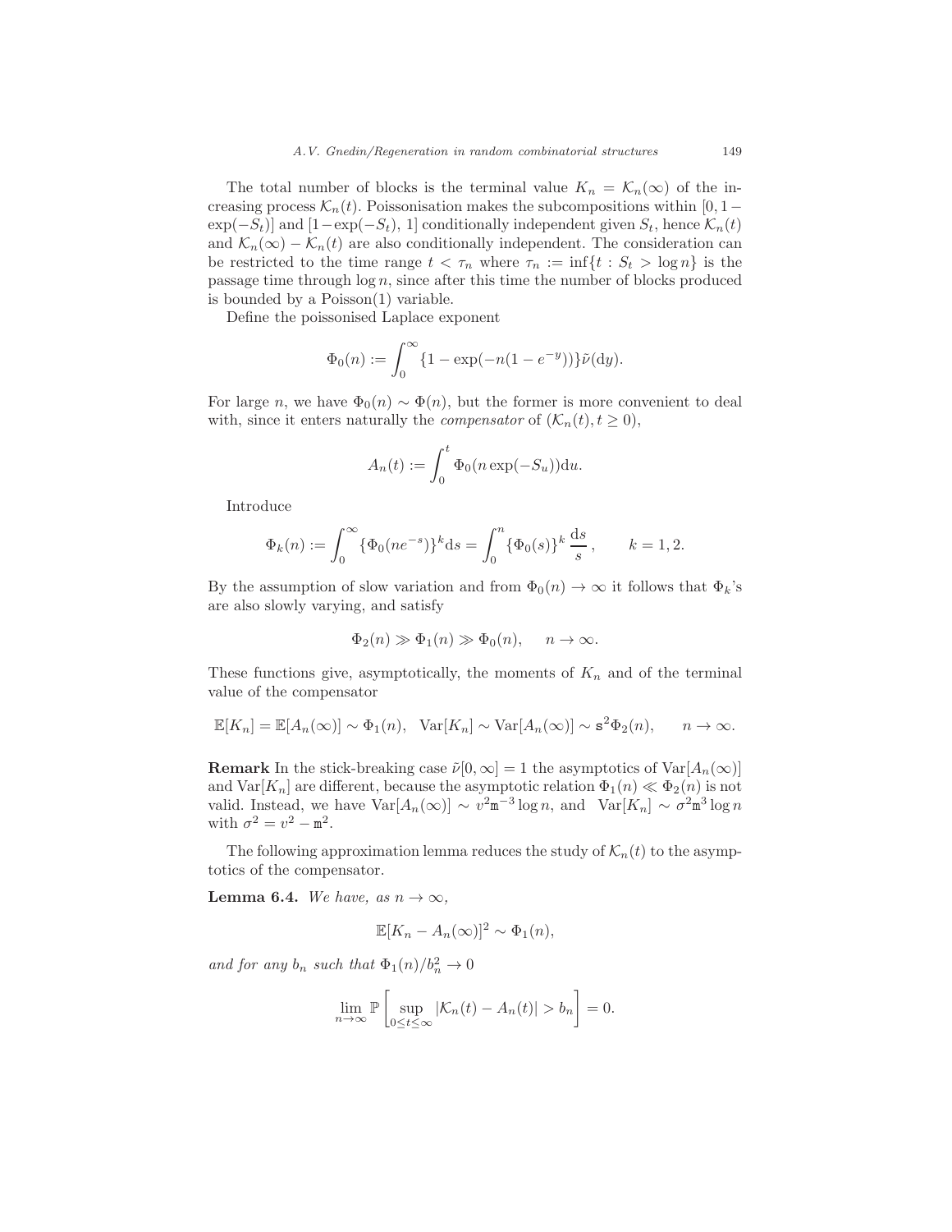The total number of blocks is the terminal value $K_n = \mathcal{K}_n(\infty)$ of the increasing process $\mathcal{K}_n(t)$. Poissonisation makes the subcompositions within $[0, 1-\exp(-S_t)]$ and $[1-\exp(-S_t), 1]$ conditionally independent given $S_t$, hence $\mathcal{K}_n(t)$ and $\mathcal{K}_n(\infty) - \mathcal{K}_n(t)$ are also conditionally independent. The consideration can be restricted to the time range $t < \tau_n$ where $\tau_n := \inf\{t : S_t > \log n\}$ is the passage time through $\log n$, since after this time the number of blocks produced is bounded by a Poisson(1) variable.

Define the poissonised Laplace exponent

$$\Phi_0(n) := \int_0^\infty \{1 - \exp(-n(1-e^{-y}))\}\tilde{\nu}(\mathrm{d}y).$$

For large $n$, we have $\Phi_0(n) \sim \Phi(n)$, but the former is more convenient to deal with, since it enters naturally the *compensator* of $(\mathcal{K}_n(t), t \geq 0)$,

$$A_n(t) := \int_0^t \Phi_0(n \exp(-S_u))\mathrm{d}u.$$

Introduce

$$\Phi_k(n) := \int_0^\infty \{\Phi_0(ne^{-s})\}^k \mathrm{d}s = \int_0^n \{\Phi_0(s)\}^k \,\frac{\mathrm{d}s}{s}\,, \qquad k = 1, 2.$$

By the assumption of slow variation and from $\Phi_0(n) \to \infty$ it follows that $\Phi_k$'s are also slowly varying, and satisfy

$$\Phi_2(n) \gg \Phi_1(n) \gg \Phi_0(n), \qquad n \to \infty.$$

These functions give, asymptotically, the moments of $K_n$ and of the terminal value of the compensator

$$\mathbb{E}[K_n] = \mathbb{E}[A_n(\infty)] \sim \Phi_1(n), \quad \mathrm{Var}[K_n] \sim \mathrm{Var}[A_n(\infty)] \sim \mathtt{s}^2\Phi_2(n), \qquad n \to \infty.$$

**Remark** In the stick-breaking case $\tilde{\nu}[0,\infty] = 1$ the asymptotics of $\mathrm{Var}[A_n(\infty)]$ and $\mathrm{Var}[K_n]$ are different, because the asymptotic relation $\Phi_1(n) \ll \Phi_2(n)$ is not valid. Instead, we have $\mathrm{Var}[A_n(\infty)] \sim v^2\mathtt{m}^{-3}\log n$, and $\mathrm{Var}[K_n] \sim \sigma^2\mathtt{m}^3 \log n$ with $\sigma^2 = v^2 - \mathtt{m}^2$.

The following approximation lemma reduces the study of $\mathcal{K}_n(t)$ to the asymptotics of the compensator.

**Lemma 6.4.** *We have, as* $n \to \infty$,

$$\mathbb{E}[K_n - A_n(\infty)]^2 \sim \Phi_1(n),$$

*and for any* $b_n$ *such that* $\Phi_1(n)/b_n^2 \to 0$

$$\lim_{n\to\infty} \mathbb{P}\left[\sup_{0 \leq t \leq \infty} |\mathcal{K}_n(t) - A_n(t)| > b_n\right] = 0.$$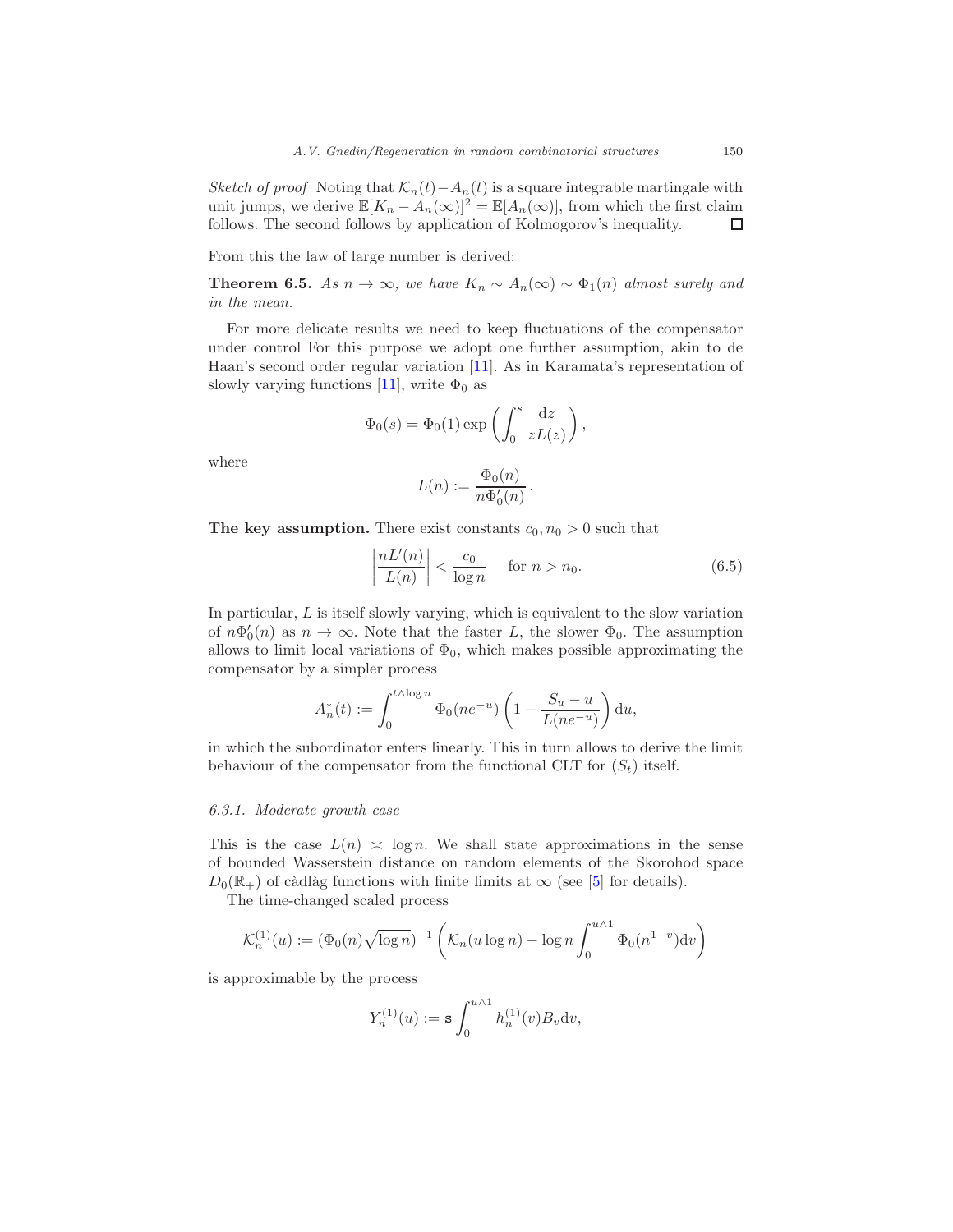*Sketch of proof* Noting that $\mathcal{K}_n(t)-A_n(t)$ is a square integrable martingale with unit jumps, we derive $\mathbb{E}[K_n - A_n(\infty)]^2 = \mathbb{E}[A_n(\infty)]$, from which the first claim follows. The second follows by application of Kolmogorov's inequality. □

From this the law of large number is derived:

**Theorem 6.5.** *As $n \to \infty$, we have $K_n \sim A_n(\infty) \sim \Phi_1(n)$ almost surely and in the mean.*

For more delicate results we need to keep fluctuations of the compensator under control For this purpose we adopt one further assumption, akin to de Haan's second order regular variation [11]. As in Karamata's representation of slowly varying functions [11], write $\Phi_0$ as

$$\Phi_0(s) = \Phi_0(1) \exp\left(\int_0^s \frac{\mathrm{d}z}{zL(z)}\right),$$

where

$$L(n) := \frac{\Phi_0(n)}{n\Phi_0'(n)}.$$

**The key assumption.** There exist constants $c_0, n_0 > 0$ such that

$$\left|\frac{nL'(n)}{L(n)}\right| < \frac{c_0}{\log n} \quad \text{ for } n > n_0. \tag{6.5}$$

In particular, $L$ is itself slowly varying, which is equivalent to the slow variation of $n\Phi_0'(n)$ as $n \to \infty$. Note that the faster $L$, the slower $\Phi_0$. The assumption allows to limit local variations of $\Phi_0$, which makes possible approximating the compensator by a simpler process

$$A_n^*(t) := \int_0^{t\wedge \log n} \Phi_0(ne^{-u})\left(1 - \frac{S_u - u}{L(ne^{-u})}\right)\mathrm{d}u,$$

in which the subordinator enters linearly. This in turn allows to derive the limit behaviour of the compensator from the functional CLT for $(S_t)$ itself.

### 6.3.1. Moderate growth case

This is the case $L(n) \asymp \log n$. We shall state approximations in the sense of bounded Wasserstein distance on random elements of the Skorohod space $D_0(\mathbb{R}_+)$ of càdlàg functions with finite limits at $\infty$ (see [5] for details).

The time-changed scaled process

$$\mathcal{K}_n^{(1)}(u) := (\Phi_0(n)\sqrt{\log n})^{-1}\left(\mathcal{K}_n(u\log n) - \log n\int_0^{u\wedge 1}\Phi_0(n^{1-v})\mathrm{d}v\right)$$

is approximable by the process

$$Y_n^{(1)}(u) := \mathtt{s}\int_0^{u\wedge 1} h_n^{(1)}(v)B_v\mathrm{d}v,$$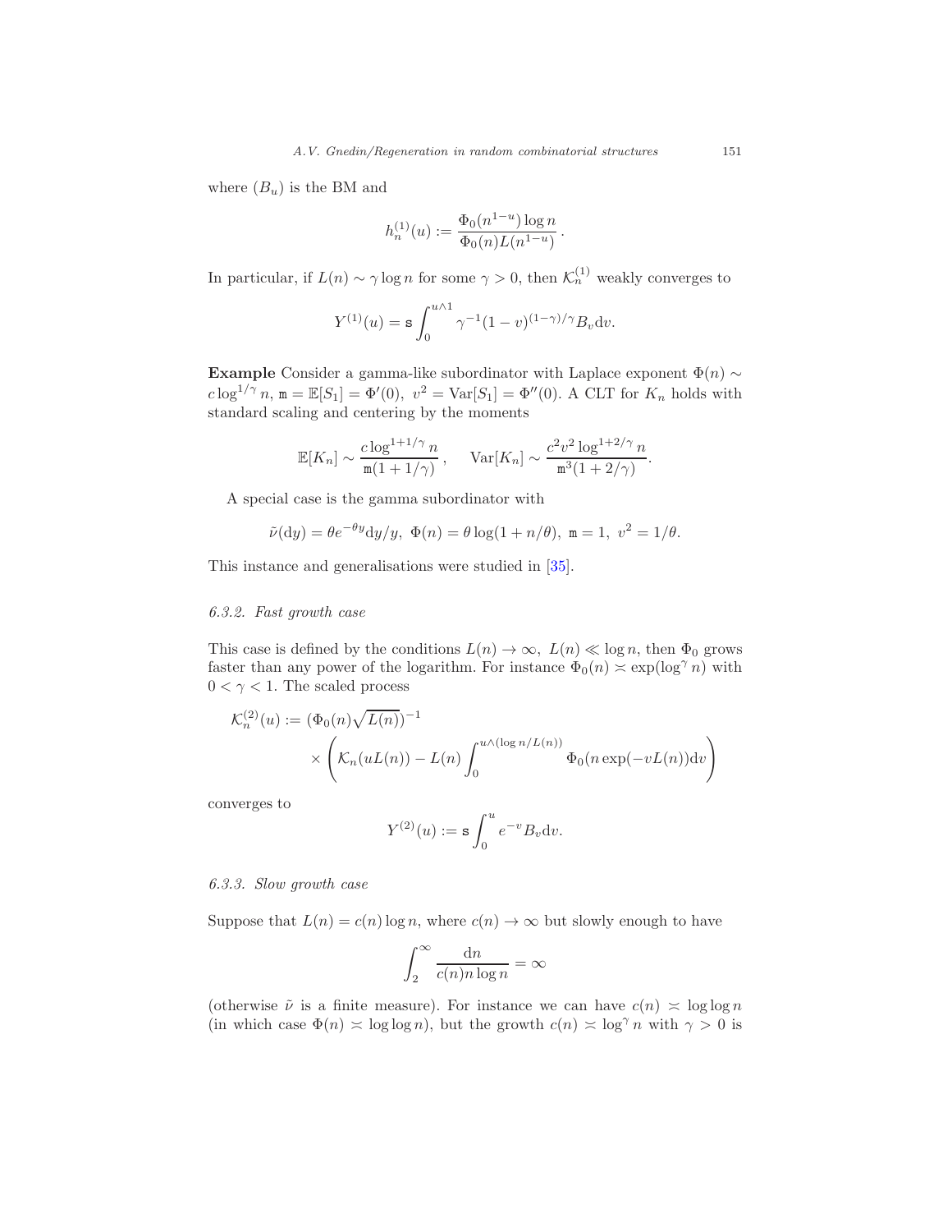where $(B_u)$ is the BM and

$$h_n^{(1)}(u) := \frac{\Phi_0(n^{1-u}) \log n}{\Phi_0(n) L(n^{1-u})}.$$

In particular, if $L(n) \sim \gamma \log n$ for some $\gamma > 0$, then $\mathcal{K}_n^{(1)}$ weakly converges to

$$Y^{(1)}(u) = \mathtt{s} \int_0^{u \wedge 1} \gamma^{-1} (1-v)^{(1-\gamma)/\gamma} B_v \mathrm{d}v.$$

**Example** Consider a gamma-like subordinator with Laplace exponent $\Phi(n) \sim c \log^{1/\gamma} n$, $\mathtt{m} = \mathbb{E}[S_1] = \Phi'(0)$, $v^2 = \mathrm{Var}[S_1] = \Phi''(0)$. A CLT for $K_n$ holds with standard scaling and centering by the moments

$$\mathbb{E}[K_n] \sim \frac{c \log^{1+1/\gamma} n}{\mathtt{m}(1+1/\gamma)}, \qquad \mathrm{Var}[K_n] \sim \frac{c^2 v^2 \log^{1+2/\gamma} n}{\mathtt{m}^3 (1+2/\gamma)}.$$

A special case is the gamma subordinator with

$$\tilde{\nu}(\mathrm{d}y) = \theta e^{-\theta y} \mathrm{d}y/y,\ \Phi(n) = \theta \log(1 + n/\theta),\ \mathtt{m} = 1,\ v^2 = 1/\theta.$$

This instance and generalisations were studied in [35].

### 6.3.2. Fast growth case

This case is defined by the conditions $L(n) \to \infty$, $L(n) \ll \log n$, then $\Phi_0$ grows faster than any power of the logarithm. For instance $\Phi_0(n) \asymp \exp(\log^\gamma n)$ with $0 < \gamma < 1$. The scaled process

$$\mathcal{K}_n^{(2)}(u) := (\Phi_0(n)\sqrt{L(n)})^{-1} \times \left( \mathcal{K}_n(uL(n)) - L(n) \int_0^{u \wedge (\log n / L(n))} \Phi_0(n \exp(-vL(n)) \mathrm{d}v \right)$$

converges to

$$Y^{(2)}(u) := \mathtt{s} \int_0^u e^{-v} B_v \mathrm{d}v.$$

### 6.3.3. Slow growth case

Suppose that $L(n) = c(n) \log n$, where $c(n) \to \infty$ but slowly enough to have

$$\int_2^\infty \frac{\mathrm{d}n}{c(n) n \log n} = \infty$$

(otherwise $\tilde{\nu}$ is a finite measure). For instance we can have $c(n) \asymp \log \log n$ (in which case $\Phi(n) \asymp \log \log n$), but the growth $c(n) \asymp \log^\gamma n$ with $\gamma > 0$ is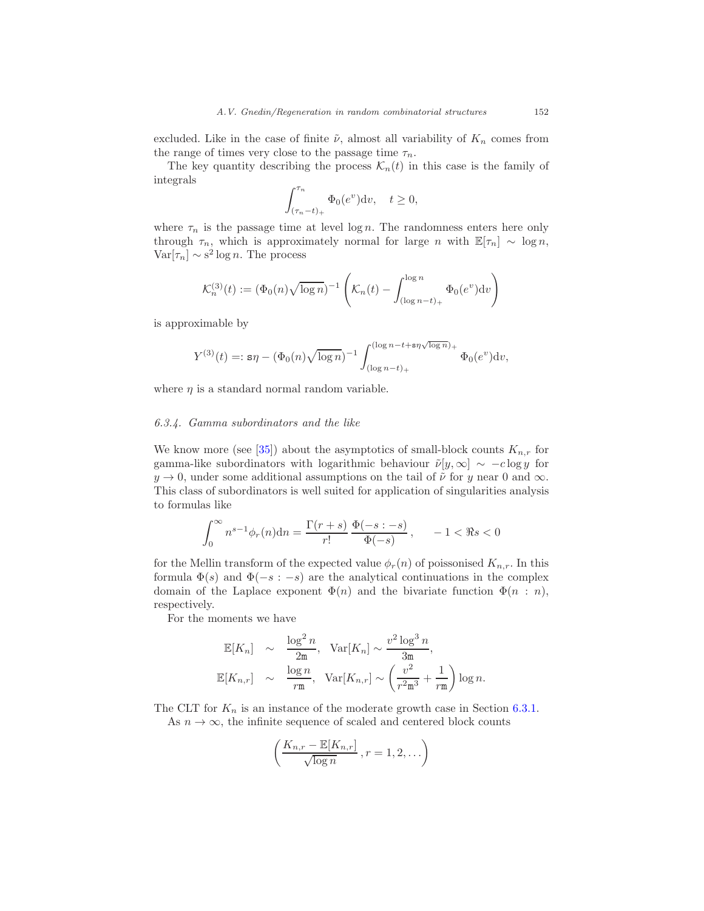excluded. Like in the case of finite $\tilde{\nu}$, almost all variability of $K_n$ comes from the range of times very close to the passage time $\tau_n$.

The key quantity describing the process $\mathcal{K}_n(t)$ in this case is the family of integrals

$$\int_{(\tau_n - t)_+}^{\tau_n} \Phi_0(e^v)\mathrm{d}v, \quad t \geq 0,$$

where $\tau_n$ is the passage time at level $\log n$. The randomness enters here only through $\tau_n$, which is approximately normal for large $n$ with $\mathbb{E}[\tau_n] \sim \log n$, $\mathrm{Var}[\tau_n] \sim \mathrm{s}^2 \log n$. The process

$$\mathcal{K}_n^{(3)}(t) := (\Phi_0(n)\sqrt{\log n})^{-1} \left( \mathcal{K}_n(t) - \int_{(\log n - t)_+}^{\log n} \Phi_0(e^v)\mathrm{d}v \right)$$

is approximable by

$$Y^{(3)}(t) =: \mathtt{s}\eta - (\Phi_0(n)\sqrt{\log n})^{-1} \int_{(\log n - t)_+}^{(\log n - t + \mathtt{s}\eta\sqrt{\log n})_+} \Phi_0(e^v)\mathrm{d}v,$$

where $\eta$ is a standard normal random variable.

#### *6.3.4. Gamma subordinators and the like*

We know more (see [35]) about the asymptotics of small-block counts $K_{n,r}$ for gamma-like subordinators with logarithmic behaviour $\tilde{\nu}[y, \infty] \sim -c \log y$ for $y \to 0$, under some additional assumptions on the tail of $\tilde{\nu}$ for $y$ near 0 and $\infty$. This class of subordinators is well suited for application of singularities analysis to formulas like

$$\int_0^\infty n^{s-1}\phi_r(n)\mathrm{d}n = \frac{\Gamma(r+s)}{r!} \frac{\Phi(-s:-s)}{\Phi(-s)}, \qquad -1 < \Re s < 0$$

for the Mellin transform of the expected value $\phi_r(n)$ of poissonised $K_{n,r}$. In this formula $\Phi(s)$ and $\Phi(-s:-s)$ are the analytical continuations in the complex domain of the Laplace exponent $\Phi(n)$ and the bivariate function $\Phi(n:n)$, respectively.

For the moments we have

$$\begin{aligned}
\mathbb{E}[K_n] &\sim \frac{\log^2 n}{2\mathtt{m}}, \quad \mathrm{Var}[K_n] \sim \frac{v^2 \log^3 n}{3\mathtt{m}}, \\
\mathbb{E}[K_{n,r}] &\sim \frac{\log n}{r\mathtt{m}}, \quad \mathrm{Var}[K_{n,r}] \sim \left( \frac{v^2}{r^2\mathtt{m}^3} + \frac{1}{r\mathtt{m}} \right) \log n.
\end{aligned}$$

The CLT for $K_n$ is an instance of the moderate growth case in Section 6.3.1.

As $n \to \infty$, the infinite sequence of scaled and centered block counts

$$\left( \frac{K_{n,r} - \mathbb{E}[K_{n,r}]}{\sqrt{\log n}}, r = 1, 2, \ldots \right)$$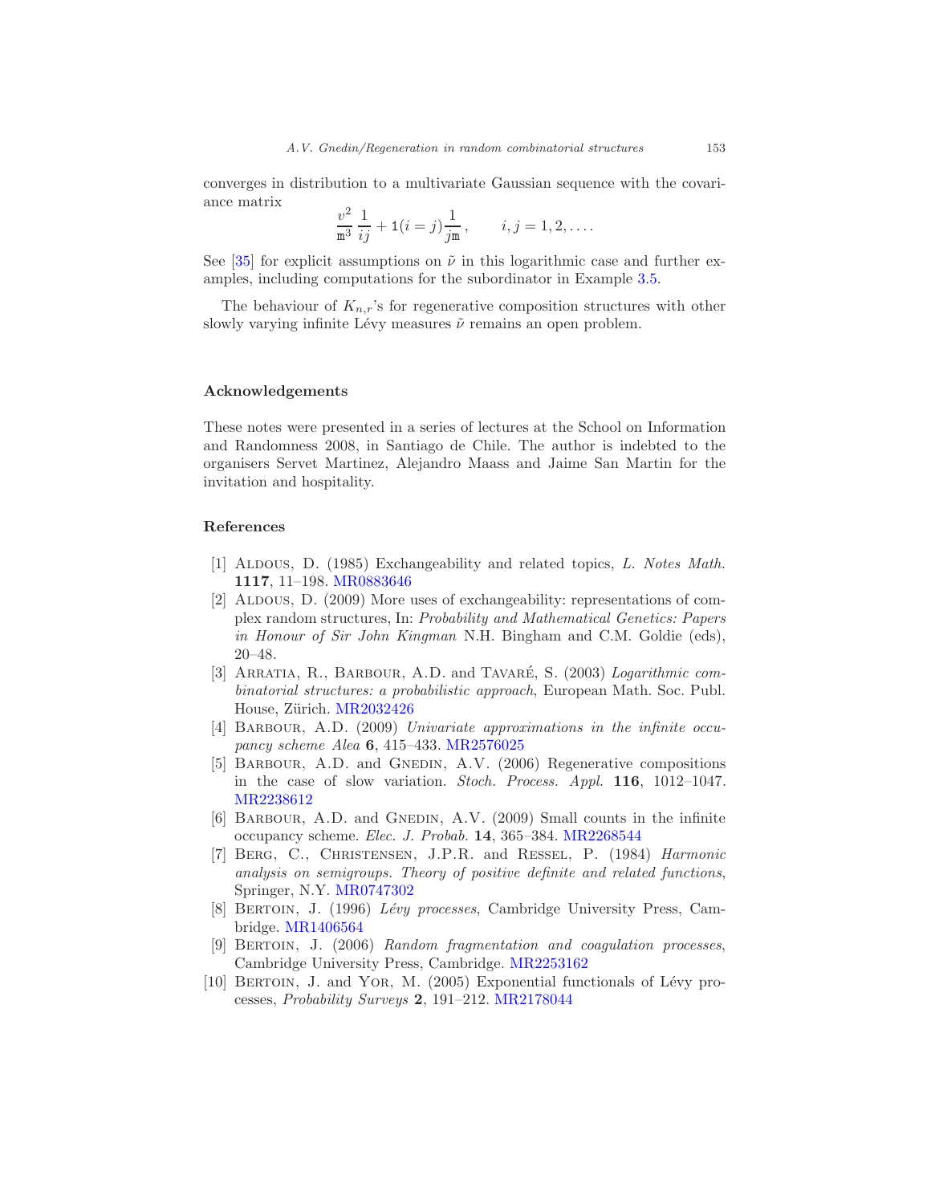converges in distribution to a multivariate Gaussian sequence with the covariance matrix

$$\frac{v^2}{\mathtt{m}^3}\,\frac{1}{ij} + 1(i=j)\frac{1}{j\mathtt{m}}\,, \qquad i,j=1,2,\ldots.$$

See [35] for explicit assumptions on $\tilde{\nu}$ in this logarithmic case and further examples, including computations for the subordinator in Example 3.5.

The behaviour of $K_{n,r}$'s for regenerative composition structures with other slowly varying infinite Lévy measures $\tilde{\nu}$ remains an open problem.

## Acknowledgements

These notes were presented in a series of lectures at the School on Information and Randomness 2008, in Santiago de Chile. The author is indebted to the organisers Servet Martinez, Alejandro Maass and Jaime San Martin for the invitation and hospitality.

## References

[1] Aldous, D. (1985) Exchangeability and related topics, *L. Notes Math.* **1117**, 11–198. MR0883646

[2] Aldous, D. (2009) More uses of exchangeability: representations of complex random structures, In: *Probability and Mathematical Genetics: Papers in Honour of Sir John Kingman* N.H. Bingham and C.M. Goldie (eds), 20–48.

[3] Arratia, R., Barbour, A.D. and Tavaré, S. (2003) *Logarithmic combinatorial structures: a probabilistic approach*, European Math. Soc. Publ. House, Zürich. MR2032426

[4] Barbour, A.D. (2009) *Univariate approximations in the infinite occupancy scheme Alea* **6**, 415–433. MR2576025

[5] Barbour, A.D. and Gnedin, A.V. (2006) Regenerative compositions in the case of slow variation. *Stoch. Process. Appl.* **116**, 1012–1047. MR2238612

[6] Barbour, A.D. and Gnedin, A.V. (2009) Small counts in the infinite occupancy scheme. *Elec. J. Probab.* **14**, 365–384. MR2268544

[7] Berg, C., Christensen, J.P.R. and Ressel, P. (1984) *Harmonic analysis on semigroups. Theory of positive definite and related functions*, Springer, N.Y. MR0747302

[8] Bertoin, J. (1996) *Lévy processes*, Cambridge University Press, Cambridge. MR1406564

[9] Bertoin, J. (2006) *Random fragmentation and coagulation processes*, Cambridge University Press, Cambridge. MR2253162

[10] Bertoin, J. and Yor, M. (2005) Exponential functionals of Lévy processes, *Probability Surveys* **2**, 191–212. MR2178044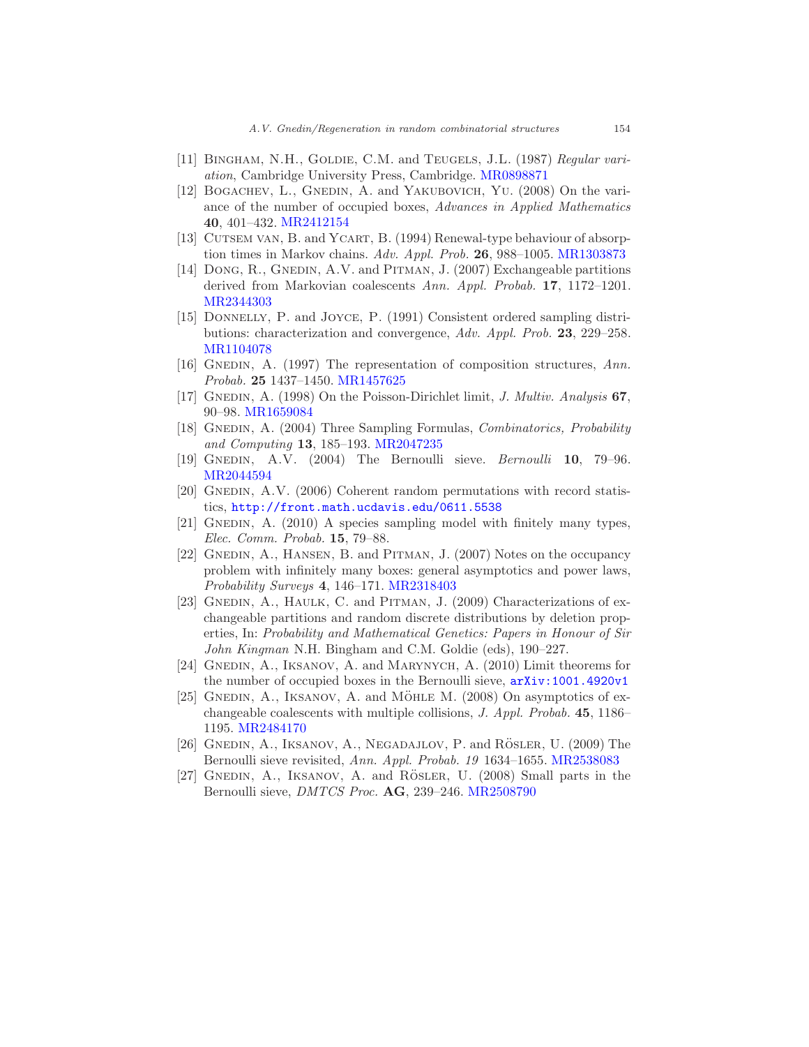[11] Bingham, N.H., Goldie, C.M. and Teugels, J.L. (1987) *Regular variation*, Cambridge University Press, Cambridge. MR0898871

[12] Bogachev, L., Gnedin, A. and Yakubovich, Yu. (2008) On the variance of the number of occupied boxes, *Advances in Applied Mathematics* **40**, 401–432. MR2412154

[13] Cutsem van, B. and Ycart, B. (1994) Renewal-type behaviour of absorption times in Markov chains. *Adv. Appl. Prob.* **26**, 988–1005. MR1303873

[14] Dong, R., Gnedin, A.V. and Pitman, J. (2007) Exchangeable partitions derived from Markovian coalescents *Ann. Appl. Probab.* **17**, 1172–1201. MR2344303

[15] Donnelly, P. and Joyce, P. (1991) Consistent ordered sampling distributions: characterization and convergence, *Adv. Appl. Prob.* **23**, 229–258. MR1104078

[16] Gnedin, A. (1997) The representation of composition structures, *Ann. Probab.* **25** 1437–1450. MR1457625

[17] Gnedin, A. (1998) On the Poisson-Dirichlet limit, *J. Multiv. Analysis* **67**, 90–98. MR1659084

[18] Gnedin, A. (2004) Three Sampling Formulas, *Combinatorics, Probability and Computing* **13**, 185–193. MR2047235

[19] Gnedin, A.V. (2004) The Bernoulli sieve. *Bernoulli* **10**, 79–96. MR2044594

[20] Gnedin, A.V. (2006) Coherent random permutations with record statistics, http://front.math.ucdavis.edu/0611.5538

[21] Gnedin, A. (2010) A species sampling model with finitely many types, *Elec. Comm. Probab.* **15**, 79–88.

[22] Gnedin, A., Hansen, B. and Pitman, J. (2007) Notes on the occupancy problem with infinitely many boxes: general asymptotics and power laws, *Probability Surveys* **4**, 146–171. MR2318403

[23] Gnedin, A., Haulk, C. and Pitman, J. (2009) Characterizations of exchangeable partitions and random discrete distributions by deletion properties, In: *Probability and Mathematical Genetics: Papers in Honour of Sir John Kingman* N.H. Bingham and C.M. Goldie (eds), 190–227.

[24] Gnedin, A., Iksanov, A. and Marynych, A. (2010) Limit theorems for the number of occupied boxes in the Bernoulli sieve, arXiv:1001.4920v1

[25] Gnedin, A., Iksanov, A. and Möhle M. (2008) On asymptotics of exchangeable coalescents with multiple collisions, *J. Appl. Probab.* **45**, 1186–1195. MR2484170

[26] Gnedin, A., Iksanov, A., Negadajlov, P. and Rösler, U. (2009) The Bernoulli sieve revisited, *Ann. Appl. Probab. 19* 1634–1655. MR2538083

[27] Gnedin, A., Iksanov, A. and Rösler, U. (2008) Small parts in the Bernoulli sieve, *DMTCS Proc.* **AG**, 239–246. MR2508790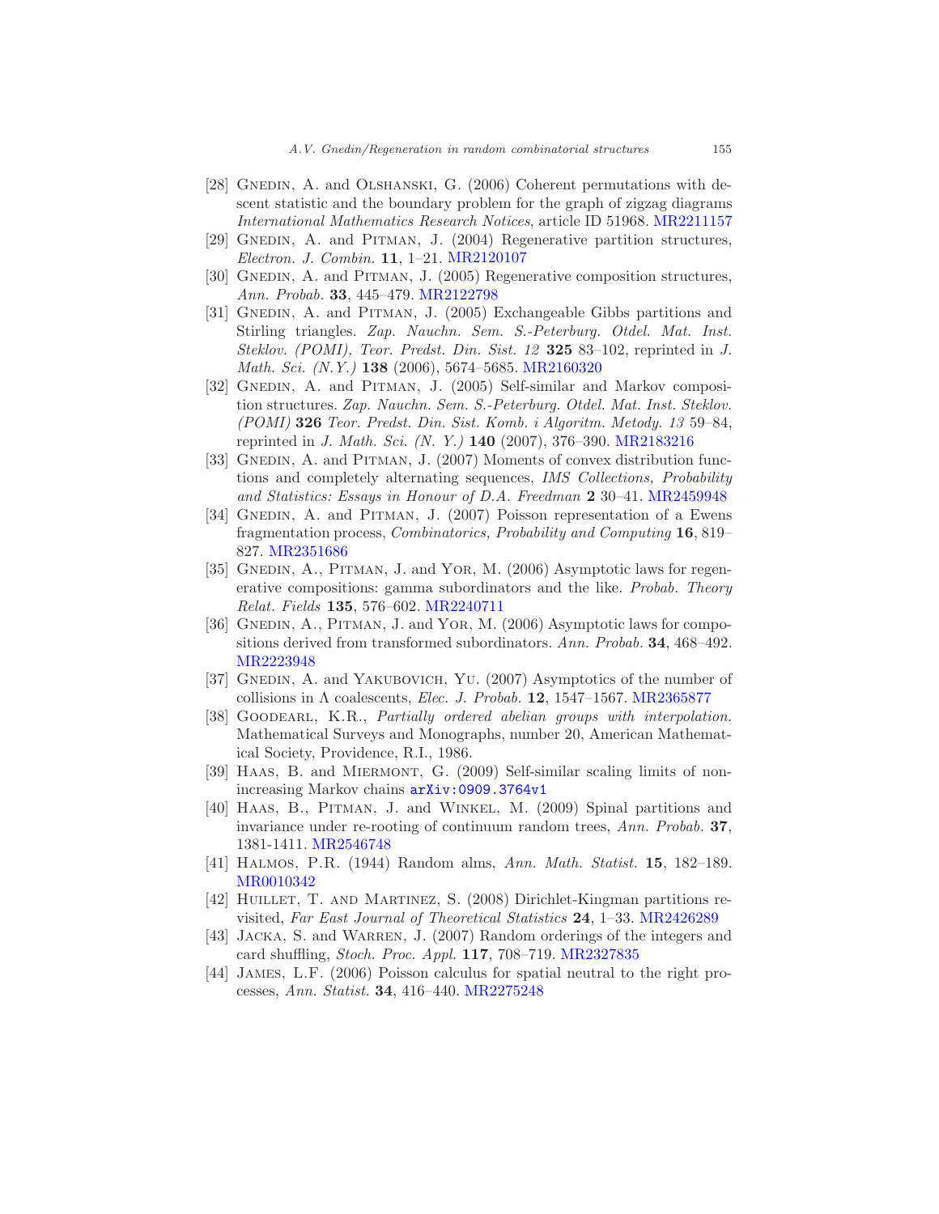[28] Gnedin, A. and Olshanski, G. (2006) Coherent permutations with descent statistic and the boundary problem for the graph of zigzag diagrams *International Mathematics Research Notices*, article ID 51968. MR2211157

[29] Gnedin, A. and Pitman, J. (2004) Regenerative partition structures, *Electron. J. Combin.* **11**, 1–21. MR2120107

[30] Gnedin, A. and Pitman, J. (2005) Regenerative composition structures, *Ann. Probab.* **33**, 445–479. MR2122798

[31] Gnedin, A. and Pitman, J. (2005) Exchangeable Gibbs partitions and Stirling triangles. *Zap. Nauchn. Sem. S.-Peterburg. Otdel. Mat. Inst. Steklov. (POMI), Teor. Predst. Din. Sist. 12* **325** 83–102, reprinted in *J. Math. Sci. (N.Y.)* **138** (2006), 5674–5685. MR2160320

[32] Gnedin, A. and Pitman, J. (2005) Self-similar and Markov composition structures. *Zap. Nauchn. Sem. S.-Peterburg. Otdel. Mat. Inst. Steklov. (POMI)* **326** *Teor. Predst. Din. Sist. Komb. i Algoritm. Metody. 13* 59–84, reprinted in *J. Math. Sci. (N. Y.)* **140** (2007), 376–390. MR2183216

[33] Gnedin, A. and Pitman, J. (2007) Moments of convex distribution functions and completely alternating sequences, *IMS Collections, Probability and Statistics: Essays in Honour of D.A. Freedman* **2** 30–41. MR2459948

[34] Gnedin, A. and Pitman, J. (2007) Poisson representation of a Ewens fragmentation process, *Combinatorics, Probability and Computing* **16**, 819–827. MR2351686

[35] Gnedin, A., Pitman, J. and Yor, M. (2006) Asymptotic laws for regenerative compositions: gamma subordinators and the like. *Probab. Theory Relat. Fields* **135**, 576–602. MR2240711

[36] Gnedin, A., Pitman, J. and Yor, M. (2006) Asymptotic laws for compositions derived from transformed subordinators. *Ann. Probab.* **34**, 468–492. MR2223948

[37] Gnedin, A. and Yakubovich, Yu. (2007) Asymptotics of the number of collisions in $\Lambda$ coalescents, *Elec. J. Probab.* **12**, 1547–1567. MR2365877

[38] Goodearl, K.R., *Partially ordered abelian groups with interpolation*. Mathematical Surveys and Monographs, number 20, American Mathematical Society, Providence, R.I., 1986.

[39] Haas, B. and Miermont, G. (2009) Self-similar scaling limits of non-increasing Markov chains arXiv:0909.3764v1

[40] Haas, B., Pitman, J. and Winkel, M. (2009) Spinal partitions and invariance under re-rooting of continuum random trees, *Ann. Probab.* **37**, 1381-1411. MR2546748

[41] Halmos, P.R. (1944) Random alms, *Ann. Math. Statist.* **15**, 182–189. MR0010342

[42] Huillet, T. and Martinez, S. (2008) Dirichlet-Kingman partitions revisited, *Far East Journal of Theoretical Statistics* **24**, 1–33. MR2426289

[43] Jacka, S. and Warren, J. (2007) Random orderings of the integers and card shuffling, *Stoch. Proc. Appl.* **117**, 708–719. MR2327835

[44] James, L.F. (2006) Poisson calculus for spatial neutral to the right processes, *Ann. Statist.* **34**, 416–440. MR2275248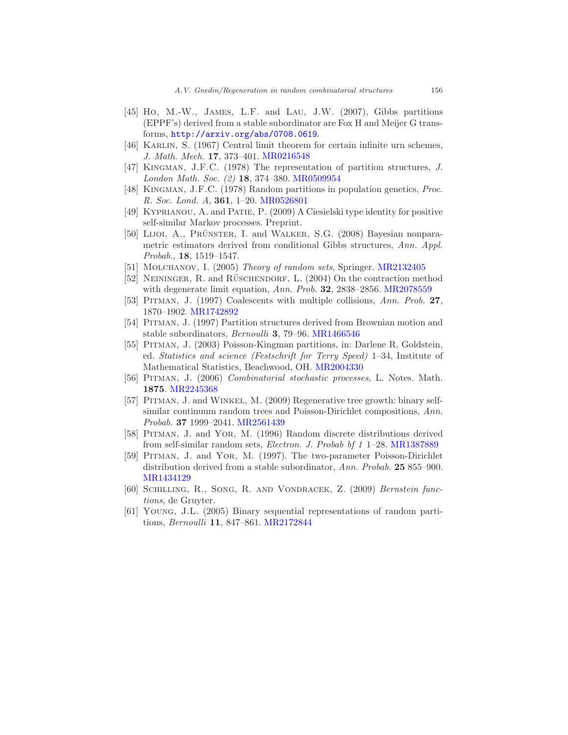[45] Ho, M.-W., James, L.F. and Lau, J.W. (2007), Gibbs partitions (EPPF's) derived from a stable subordinator are Fox H and Meijer G transforms, http://arxiv.org/abs/0708.0619.

[46] Karlin, S. (1967) Central limit theorem for certain infinite urn schemes, *J. Math. Mech.* **17**, 373–401. MR0216548

[47] Kingman, J.F.C. (1978) The representation of partition structures, *J. London Math. Soc. (2)* **18**, 374–380. MR0509954

[48] Kingman, J.F.C. (1978) Random partitions in population genetics, *Proc. R. Soc. Lond. A*, **361**, 1–20. MR0526801

[49] Kyprianou, A. and Patie, P. (2009) A Ciesielski type identity for positive self-similar Markov processes. Preprint.

[50] Lijoi, A., Prünster, I. and Walker, S.G. (2008) Bayesian nonparametric estimators derived from conditional Gibbs structures, *Ann. Appl. Probab.*, **18**, 1519–1547.

[51] Molchanov, I. (2005) *Theory of random sets*, Springer. MR2132405

[52] Neininger, R. and Rüschendorf, L. (2004) On the contraction method with degenerate limit equation, *Ann. Prob.* **32**, 2838–2856. MR2078559

[53] Pitman, J. (1997) Coalescents with multiple collisions, *Ann. Prob.* **27**, 1870–1902. MR1742892

[54] Pitman, J. (1997) Partition structures derived from Brownian motion and stable subordinators, *Bernoulli* **3**, 79–96. MR1466546

[55] Pitman, J. (2003) Poisson-Kingman partitions, in: Darlene R. Goldstein, ed. *Statistics and science (Festschrift for Terry Speed)* 1–34, Institute of Mathematical Statistics, Beachwood, OH. MR2004330

[56] Pitman, J. (2006) *Combinatorial stochastic processes*, L. Notes. Math. **1875**. MR2245368

[57] Pitman, J. and Winkel, M. (2009) Regenerative tree growth: binary self-similar continuum random trees and Poisson-Dirichlet compositions, *Ann. Probab.* **37** 1999–2041. MR2561439

[58] Pitman, J. and Yor, M. (1996) Random discrete distributions derived from self-similar random sets, *Electron. J. Probab bf 1* 1–28. MR1387889

[59] Pitman, J. and Yor, M. (1997). The two-parameter Poisson-Dirichlet distribution derived from a stable subordinator, *Ann. Probab.* **25** 855–900. MR1434129

[60] Schilling, R., Song, R. and Vondracek, Z. (2009) *Bernstein functions*, de Gruyter.

[61] Young, J.L. (2005) Binary sequential representations of random partitions, *Bernoulli* **11**, 847–861. MR2172844